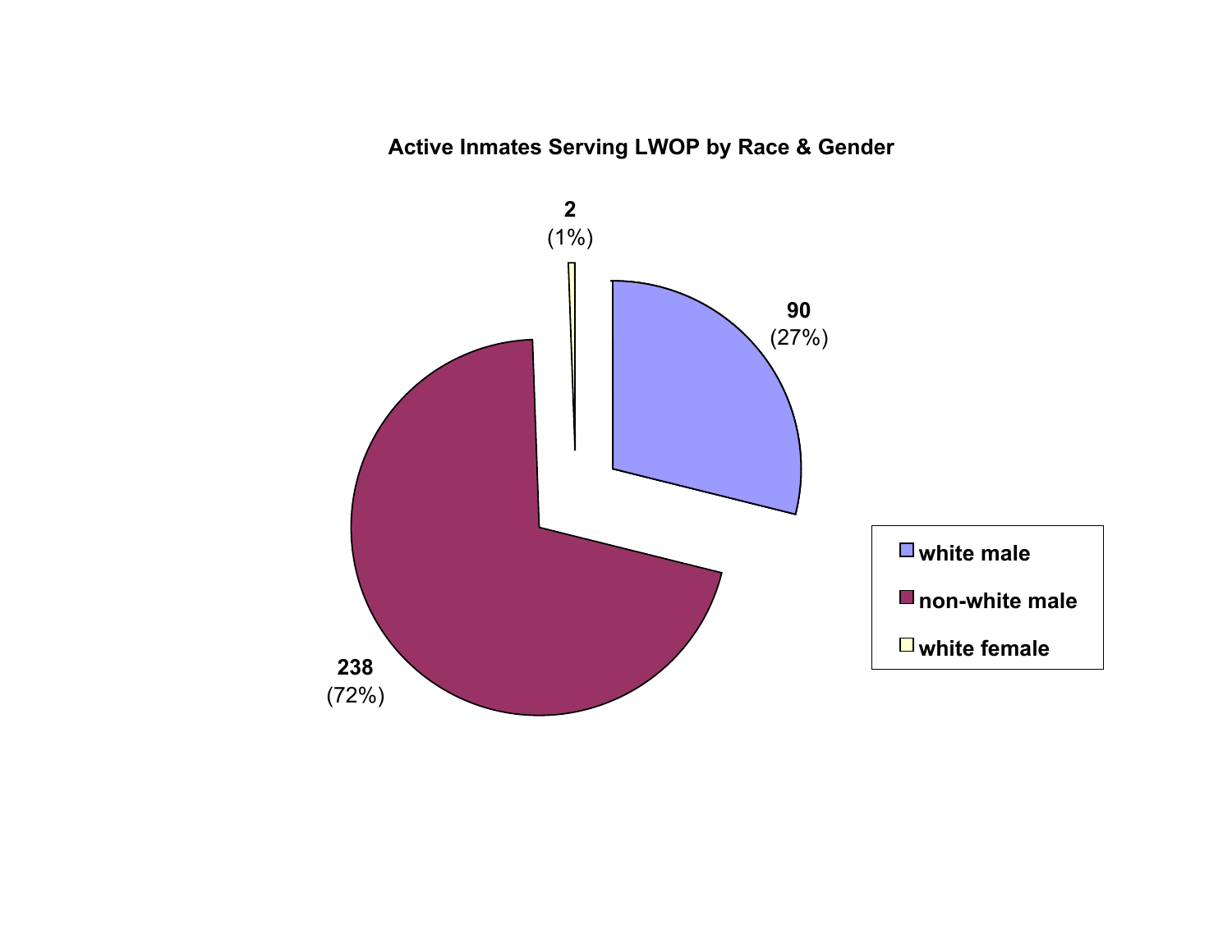**Active Inmates Serving LWOP by Race & Gender**

| Category | Count | Percent |
|---|---|---|
| white male | 90 | (27%) |
| non-white male | 238 | (72%) |
| white female | 2 | (1%) |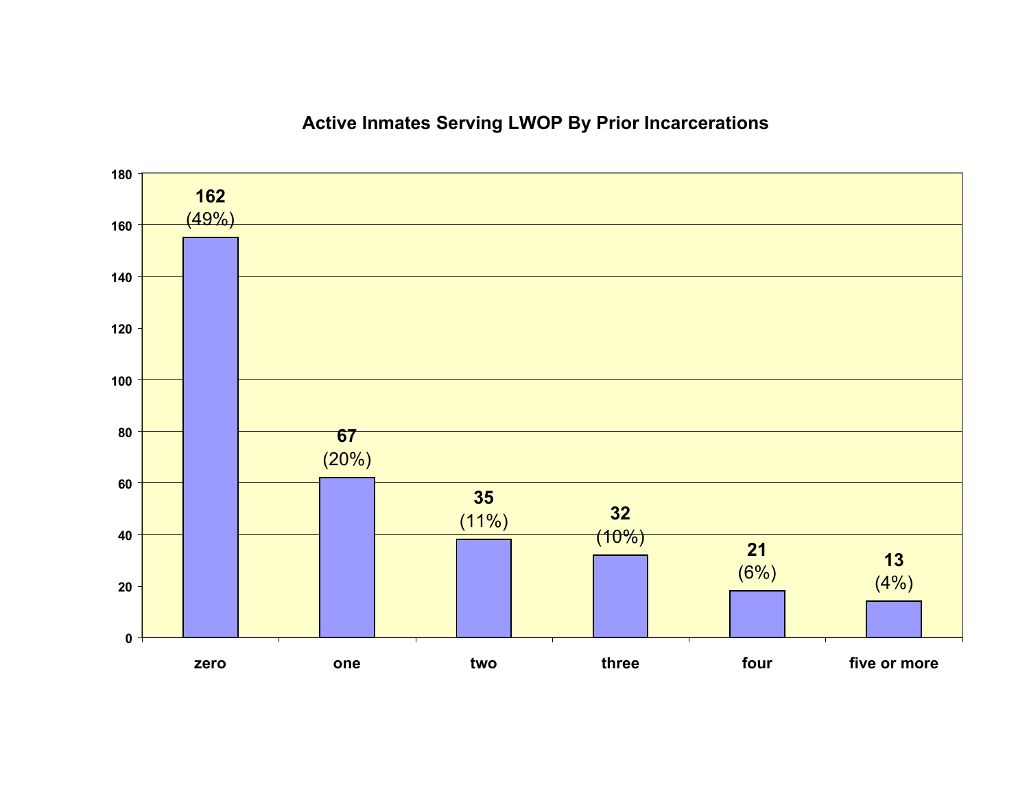## Active Inmates Serving LWOP By Prior Incarcerations

| Prior Incarcerations | Count | Percent |
| --- | --- | --- |
| zero | 162 | (49%) |
| one | 67 | (20%) |
| two | 35 | (11%) |
| three | 32 | (10%) |
| four | 21 | (6%) |
| five or more | 13 | (4%) |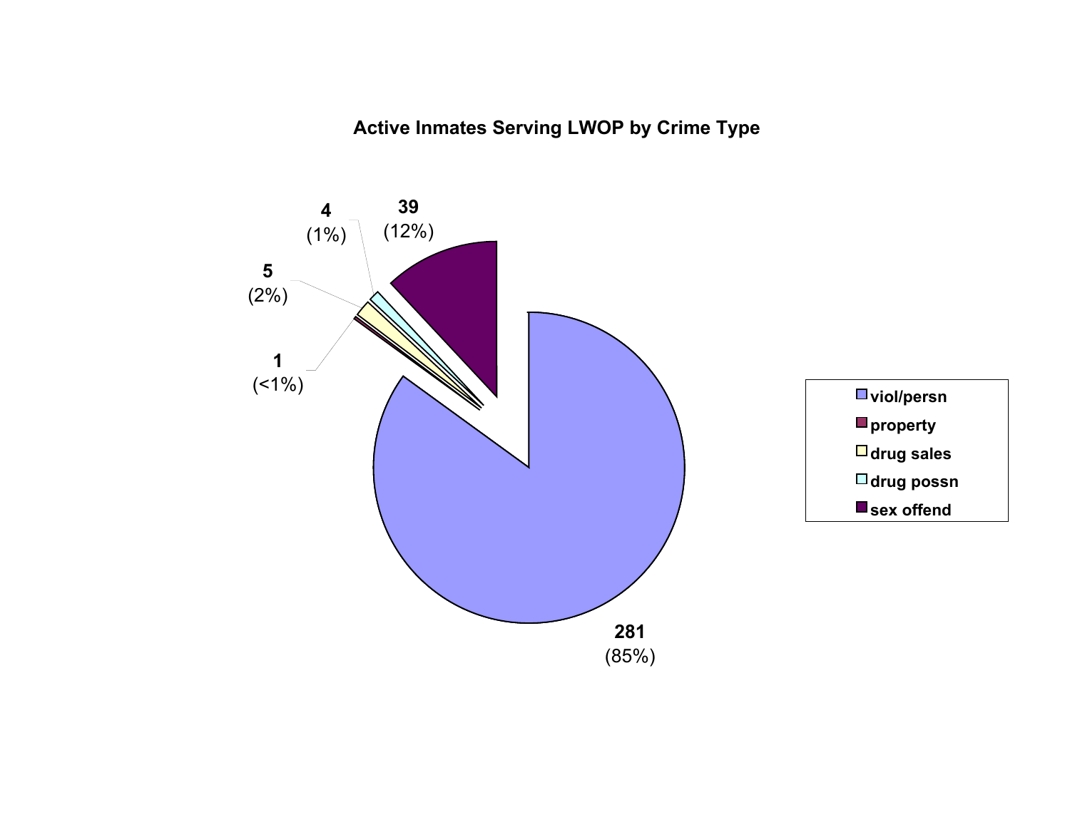**Active Inmates Serving LWOP by Crime Type**

| Crime Type | Count | Percent |
|---|---|---|
| viol/persn | 281 | (85%) |
| property | 1 | (<1%) |
| drug sales | 5 | (2%) |
| drug possn | 4 | (1%) |
| sex offend | 39 | (12%) |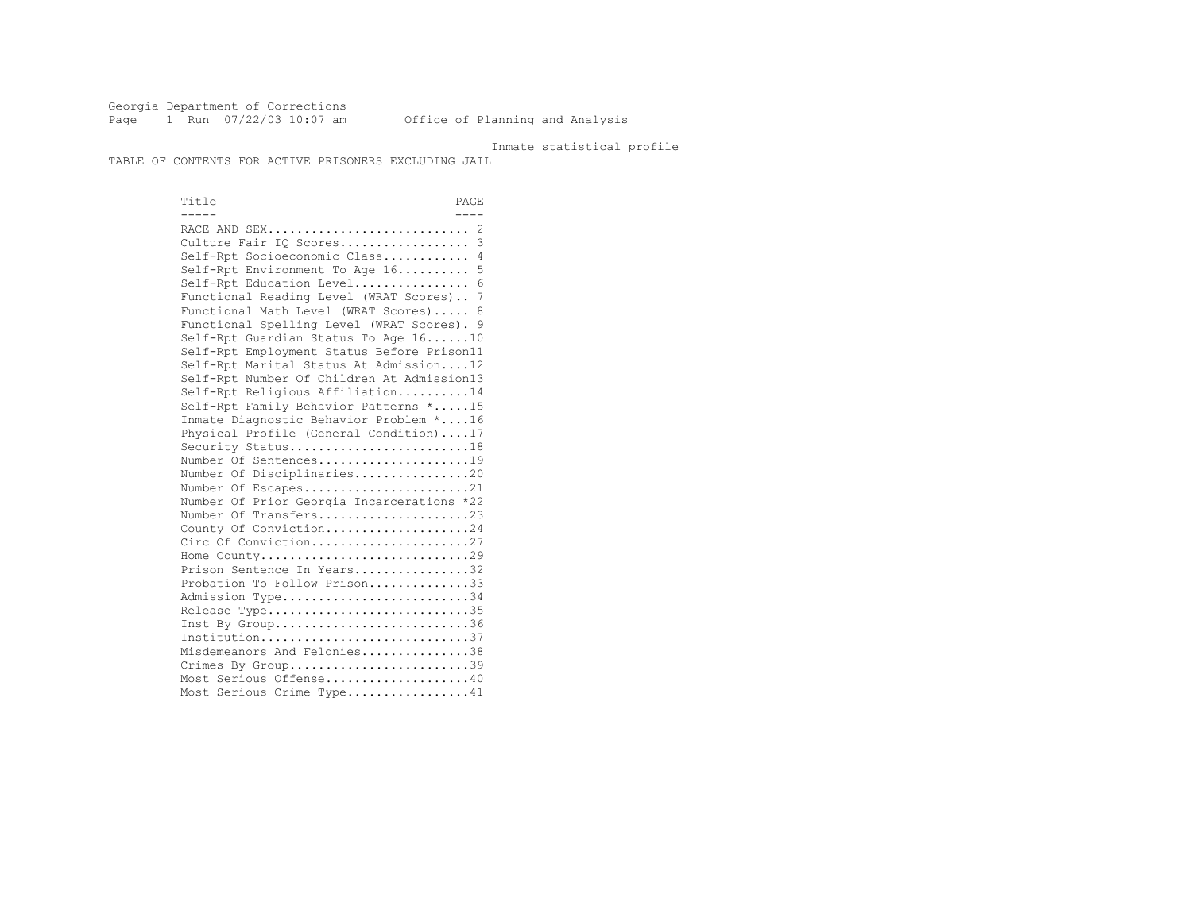Georgia Department of Corrections
Office of Planning and Analysis

Inmate statistical profile

TABLE OF CONTENTS FOR ACTIVE PRISONERS EXCLUDING JAIL

| Title | PAGE |
| --- | --- |
| RACE AND SEX | 2 |
| Culture Fair IQ Scores | 3 |
| Self-Rpt Socioeconomic Class | 4 |
| Self-Rpt Environment To Age 16 | 5 |
| Self-Rpt Education Level | 6 |
| Functional Reading Level (WRAT Scores) | 7 |
| Functional Math Level (WRAT Scores) | 8 |
| Functional Spelling Level (WRAT Scores) | 9 |
| Self-Rpt Guardian Status To Age 16 | 10 |
| Self-Rpt Employment Status Before Prison | 11 |
| Self-Rpt Marital Status At Admission | 12 |
| Self-Rpt Number Of Children At Admission | 13 |
| Self-Rpt Religious Affiliation | 14 |
| Self-Rpt Family Behavior Patterns * | 15 |
| Inmate Diagnostic Behavior Problem * | 16 |
| Physical Profile (General Condition) | 17 |
| Security Status | 18 |
| Number Of Sentences | 19 |
| Number Of Disciplinaries | 20 |
| Number Of Escapes | 21 |
| Number Of Prior Georgia Incarcerations * | 22 |
| Number Of Transfers | 23 |
| County Of Conviction | 24 |
| Circ Of Conviction | 27 |
| Home County | 29 |
| Prison Sentence In Years | 32 |
| Probation To Follow Prison | 33 |
| Admission Type | 34 |
| Release Type | 35 |
| Inst By Group | 36 |
| Institution | 37 |
| Misdemeanors And Felonies | 38 |
| Crimes By Group | 39 |
| Most Serious Offense | 40 |
| Most Serious Crime Type | 41 |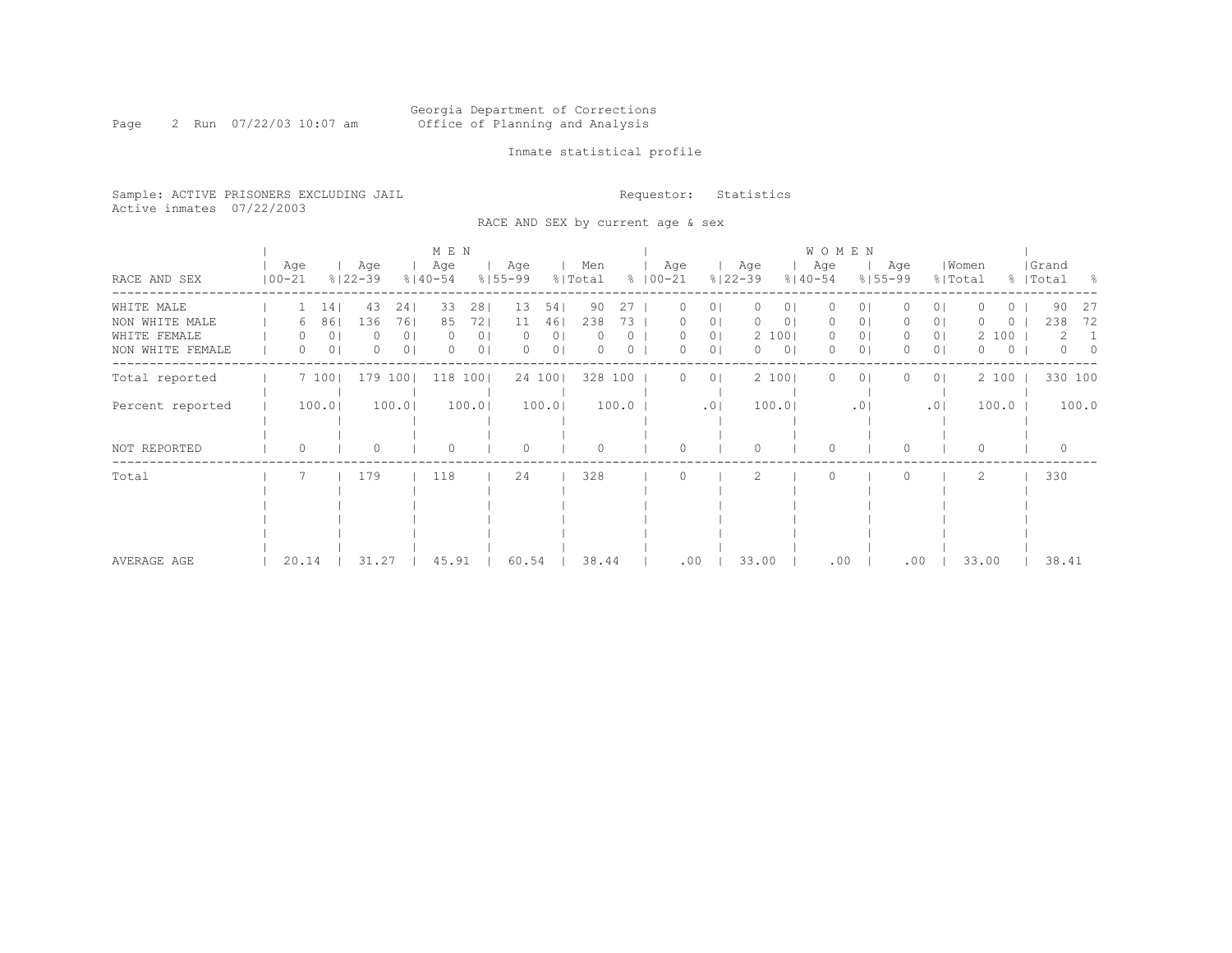Georgia Department of Corrections
Office of Planning and Analysis

Inmate statistical profile

Sample: ACTIVE PRISONERS EXCLUDING JAIL
Active inmates 07/22/2003

Requestor: Statistics

RACE AND SEX by current age & sex

| RACE AND SEX | MEN Age 00-21 | % | MEN Age 22-39 | % | MEN Age 40-54 | % | MEN Age 55-99 | % | Men Total | % | WOMEN Age 00-21 | % | WOMEN Age 22-39 | % | WOMEN Age 40-54 | % | WOMEN Age 55-99 | % | Women Total | % | Grand Total | % |
|---|---|---|---|---|---|---|---|---|---|---|---|---|---|---|---|---|---|---|---|---|---|---|
| WHITE MALE | 1 | 14 | 43 | 24 | 33 | 28 | 13 | 54 | 90 | 27 | 0 | 0 | 0 | 0 | 0 | 0 | 0 | 0 | 0 | 0 | 90 | 27 |
| NON WHITE MALE | 6 | 86 | 136 | 76 | 85 | 72 | 11 | 46 | 238 | 73 | 0 | 0 | 0 | 0 | 0 | 0 | 0 | 0 | 0 | 0 | 238 | 72 |
| WHITE FEMALE | 0 | 0 | 0 | 0 | 0 | 0 | 0 | 0 | 0 | 0 | 0 | 0 | 2 | 100 | 0 | 0 | 0 | 0 | 2 | 100 | 2 | 1 |
| NON WHITE FEMALE | 0 | 0 | 0 | 0 | 0 | 0 | 0 | 0 | 0 | 0 | 0 | 0 | 0 | 0 | 0 | 0 | 0 | 0 | 0 | 0 | 0 | 0 |
| Total reported | 7 | 100 | 179 | 100 | 118 | 100 | 24 | 100 | 328 | 100 | 0 | 0 | 2 | 100 | 0 | 0 | 0 | 0 | 2 | 100 | 330 | 100 |
| Percent reported | | 100.0 | | 100.0 | | 100.0 | | 100.0 | | 100.0 | | .0 | | 100.0 | | .0 | | .0 | | 100.0 | | 100.0 |
| NOT REPORTED | 0 | | 0 | | 0 | | 0 | | 0 | | 0 | | 0 | | 0 | | 0 | | 0 | | 0 | |
| Total | 7 | | 179 | | 118 | | 24 | | 328 | | 0 | | 2 | | 0 | | 0 | | 2 | | 330 | |
| AVERAGE AGE | 20.14 | | 31.27 | | 45.91 | | 60.54 | | 38.44 | | .00 | | 33.00 | | .00 | | .00 | | 33.00 | | 38.41 | |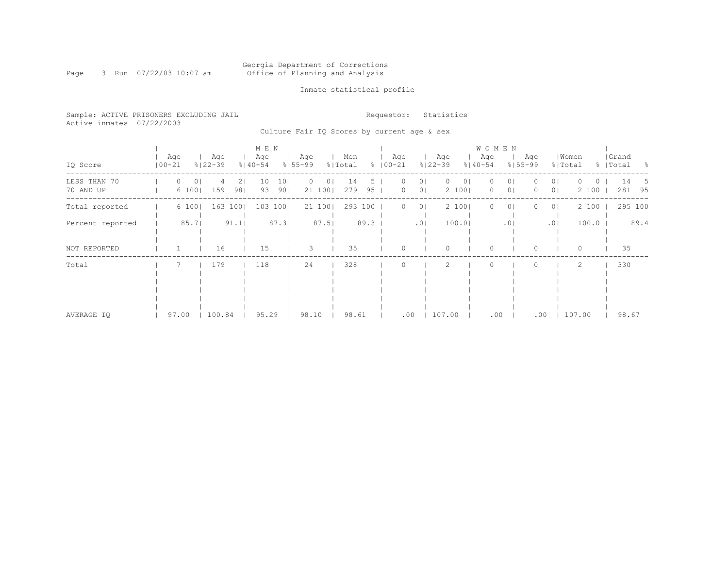Georgia Department of Corrections
Office of Planning and Analysis

Inmate statistical profile

Sample: ACTIVE PRISONERS EXCLUDING JAIL
Active inmates 07/22/2003

Requestor: Statistics

Culture Fair IQ Scores by current age & sex

| IQ Score | MEN Age 00-21 | % | Age 22-39 | % | Age 40-54 | % | Age 55-99 | % | Men Total | % | WOMEN Age 00-21 | % | Age 22-39 | % | Age 40-54 | % | Age 55-99 | % | Women Total | % | Grand Total | % |
|---|---|---|---|---|---|---|---|---|---|---|---|---|---|---|---|---|---|---|---|---|---|---|
| LESS THAN 70 | 0 | 0 | 4 | 2 | 10 | 10 | 0 | 0 | 14 | 5 | 0 | 0 | 0 | 0 | 0 | 0 | 0 | 0 | 0 | 0 | 14 | 5 |
| 70 AND UP | 6 | 100 | 159 | 98 | 93 | 90 | 21 | 100 | 279 | 95 | 0 | 0 | 2 | 100 | 0 | 0 | 0 | 0 | 2 | 100 | 281 | 95 |
| Total reported | 6 | 100 | 163 | 100 | 103 | 100 | 21 | 100 | 293 | 100 | 0 | 0 | 2 | 100 | 0 | 0 | 0 | 0 | 2 | 100 | 295 | 100 |
| Percent reported | 85.7 | | 91.1 | | 87.3 | | 87.5 | | 89.3 | | .0 | | 100.0 | | .0 | | .0 | | 100.0 | | 89.4 | |
| NOT REPORTED | 1 | | 16 | | 15 | | 3 | | 35 | | 0 | | 0 | | 0 | | 0 | | 0 | | 35 | |
| Total | 7 | | 179 | | 118 | | 24 | | 328 | | 0 | | 2 | | 0 | | 0 | | 2 | | 330 | |
| AVERAGE IQ | 97.00 | | 100.84 | | 95.29 | | 98.10 | | 98.61 | | .00 | | 107.00 | | .00 | | .00 | | 107.00 | | 98.67 | |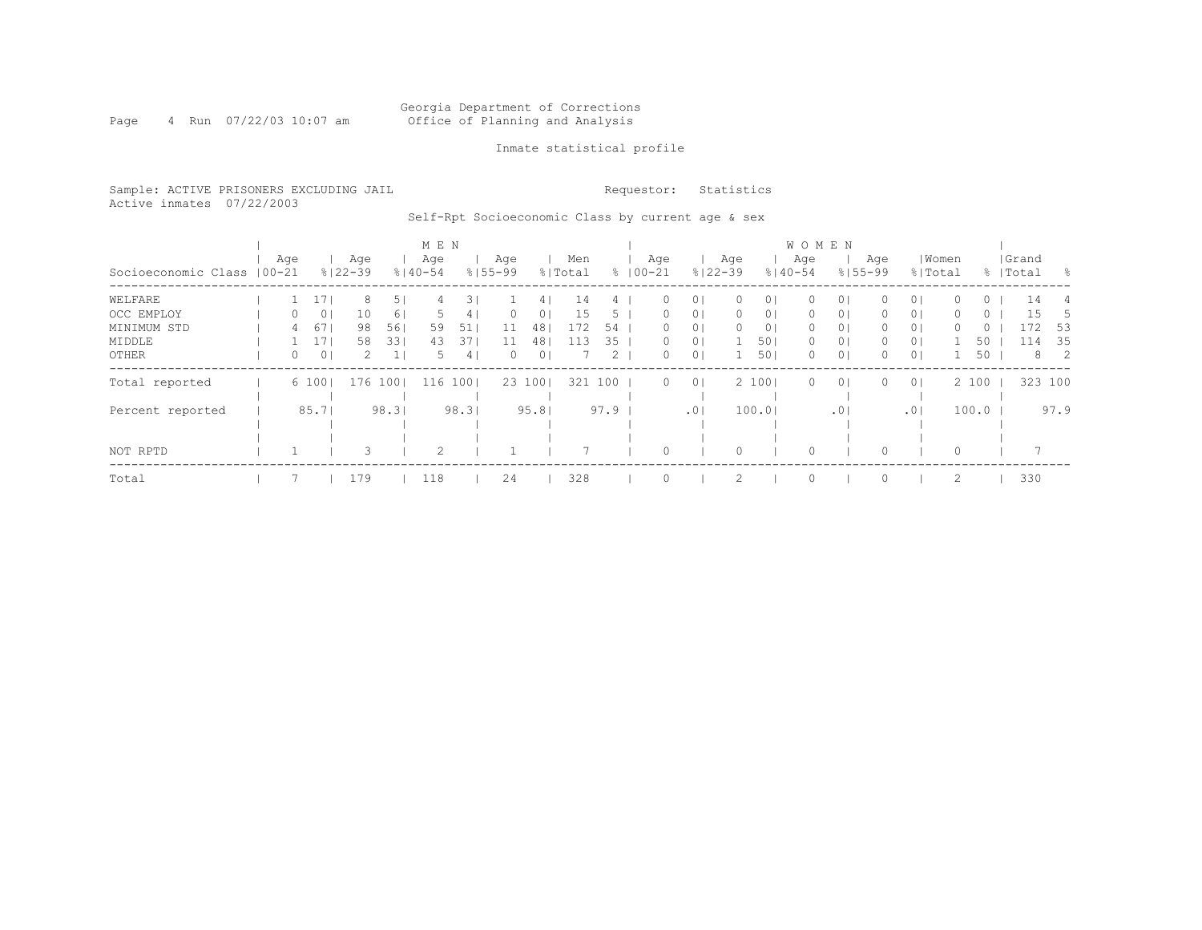Georgia Department of Corrections
Office of Planning and Analysis

Inmate statistical profile

Sample: ACTIVE PRISONERS EXCLUDING JAIL
Active inmates 07/22/2003

Requestor: Statistics

Self-Rpt Socioeconomic Class by current age & sex

| | MEN | | | | | | | | | | WOMEN | | | | | | | | | | | |
|---|---|---|---|---|---|---|---|---|---|---|---|---|---|---|---|---|---|---|---|---|---|---|
| Socioeconomic Class | Age 00-21 | % | Age 22-39 | % | Age 40-54 | % | Age 55-99 | % | Men Total | % | Age 00-21 | % | Age 22-39 | % | Age 40-54 | % | Age 55-99 | % | Women Total | % | Grand Total | % |
| WELFARE | 1 | 17 | 8 | 5 | 4 | 3 | 1 | 4 | 14 | 4 | 0 | 0 | 0 | 0 | 0 | 0 | 0 | 0 | 0 | 0 | 14 | 4 |
| OCC EMPLOY | 0 | 0 | 10 | 6 | 5 | 4 | 0 | 0 | 15 | 5 | 0 | 0 | 0 | 0 | 0 | 0 | 0 | 0 | 0 | 0 | 15 | 5 |
| MINIMUM STD | 4 | 67 | 98 | 56 | 59 | 51 | 11 | 48 | 172 | 54 | 0 | 0 | 0 | 0 | 0 | 0 | 0 | 0 | 0 | 0 | 172 | 53 |
| MIDDLE | 1 | 17 | 58 | 33 | 43 | 37 | 11 | 48 | 113 | 35 | 0 | 0 | 1 | 50 | 0 | 0 | 0 | 0 | 1 | 50 | 114 | 35 |
| OTHER | 0 | 0 | 2 | 1 | 5 | 4 | 0 | 0 | 7 | 2 | 0 | 0 | 1 | 50 | 0 | 0 | 0 | 0 | 1 | 50 | 8 | 2 |
| Total reported | 6 | 100 | 176 | 100 | 116 | 100 | 23 | 100 | 321 | 100 | 0 | 0 | 2 | 100 | 0 | 0 | 0 | 0 | 2 | 100 | 323 | 100 |
| Percent reported | | 85.7 | | 98.3 | | 98.3 | | 95.8 | | 97.9 | | .0 | | 100.0 | | .0 | | .0 | | 100.0 | | 97.9 |
| NOT RPTD | 1 | | 3 | | 2 | | 1 | | 7 | | 0 | | 0 | | 0 | | 0 | | 0 | | 7 | |
| Total | 7 | | 179 | | 118 | | 24 | | 328 | | 0 | | 2 | | 0 | | 0 | | 2 | | 330 | |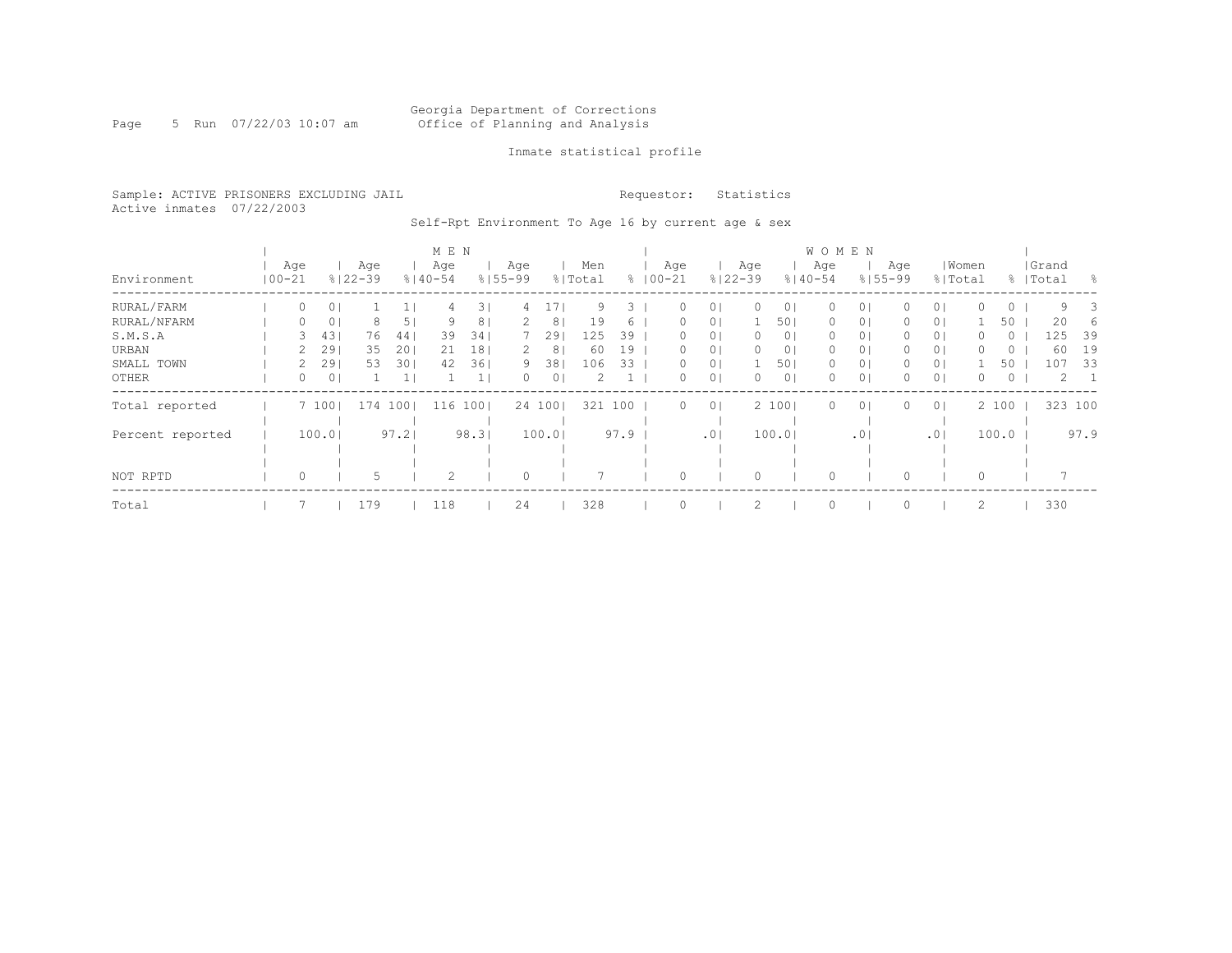Georgia Department of Corrections
Office of Planning and Analysis

Inmate statistical profile

Sample: ACTIVE PRISONERS EXCLUDING JAIL

Requestor: Statistics

Active inmates 07/22/2003

Self-Rpt Environment To Age 16 by current age & sex

| Environment | MEN Age 00-21 | % | Age 22-39 | % | Age 40-54 | % | Age 55-99 | % | Men Total | % | WOMEN Age 00-21 | % | Age 22-39 | % | Age 40-54 | % | Age 55-99 | % | Women Total | % | Grand Total | % |
|---|---|---|---|---|---|---|---|---|---|---|---|---|---|---|---|---|---|---|---|---|---|---|
| RURAL/FARM | 0 | 0 | 1 | 1 | 4 | 3 | 4 | 17 | 9 | 3 | 0 | 0 | 0 | 0 | 0 | 0 | 0 | 0 | 0 | 0 | 9 | 3 |
| RURAL/NFARM | 0 | 0 | 8 | 5 | 9 | 8 | 2 | 8 | 19 | 6 | 0 | 0 | 1 | 50 | 0 | 0 | 0 | 0 | 1 | 50 | 20 | 6 |
| S.M.S.A | 3 | 43 | 76 | 44 | 39 | 34 | 7 | 29 | 125 | 39 | 0 | 0 | 0 | 0 | 0 | 0 | 0 | 0 | 0 | 0 | 125 | 39 |
| URBAN | 2 | 29 | 35 | 20 | 21 | 18 | 2 | 8 | 60 | 19 | 0 | 0 | 0 | 0 | 0 | 0 | 0 | 0 | 0 | 0 | 60 | 19 |
| SMALL TOWN | 2 | 29 | 53 | 30 | 42 | 36 | 9 | 38 | 106 | 33 | 0 | 0 | 1 | 50 | 0 | 0 | 0 | 0 | 1 | 50 | 107 | 33 |
| OTHER | 0 | 0 | 1 | 1 | 1 | 1 | 0 | 0 | 2 | 1 | 0 | 0 | 0 | 0 | 0 | 0 | 0 | 0 | 0 | 0 | 2 | 1 |
| Total reported | 7 | 100 | 174 | 100 | 116 | 100 | 24 | 100 | 321 | 100 | 0 | 0 | 2 | 100 | 0 | 0 | 0 | 0 | 2 | 100 | 323 | 100 |
| Percent reported | | 100.0 | | 97.2 | | 98.3 | | 100.0 | | 97.9 | | .0 | | 100.0 | | .0 | | .0 | | 100.0 | | 97.9 |
| NOT RPTD | 0 | | 5 | | 2 | | 0 | | 7 | | 0 | | 0 | | 0 | | 0 | | 0 | | 7 | |
| Total | 7 | | 179 | | 118 | | 24 | | 328 | | 0 | | 2 | | 0 | | 0 | | 2 | | 330 | |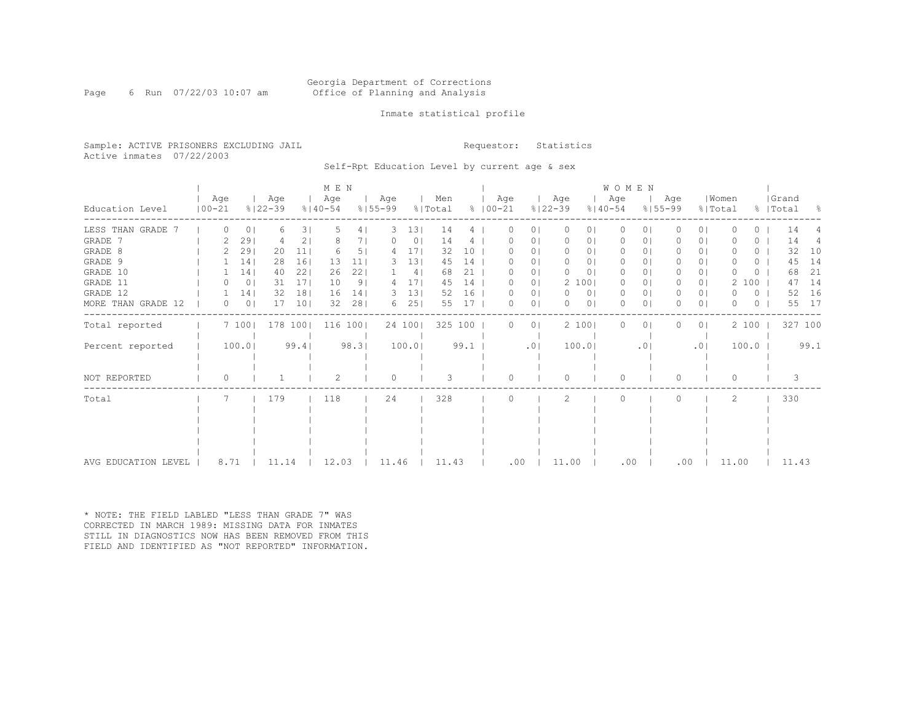Georgia Department of Corrections
Office of Planning and Analysis

Inmate statistical profile

Sample: ACTIVE PRISONERS EXCLUDING JAIL
Active inmates 07/22/2003

Requestor: Statistics

Self-Rpt Education Level by current age & sex

| Education Level | MEN Age 00-21 | % | Age 22-39 | % | Age 40-54 | % | Age 55-99 | % | Men Total | % | WOMEN Age 00-21 | % | Age 22-39 | % | Age 40-54 | % | Age 55-99 | % | Women Total | % | Grand Total | % |
|---|---|---|---|---|---|---|---|---|---|---|---|---|---|---|---|---|---|---|---|---|---|---|
| LESS THAN GRADE 7 | 0 | 0 | 6 | 3 | 5 | 4 | 3 | 13 | 14 | 4 | 0 | 0 | 0 | 0 | 0 | 0 | 0 | 0 | 0 | 0 | 14 | 4 |
| GRADE 7 | 2 | 29 | 4 | 2 | 8 | 7 | 0 | 0 | 14 | 4 | 0 | 0 | 0 | 0 | 0 | 0 | 0 | 0 | 0 | 0 | 14 | 4 |
| GRADE 8 | 2 | 29 | 20 | 11 | 6 | 5 | 4 | 17 | 32 | 10 | 0 | 0 | 0 | 0 | 0 | 0 | 0 | 0 | 0 | 0 | 32 | 10 |
| GRADE 9 | 1 | 14 | 28 | 16 | 13 | 11 | 3 | 13 | 45 | 14 | 0 | 0 | 0 | 0 | 0 | 0 | 0 | 0 | 0 | 0 | 45 | 14 |
| GRADE 10 | 1 | 14 | 40 | 22 | 26 | 22 | 1 | 4 | 68 | 21 | 0 | 0 | 0 | 0 | 0 | 0 | 0 | 0 | 0 | 0 | 68 | 21 |
| GRADE 11 | 0 | 0 | 31 | 17 | 10 | 9 | 4 | 17 | 45 | 14 | 0 | 0 | 2 | 100 | 0 | 0 | 0 | 0 | 2 | 100 | 47 | 14 |
| GRADE 12 | 1 | 14 | 32 | 18 | 16 | 14 | 3 | 13 | 52 | 16 | 0 | 0 | 0 | 0 | 0 | 0 | 0 | 0 | 0 | 0 | 52 | 16 |
| MORE THAN GRADE 12 | 0 | 0 | 17 | 10 | 32 | 28 | 6 | 25 | 55 | 17 | 0 | 0 | 0 | 0 | 0 | 0 | 0 | 0 | 0 | 0 | 55 | 17 |
| Total reported | 7 | 100 | 178 | 100 | 116 | 100 | 24 | 100 | 325 | 100 | 0 | 0 | 2 | 100 | 0 | 0 | 0 | 0 | 2 | 100 | 327 | 100 |
| Percent reported | 100.0 | | 99.4 | | 98.3 | | 100.0 | | 99.1 | | .0 | | 100.0 | | .0 | | .0 | | 100.0 | | 99.1 | |
| NOT REPORTED | 0 | | 1 | | 2 | | 0 | | 3 | | 0 | | 0 | | 0 | | 0 | | 0 | | 3 | |
| Total | 7 | | 179 | | 118 | | 24 | | 328 | | 0 | | 2 | | 0 | | 0 | | 2 | | 330 | |
| AVG EDUCATION LEVEL | 8.71 | | 11.14 | | 12.03 | | 11.46 | | 11.43 | | .00 | | 11.00 | | .00 | | .00 | | 11.00 | | 11.43 | |

* NOTE: THE FIELD LABLED "LESS THAN GRADE 7" WAS CORRECTED IN MARCH 1989: MISSING DATA FOR INMATES STILL IN DIAGNOSTICS NOW HAS BEEN REMOVED FROM THIS FIELD AND IDENTIFIED AS "NOT REPORTED" INFORMATION.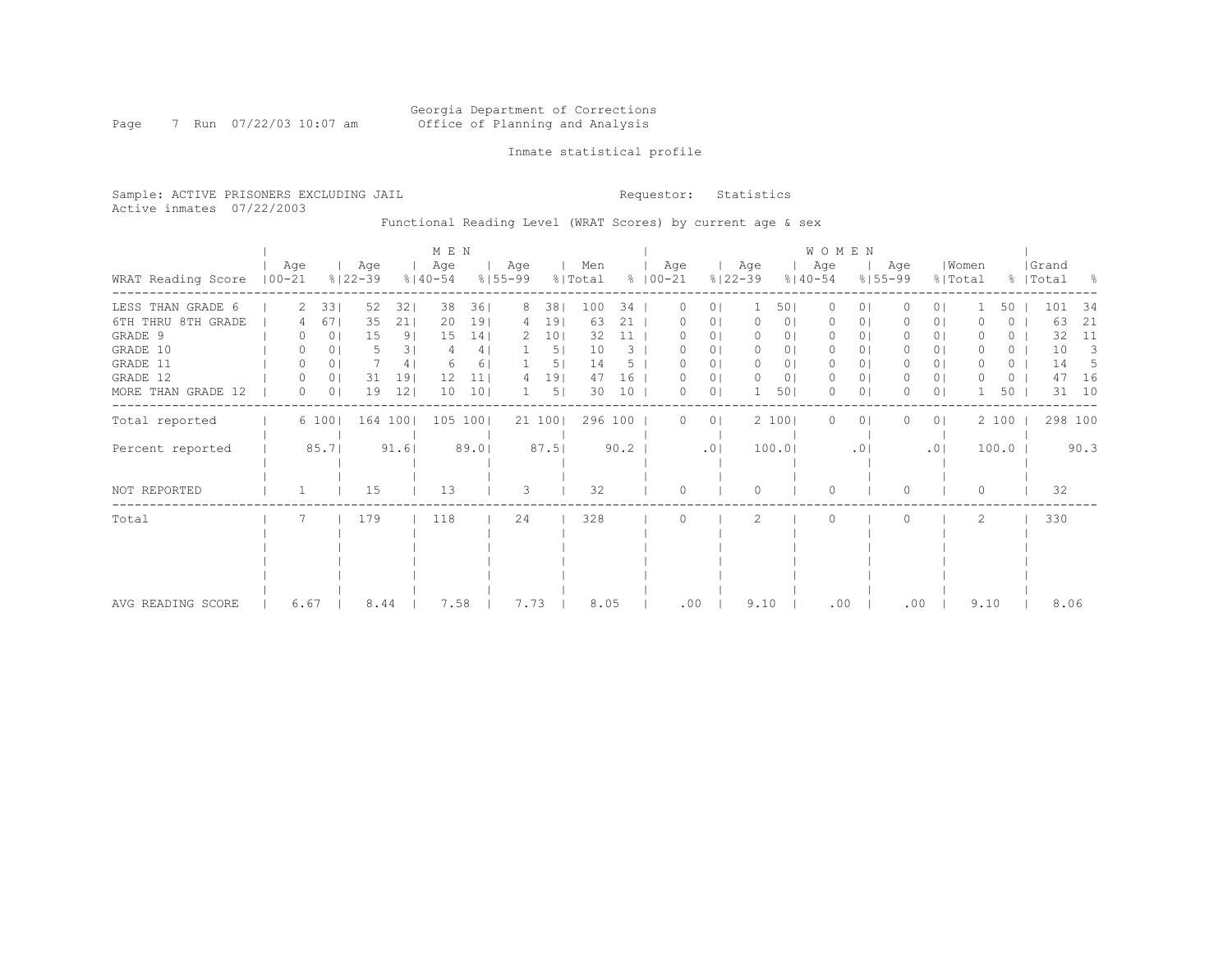Georgia Department of Corrections
Office of Planning and Analysis

Inmate statistical profile

Sample: ACTIVE PRISONERS EXCLUDING JAIL
Active inmates 07/22/2003

Requestor: Statistics

Functional Reading Level (WRAT Scores) by current age & sex

| | MEN | | | | | | | | | | WOMEN | | | | | | | | | | | |
|---|---|---|---|---|---|---|---|---|---|---|---|---|---|---|---|---|---|---|---|---|---|---|
| WRAT Reading Score | Age 00-21 | % | Age 22-39 | % | Age 40-54 | % | Age 55-99 | % | Men Total | % | Age 00-21 | % | Age 22-39 | % | Age 40-54 | % | Age 55-99 | % | Women Total | % | Grand Total | % |
| LESS THAN GRADE 6 | 2 | 33 | 52 | 32 | 38 | 36 | 8 | 38 | 100 | 34 | 0 | 0 | 1 | 50 | 0 | 0 | 0 | 0 | 1 | 50 | 101 | 34 |
| 6TH THRU 8TH GRADE | 4 | 67 | 35 | 21 | 20 | 19 | 4 | 19 | 63 | 21 | 0 | 0 | 0 | 0 | 0 | 0 | 0 | 0 | 0 | 0 | 63 | 21 |
| GRADE 9 | 0 | 0 | 15 | 9 | 15 | 14 | 2 | 10 | 32 | 11 | 0 | 0 | 0 | 0 | 0 | 0 | 0 | 0 | 0 | 0 | 32 | 11 |
| GRADE 10 | 0 | 0 | 5 | 3 | 4 | 4 | 1 | 5 | 10 | 3 | 0 | 0 | 0 | 0 | 0 | 0 | 0 | 0 | 0 | 0 | 10 | 3 |
| GRADE 11 | 0 | 0 | 7 | 4 | 6 | 6 | 1 | 5 | 14 | 5 | 0 | 0 | 0 | 0 | 0 | 0 | 0 | 0 | 0 | 0 | 14 | 5 |
| GRADE 12 | 0 | 0 | 31 | 19 | 12 | 11 | 4 | 19 | 47 | 16 | 0 | 0 | 0 | 0 | 0 | 0 | 0 | 0 | 0 | 0 | 47 | 16 |
| MORE THAN GRADE 12 | 0 | 0 | 19 | 12 | 10 | 10 | 1 | 5 | 30 | 10 | 0 | 0 | 1 | 50 | 0 | 0 | 0 | 0 | 1 | 50 | 31 | 10 |
| Total reported | 6 | 100 | 164 | 100 | 105 | 100 | 21 | 100 | 296 | 100 | 0 | 0 | 2 | 100 | 0 | 0 | 0 | 0 | 2 | 100 | 298 | 100 |
| Percent reported | | 85.7 | | 91.6 | | 89.0 | | 87.5 | | 90.2 | | .0 | | 100.0 | | .0 | | .0 | | 100.0 | | 90.3 |
| NOT REPORTED | 1 | | 15 | | 13 | | 3 | | 32 | | 0 | | 0 | | 0 | | 0 | | 0 | | 32 | |
| Total | 7 | | 179 | | 118 | | 24 | | 328 | | 0 | | 2 | | 0 | | 0 | | 2 | | 330 | |
| AVG READING SCORE | 6.67 | | 8.44 | | 7.58 | | 7.73 | | 8.05 | | .00 | | 9.10 | | .00 | | .00 | | 9.10 | | 8.06 | |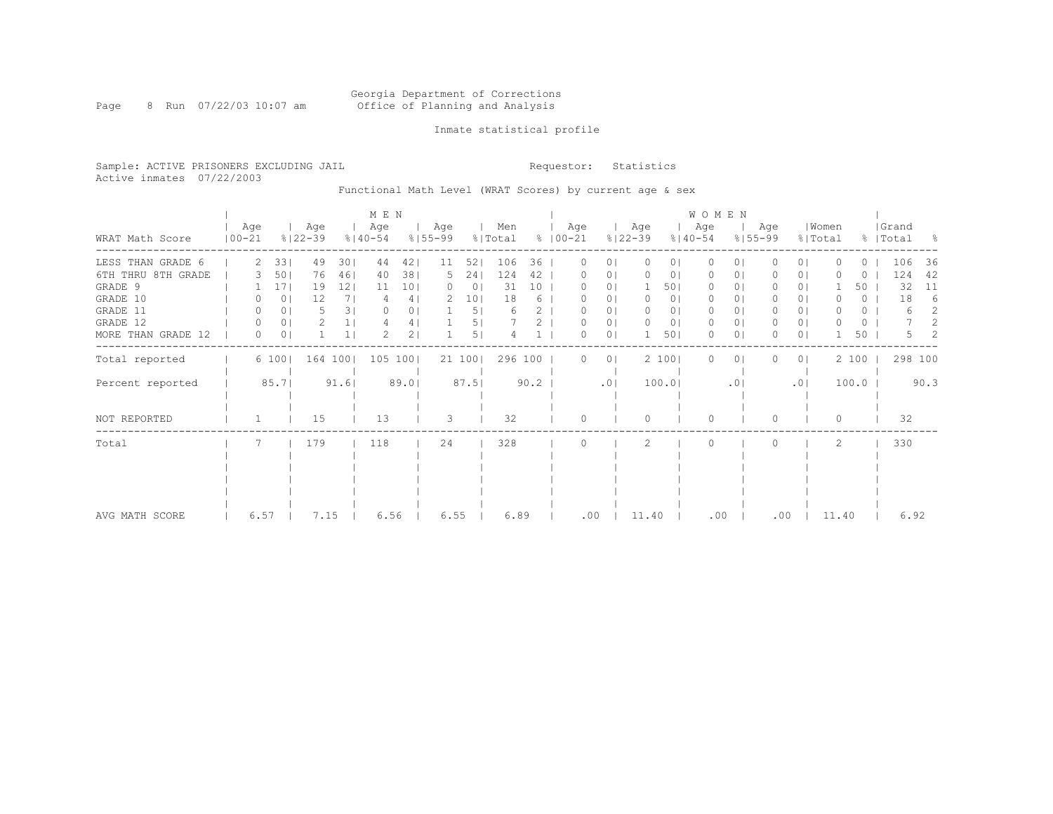Georgia Department of Corrections
Office of Planning and Analysis

Inmate statistical profile

Sample: ACTIVE PRISONERS EXCLUDING JAIL

Requestor: Statistics

Active inmates 07/22/2003

Functional Math Level (WRAT Scores) by current age & sex

| WRAT Math Score | MEN Age 00-21 | % | Age 22-39 | % | Age 40-54 | % | Age 55-99 | % | Men Total | % | WOMEN Age 00-21 | % | Age 22-39 | % | Age 40-54 | % | Age 55-99 | % | Women Total | % | Grand Total | % |
|---|---|---|---|---|---|---|---|---|---|---|---|---|---|---|---|---|---|---|---|---|---|---|
| LESS THAN GRADE 6 | 2 | 33 | 49 | 30 | 44 | 42 | 11 | 52 | 106 | 36 | 0 | 0 | 0 | 0 | 0 | 0 | 0 | 0 | 0 | 0 | 106 | 36 |
| 6TH THRU 8TH GRADE | 3 | 50 | 76 | 46 | 40 | 38 | 5 | 24 | 124 | 42 | 0 | 0 | 0 | 0 | 0 | 0 | 0 | 0 | 0 | 0 | 124 | 42 |
| GRADE 9 | 1 | 17 | 19 | 12 | 11 | 10 | 0 | 0 | 31 | 10 | 0 | 0 | 1 | 50 | 0 | 0 | 0 | 0 | 1 | 50 | 32 | 11 |
| GRADE 10 | 0 | 0 | 12 | 7 | 4 | 4 | 2 | 10 | 18 | 6 | 0 | 0 | 0 | 0 | 0 | 0 | 0 | 0 | 0 | 0 | 18 | 6 |
| GRADE 11 | 0 | 0 | 5 | 3 | 0 | 0 | 1 | 5 | 6 | 2 | 0 | 0 | 0 | 0 | 0 | 0 | 0 | 0 | 0 | 0 | 6 | 2 |
| GRADE 12 | 0 | 0 | 2 | 1 | 4 | 4 | 1 | 5 | 7 | 2 | 0 | 0 | 0 | 0 | 0 | 0 | 0 | 0 | 0 | 0 | 7 | 2 |
| MORE THAN GRADE 12 | 0 | 0 | 1 | 1 | 2 | 2 | 1 | 5 | 4 | 1 | 0 | 0 | 1 | 50 | 0 | 0 | 0 | 0 | 1 | 50 | 5 | 2 |
| Total reported | 6 | 100 | 164 | 100 | 105 | 100 | 21 | 100 | 296 | 100 | 0 | 0 | 2 | 100 | 0 | 0 | 0 | 0 | 2 | 100 | 298 | 100 |
| Percent reported | | 85.7 | | 91.6 | | 89.0 | | 87.5 | | 90.2 | | .0 | | 100.0 | | .0 | | .0 | | 100.0 | | 90.3 |
| NOT REPORTED | 1 | | 15 | | 13 | | 3 | | 32 | | 0 | | 0 | | 0 | | 0 | | 0 | | 32 | |
| Total | 7 | | 179 | | 118 | | 24 | | 328 | | 0 | | 2 | | 0 | | 0 | | 2 | | 330 | |
| AVG MATH SCORE | 6.57 | | 7.15 | | 6.56 | | 6.55 | | 6.89 | | .00 | | 11.40 | | .00 | | .00 | | 11.40 | | 6.92 | |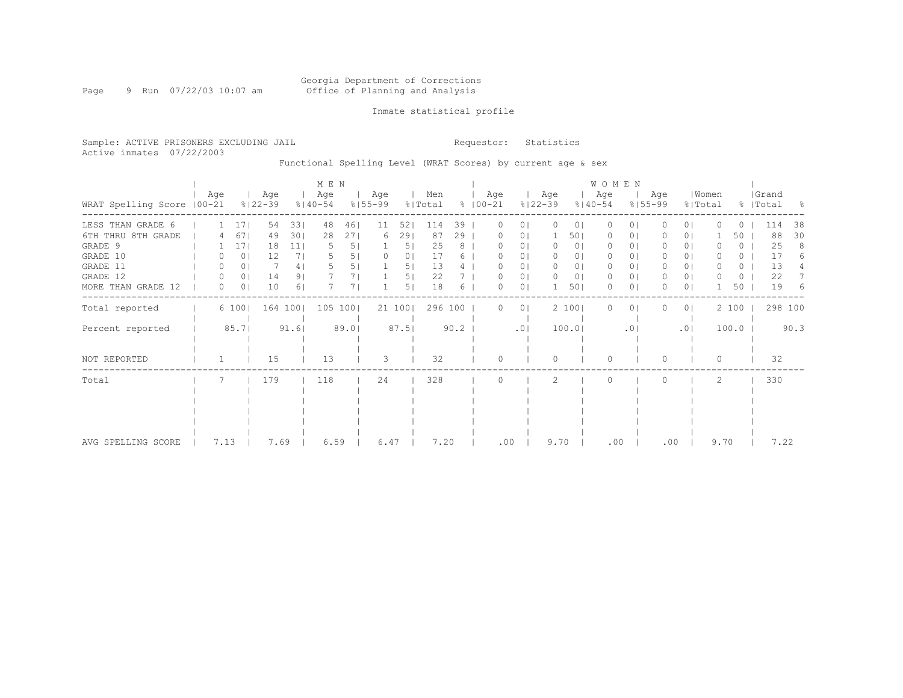Georgia Department of Corrections
Office of Planning and Analysis

Inmate statistical profile

Sample: ACTIVE PRISONERS EXCLUDING JAIL
Active inmates 07/22/2003

Requestor: Statistics

Functional Spelling Level (WRAT Scores) by current age & sex

| WRAT Spelling Score | MEN Age 00-21 | % | Age 22-39 | % | Age 40-54 | % | Age 55-99 | % | Men Total | % | WOMEN Age 00-21 | % | Age 22-39 | % | Age 40-54 | % | Age 55-99 | % | Women Total | % | Grand Total | % |
|---|---|---|---|---|---|---|---|---|---|---|---|---|---|---|---|---|---|---|---|---|---|---|
| LESS THAN GRADE 6 | 1 | 17 | 54 | 33 | 48 | 46 | 11 | 52 | 114 | 39 | 0 | 0 | 0 | 0 | 0 | 0 | 0 | 0 | 0 | 0 | 114 | 38 |
| 6TH THRU 8TH GRADE | 4 | 67 | 49 | 30 | 28 | 27 | 6 | 29 | 87 | 29 | 0 | 0 | 1 | 50 | 0 | 0 | 0 | 0 | 1 | 50 | 88 | 30 |
| GRADE 9 | 1 | 17 | 18 | 11 | 5 | 5 | 1 | 5 | 25 | 8 | 0 | 0 | 0 | 0 | 0 | 0 | 0 | 0 | 0 | 0 | 25 | 8 |
| GRADE 10 | 0 | 0 | 12 | 7 | 5 | 5 | 0 | 0 | 17 | 6 | 0 | 0 | 0 | 0 | 0 | 0 | 0 | 0 | 0 | 0 | 17 | 6 |
| GRADE 11 | 0 | 0 | 7 | 4 | 5 | 5 | 1 | 5 | 13 | 4 | 0 | 0 | 0 | 0 | 0 | 0 | 0 | 0 | 0 | 0 | 13 | 4 |
| GRADE 12 | 0 | 0 | 14 | 9 | 7 | 7 | 1 | 5 | 22 | 7 | 0 | 0 | 0 | 0 | 0 | 0 | 0 | 0 | 0 | 0 | 22 | 7 |
| MORE THAN GRADE 12 | 0 | 0 | 10 | 6 | 7 | 7 | 1 | 5 | 18 | 6 | 0 | 0 | 1 | 50 | 0 | 0 | 0 | 0 | 1 | 50 | 19 | 6 |
| Total reported | 6 | 100 | 164 | 100 | 105 | 100 | 21 | 100 | 296 | 100 | 0 | 0 | 2 | 100 | 0 | 0 | 0 | 0 | 2 | 100 | 298 | 100 |
| Percent reported | | 85.7 | | 91.6 | | 89.0 | | 87.5 | | 90.2 | | .0 | | 100.0 | | .0 | | .0 | | 100.0 | | 90.3 |
| NOT REPORTED | 1 | | 15 | | 13 | | 3 | | 32 | | 0 | | 0 | | 0 | | 0 | | 0 | | 32 | |
| Total | 7 | | 179 | | 118 | | 24 | | 328 | | 0 | | 2 | | 0 | | 0 | | 2 | | 330 | |
| AVG SPELLING SCORE | 7.13 | | 7.69 | | 6.59 | | 6.47 | | 7.20 | | .00 | | 9.70 | | .00 | | .00 | | 9.70 | | 7.22 | |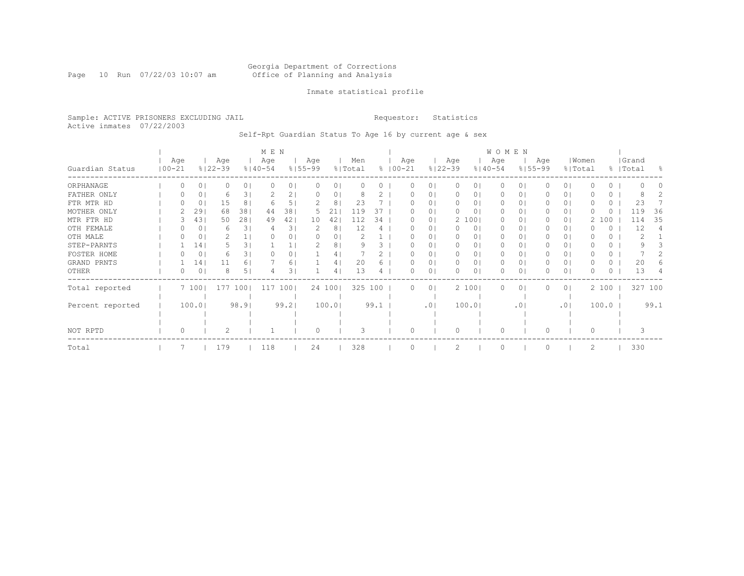Georgia Department of Corrections
Office of Planning and Analysis

Inmate statistical profile

Sample: ACTIVE PRISONERS EXCLUDING JAIL
Active inmates 07/22/2003

Requestor: Statistics

Self-Rpt Guardian Status To Age 16 by current age & sex

| Guardian Status | MEN Age 00-21 | % | MEN Age 22-39 | % | MEN Age 40-54 | % | MEN Age 55-99 | % | Men Total | % | WOMEN Age 00-21 | % | WOMEN Age 22-39 | % | WOMEN Age 40-54 | % | WOMEN Age 55-99 | % | Women Total | % | Grand Total | % |
|---|---|---|---|---|---|---|---|---|---|---|---|---|---|---|---|---|---|---|---|---|---|---|
| ORPHANAGE | 0 | 0 | 0 | 0 | 0 | 0 | 0 | 0 | 0 | 0 | 0 | 0 | 0 | 0 | 0 | 0 | 0 | 0 | 0 | 0 | 0 | 0 |
| FATHER ONLY | 0 | 0 | 6 | 3 | 2 | 2 | 0 | 0 | 8 | 2 | 0 | 0 | 0 | 0 | 0 | 0 | 0 | 0 | 0 | 0 | 8 | 2 |
| FTR MTR HD | 0 | 0 | 15 | 8 | 6 | 5 | 2 | 8 | 23 | 7 | 0 | 0 | 0 | 0 | 0 | 0 | 0 | 0 | 0 | 0 | 23 | 7 |
| MOTHER ONLY | 2 | 29 | 68 | 38 | 44 | 38 | 5 | 21 | 119 | 37 | 0 | 0 | 0 | 0 | 0 | 0 | 0 | 0 | 0 | 0 | 119 | 36 |
| MTR FTR HD | 3 | 43 | 50 | 28 | 49 | 42 | 10 | 42 | 112 | 34 | 0 | 0 | 2 | 100 | 0 | 0 | 0 | 0 | 2 | 100 | 114 | 35 |
| OTH FEMALE | 0 | 0 | 6 | 3 | 4 | 3 | 2 | 8 | 12 | 4 | 0 | 0 | 0 | 0 | 0 | 0 | 0 | 0 | 0 | 0 | 12 | 4 |
| OTH MALE | 0 | 0 | 2 | 1 | 0 | 0 | 0 | 0 | 2 | 1 | 0 | 0 | 0 | 0 | 0 | 0 | 0 | 0 | 0 | 0 | 2 | 1 |
| STEP-PARNTS | 1 | 14 | 5 | 3 | 1 | 1 | 2 | 8 | 9 | 3 | 0 | 0 | 0 | 0 | 0 | 0 | 0 | 0 | 0 | 0 | 9 | 3 |
| FOSTER HOME | 0 | 0 | 6 | 3 | 0 | 0 | 1 | 4 | 7 | 2 | 0 | 0 | 0 | 0 | 0 | 0 | 0 | 0 | 0 | 0 | 7 | 2 |
| GRAND PRNTS | 1 | 14 | 11 | 6 | 7 | 6 | 1 | 4 | 20 | 6 | 0 | 0 | 0 | 0 | 0 | 0 | 0 | 0 | 0 | 0 | 20 | 6 |
| OTHER | 0 | 0 | 8 | 5 | 4 | 3 | 1 | 4 | 13 | 4 | 0 | 0 | 0 | 0 | 0 | 0 | 0 | 0 | 0 | 0 | 13 | 4 |
| Total reported | 7 | 100 | 177 | 100 | 117 | 100 | 24 | 100 | 325 | 100 | 0 | 0 | 2 | 100 | 0 | 0 | 0 | 0 | 2 | 100 | 327 | 100 |
| Percent reported | | 100.0 | | 98.9 | | 99.2 | | 100.0 | | 99.1 | | .0 | | 100.0 | | .0 | | .0 | | 100.0 | | 99.1 |
| NOT RPTD | 0 | | 2 | | 1 | | 0 | | 3 | | 0 | | 0 | | 0 | | 0 | | 0 | | 3 | |
| Total | 7 | | 179 | | 118 | | 24 | | 328 | | 0 | | 2 | | 0 | | 0 | | 2 | | 330 | |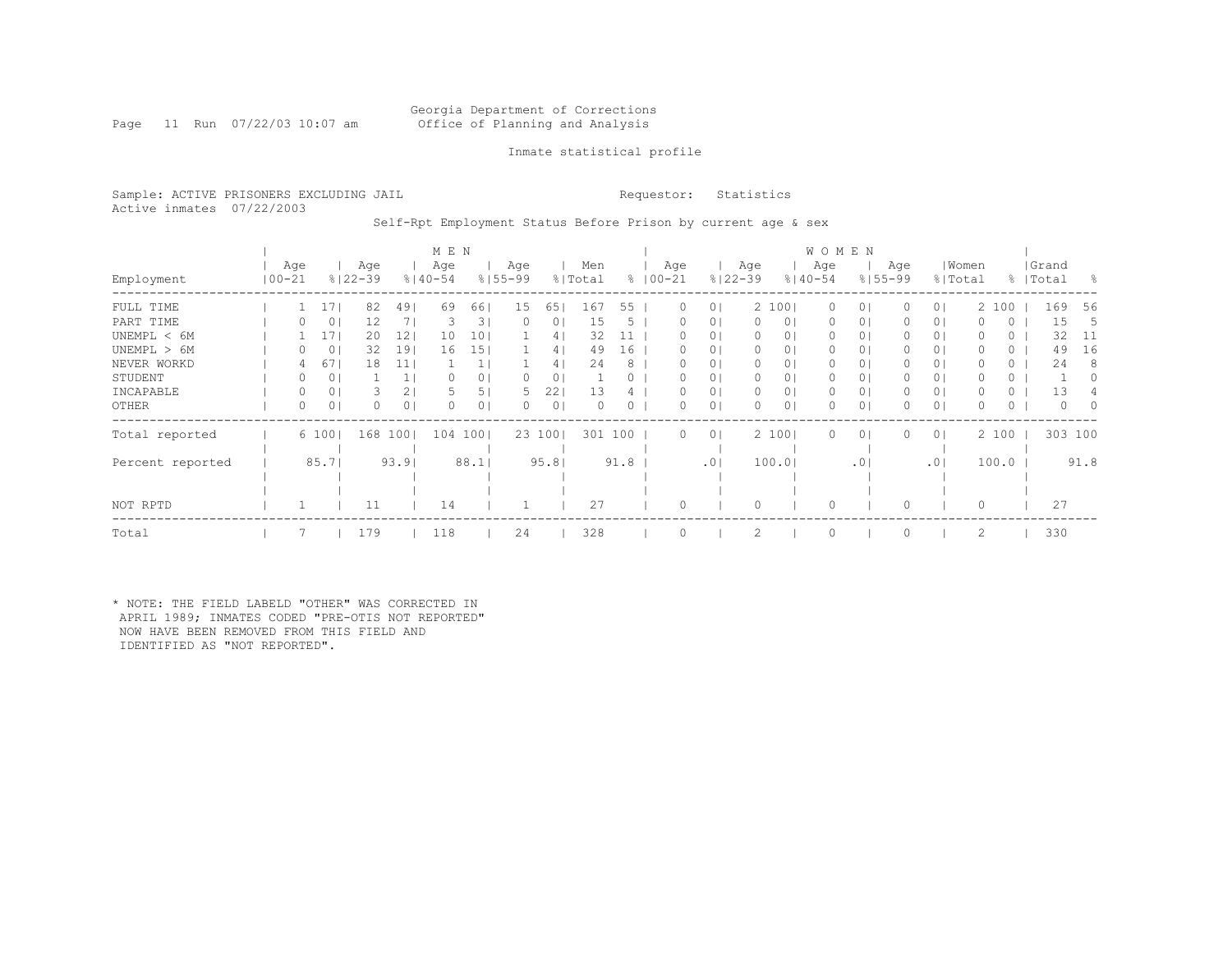Georgia Department of Corrections
Office of Planning and Analysis

Inmate statistical profile

Sample: ACTIVE PRISONERS EXCLUDING JAIL
Active inmates 07/22/2003

Requestor: Statistics

Self-Rpt Employment Status Before Prison by current age & sex

| | MEN | | | | | | | | | | WOMEN | | | | | | | | | | Grand | |
|---|---|---|---|---|---|---|---|---|---|---|---|---|---|---|---|---|---|---|---|---|---|---|
| Employment | Age 00-21 | % | Age 22-39 | % | Age 40-54 | % | Age 55-99 | % | Men Total | % | Age 00-21 | % | Age 22-39 | % | Age 40-54 | % | Age 55-99 | % | Women Total | % | Total | % |
| FULL TIME | 1 | 17 | 82 | 49 | 69 | 66 | 15 | 65 | 167 | 55 | 0 | 0 | 2 | 100 | 0 | 0 | 0 | 0 | 2 | 100 | 169 | 56 |
| PART TIME | 0 | 0 | 12 | 7 | 3 | 3 | 0 | 0 | 15 | 5 | 0 | 0 | 0 | 0 | 0 | 0 | 0 | 0 | 0 | 0 | 15 | 5 |
| UNEMPL < 6M | 1 | 17 | 20 | 12 | 10 | 10 | 1 | 4 | 32 | 11 | 0 | 0 | 0 | 0 | 0 | 0 | 0 | 0 | 0 | 0 | 32 | 11 |
| UNEMPL > 6M | 0 | 0 | 32 | 19 | 16 | 15 | 1 | 4 | 49 | 16 | 0 | 0 | 0 | 0 | 0 | 0 | 0 | 0 | 0 | 0 | 49 | 16 |
| NEVER WORKD | 4 | 67 | 18 | 11 | 1 | 1 | 1 | 4 | 24 | 8 | 0 | 0 | 0 | 0 | 0 | 0 | 0 | 0 | 0 | 0 | 24 | 8 |
| STUDENT | 0 | 0 | 1 | 1 | 0 | 0 | 0 | 0 | 1 | 0 | 0 | 0 | 0 | 0 | 0 | 0 | 0 | 0 | 0 | 0 | 1 | 0 |
| INCAPABLE | 0 | 0 | 3 | 2 | 5 | 5 | 5 | 22 | 13 | 4 | 0 | 0 | 0 | 0 | 0 | 0 | 0 | 0 | 0 | 0 | 13 | 4 |
| OTHER | 0 | 0 | 0 | 0 | 0 | 0 | 0 | 0 | 0 | 0 | 0 | 0 | 0 | 0 | 0 | 0 | 0 | 0 | 0 | 0 | 0 | 0 |
| Total reported | 6 | 100 | 168 | 100 | 104 | 100 | 23 | 100 | 301 | 100 | 0 | 0 | 2 | 100 | 0 | 0 | 0 | 0 | 2 | 100 | 303 | 100 |
| Percent reported | | 85.7 | | 93.9 | | 88.1 | | 95.8 | | 91.8 | | .0 | | 100.0 | | .0 | | .0 | | 100.0 | | 91.8 |
| NOT RPTD | 1 | | 11 | | 14 | | 1 | | 27 | | 0 | | 0 | | 0 | | 0 | | 0 | | 27 | |
| Total | 7 | | 179 | | 118 | | 24 | | 328 | | 0 | | 2 | | 0 | | 0 | | 2 | | 330 | |

* NOTE: THE FIELD LABELD "OTHER" WAS CORRECTED IN APRIL 1989; INMATES CODED "PRE-OTIS NOT REPORTED" NOW HAVE BEEN REMOVED FROM THIS FIELD AND IDENTIFIED AS "NOT REPORTED".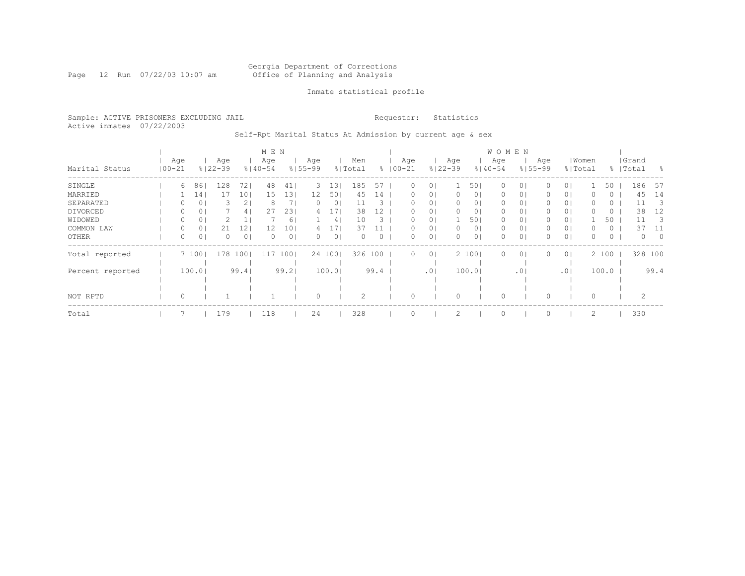Georgia Department of Corrections
Office of Planning and Analysis

Inmate statistical profile

Sample: ACTIVE PRISONERS EXCLUDING JAIL

Requestor: Statistics

Active inmates 07/22/2003

Self-Rpt Marital Status At Admission by current age & sex

| Marital Status | MEN Age 00-21 | % | Age 22-39 | % | Age 40-54 | % | Age 55-99 | % | Men Total | % | WOMEN Age 00-21 | % | Age 22-39 | % | Age 40-54 | % | Age 55-99 | % | Women Total | % | Grand Total | % |
|---|---|---|---|---|---|---|---|---|---|---|---|---|---|---|---|---|---|---|---|---|---|---|
| SINGLE | 6 | 86 | 128 | 72 | 48 | 41 | 3 | 13 | 185 | 57 | 0 | 0 | 1 | 50 | 0 | 0 | 0 | 0 | 1 | 50 | 186 | 57 |
| MARRIED | 1 | 14 | 17 | 10 | 15 | 13 | 12 | 50 | 45 | 14 | 0 | 0 | 0 | 0 | 0 | 0 | 0 | 0 | 0 | 0 | 45 | 14 |
| SEPARATED | 0 | 0 | 3 | 2 | 8 | 7 | 0 | 0 | 11 | 3 | 0 | 0 | 0 | 0 | 0 | 0 | 0 | 0 | 0 | 0 | 11 | 3 |
| DIVORCED | 0 | 0 | 7 | 4 | 27 | 23 | 4 | 17 | 38 | 12 | 0 | 0 | 0 | 0 | 0 | 0 | 0 | 0 | 0 | 0 | 38 | 12 |
| WIDOWED | 0 | 0 | 2 | 1 | 7 | 6 | 1 | 4 | 10 | 3 | 0 | 0 | 1 | 50 | 0 | 0 | 0 | 0 | 1 | 50 | 11 | 3 |
| COMMON LAW | 0 | 0 | 21 | 12 | 12 | 10 | 4 | 17 | 37 | 11 | 0 | 0 | 0 | 0 | 0 | 0 | 0 | 0 | 0 | 0 | 37 | 11 |
| OTHER | 0 | 0 | 0 | 0 | 0 | 0 | 0 | 0 | 0 | 0 | 0 | 0 | 0 | 0 | 0 | 0 | 0 | 0 | 0 | 0 | 0 | 0 |
| Total reported | 7 | 100 | 178 | 100 | 117 | 100 | 24 | 100 | 326 | 100 | 0 | 0 | 2 | 100 | 0 | 0 | 0 | 0 | 2 | 100 | 328 | 100 |
| Percent reported | | 100.0 | | 99.4 | | 99.2 | | 100.0 | | 99.4 | | .0 | | 100.0 | | .0 | | .0 | | 100.0 | | 99.4 |
| NOT RPTD | 0 | | 1 | | 1 | | 0 | | 2 | | 0 | | 0 | | 0 | | 0 | | 0 | | 2 | |
| Total | 7 | | 179 | | 118 | | 24 | | 328 | | 0 | | 2 | | 0 | | 0 | | 2 | | 330 | |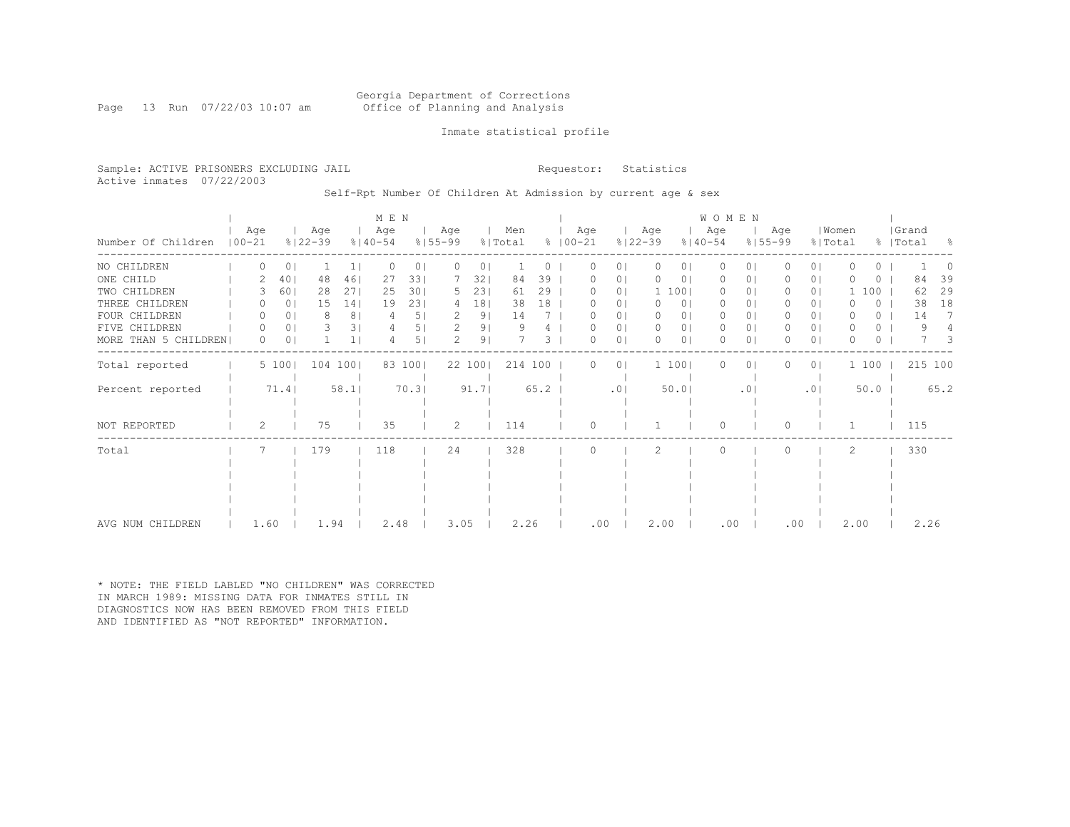Georgia Department of Corrections
Office of Planning and Analysis

Inmate statistical profile

Sample: ACTIVE PRISONERS EXCLUDING JAIL    Requestor: Statistics
Active inmates 07/22/2003

Self-Rpt Number Of Children At Admission by current age & sex

| | MEN | | | | | | | | | | WOMEN | | | | | | | | | | Grand | |
|---|---|---|---|---|---|---|---|---|---|---|---|---|---|---|---|---|---|---|---|---|---|---|
| Number Of Children | Age 00-21 | % | Age 22-39 | % | Age 40-54 | % | Age 55-99 | % | Men Total | % | Age 00-21 | % | Age 22-39 | % | Age 40-54 | % | Age 55-99 | % | Women Total | % | Total | % |
| NO CHILDREN | 0 | 0 | 1 | 1 | 0 | 0 | 0 | 0 | 1 | 0 | 0 | 0 | 0 | 0 | 0 | 0 | 0 | 0 | 0 | 0 | 1 | 0 |
| ONE CHILD | 2 | 40 | 48 | 46 | 27 | 33 | 7 | 32 | 84 | 39 | 0 | 0 | 0 | 0 | 0 | 0 | 0 | 0 | 0 | 0 | 84 | 39 |
| TWO CHILDREN | 3 | 60 | 28 | 27 | 25 | 30 | 5 | 23 | 61 | 29 | 0 | 0 | 1 | 100 | 0 | 0 | 0 | 0 | 1 | 100 | 62 | 29 |
| THREE CHILDREN | 0 | 0 | 15 | 14 | 19 | 23 | 4 | 18 | 38 | 18 | 0 | 0 | 0 | 0 | 0 | 0 | 0 | 0 | 0 | 0 | 38 | 18 |
| FOUR CHILDREN | 0 | 0 | 8 | 8 | 4 | 5 | 2 | 9 | 14 | 7 | 0 | 0 | 0 | 0 | 0 | 0 | 0 | 0 | 0 | 0 | 14 | 7 |
| FIVE CHILDREN | 0 | 0 | 3 | 3 | 4 | 5 | 2 | 9 | 9 | 4 | 0 | 0 | 0 | 0 | 0 | 0 | 0 | 0 | 0 | 0 | 9 | 4 |
| MORE THAN 5 CHILDREN | 0 | 0 | 1 | 1 | 4 | 5 | 2 | 9 | 7 | 3 | 0 | 0 | 0 | 0 | 0 | 0 | 0 | 0 | 0 | 0 | 7 | 3 |
| Total reported | 5 | 100 | 104 | 100 | 83 | 100 | 22 | 100 | 214 | 100 | 0 | 0 | 1 | 100 | 0 | 0 | 0 | 0 | 1 | 100 | 215 | 100 |
| Percent reported | | 71.4 | | 58.1 | | 70.3 | | 91.7 | | 65.2 | | .0 | | 50.0 | | .0 | | .0 | | 50.0 | | 65.2 |
| NOT REPORTED | 2 | | 75 | | 35 | | 2 | | 114 | | 0 | | 1 | | 0 | | 0 | | 1 | | 115 | |
| Total | 7 | | 179 | | 118 | | 24 | | 328 | | 0 | | 2 | | 0 | | 0 | | 2 | | 330 | |
| AVG NUM CHILDREN | 1.60 | | 1.94 | | 2.48 | | 3.05 | | 2.26 | | .00 | | 2.00 | | .00 | | .00 | | 2.00 | | 2.26 | |

* NOTE: THE FIELD LABLED "NO CHILDREN" WAS CORRECTED IN MARCH 1989: MISSING DATA FOR INMATES STILL IN DIAGNOSTICS NOW HAS BEEN REMOVED FROM THIS FIELD AND IDENTIFIED AS "NOT REPORTED" INFORMATION.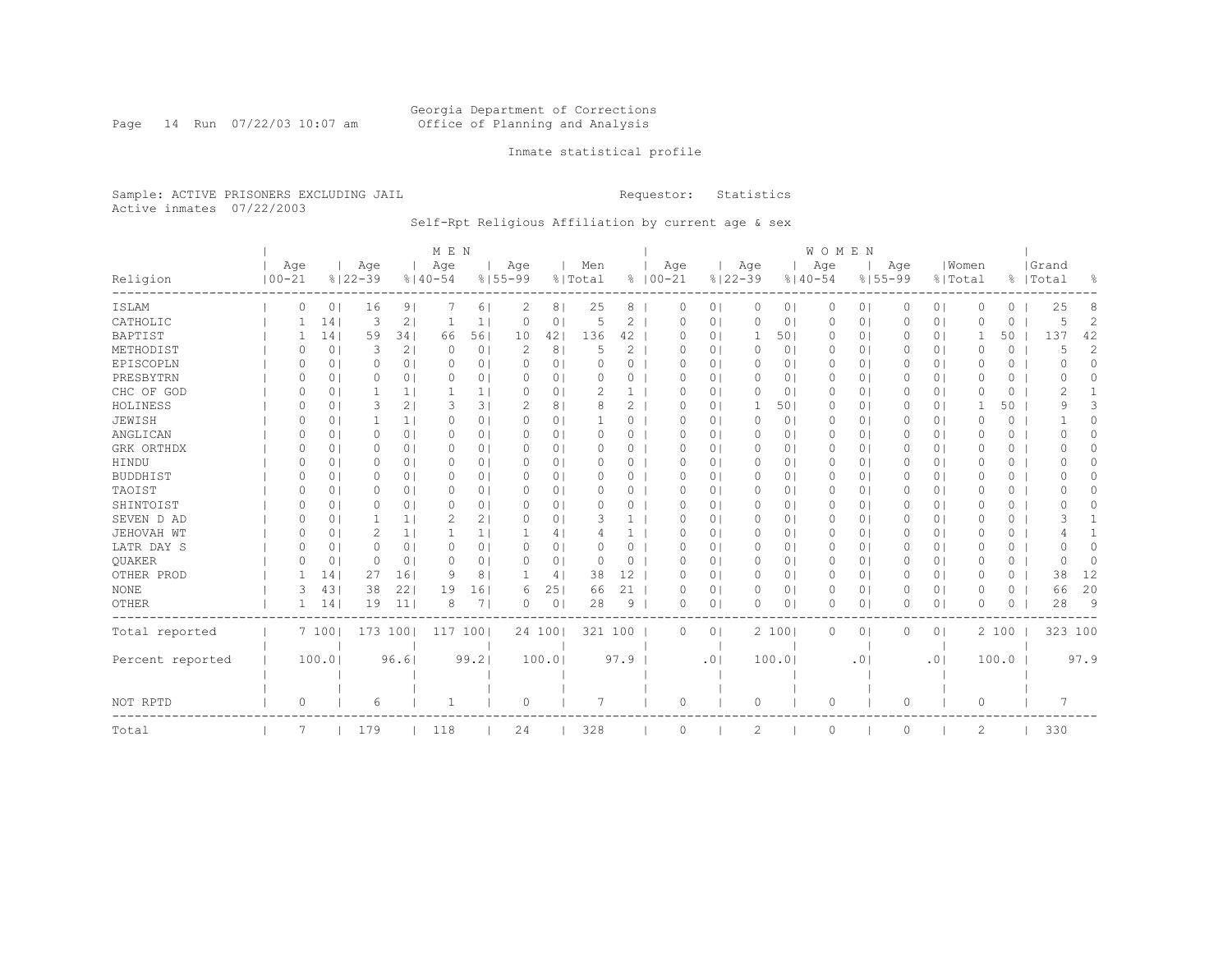Georgia Department of Corrections
Office of Planning and Analysis

Inmate statistical profile

Sample: ACTIVE PRISONERS EXCLUDING JAIL
Active inmates 07/22/2003

Requestor: Statistics

Self-Rpt Religious Affiliation by current age & sex

| Religion | MEN Age 00-21 | % | Age 22-39 | % | Age 40-54 | % | Age 55-99 | % | Men Total | % | WOMEN Age 00-21 | % | Age 22-39 | % | Age 40-54 | % | Age 55-99 | % | Women Total | % | Grand Total | % |
|---|---|---|---|---|---|---|---|---|---|---|---|---|---|---|---|---|---|---|---|---|---|---|
| ISLAM | 0 | 0 | 16 | 9 | 7 | 6 | 2 | 8 | 25 | 8 | 0 | 0 | 0 | 0 | 0 | 0 | 0 | 0 | 0 | 0 | 25 | 8 |
| CATHOLIC | 1 | 14 | 3 | 2 | 1 | 1 | 0 | 0 | 5 | 2 | 0 | 0 | 0 | 0 | 0 | 0 | 0 | 0 | 0 | 0 | 5 | 2 |
| BAPTIST | 1 | 14 | 59 | 34 | 66 | 56 | 10 | 42 | 136 | 42 | 0 | 0 | 1 | 50 | 0 | 0 | 0 | 0 | 1 | 50 | 137 | 42 |
| METHODIST | 0 | 0 | 3 | 2 | 0 | 0 | 2 | 8 | 5 | 2 | 0 | 0 | 0 | 0 | 0 | 0 | 0 | 0 | 0 | 0 | 5 | 2 |
| EPISCOPLN | 0 | 0 | 0 | 0 | 0 | 0 | 0 | 0 | 0 | 0 | 0 | 0 | 0 | 0 | 0 | 0 | 0 | 0 | 0 | 0 | 0 | 0 |
| PRESBYTRN | 0 | 0 | 0 | 0 | 0 | 0 | 0 | 0 | 0 | 0 | 0 | 0 | 0 | 0 | 0 | 0 | 0 | 0 | 0 | 0 | 0 | 0 |
| CHC OF GOD | 0 | 0 | 1 | 1 | 1 | 1 | 0 | 0 | 2 | 1 | 0 | 0 | 0 | 0 | 0 | 0 | 0 | 0 | 0 | 0 | 2 | 1 |
| HOLINESS | 0 | 0 | 3 | 2 | 3 | 3 | 2 | 8 | 8 | 2 | 0 | 0 | 1 | 50 | 0 | 0 | 0 | 0 | 1 | 50 | 9 | 3 |
| JEWISH | 0 | 0 | 1 | 1 | 0 | 0 | 0 | 0 | 1 | 0 | 0 | 0 | 0 | 0 | 0 | 0 | 0 | 0 | 0 | 0 | 1 | 0 |
| ANGLICAN | 0 | 0 | 0 | 0 | 0 | 0 | 0 | 0 | 0 | 0 | 0 | 0 | 0 | 0 | 0 | 0 | 0 | 0 | 0 | 0 | 0 | 0 |
| GRK ORTHDX | 0 | 0 | 0 | 0 | 0 | 0 | 0 | 0 | 0 | 0 | 0 | 0 | 0 | 0 | 0 | 0 | 0 | 0 | 0 | 0 | 0 | 0 |
| HINDU | 0 | 0 | 0 | 0 | 0 | 0 | 0 | 0 | 0 | 0 | 0 | 0 | 0 | 0 | 0 | 0 | 0 | 0 | 0 | 0 | 0 | 0 |
| BUDDHIST | 0 | 0 | 0 | 0 | 0 | 0 | 0 | 0 | 0 | 0 | 0 | 0 | 0 | 0 | 0 | 0 | 0 | 0 | 0 | 0 | 0 | 0 |
| TAOIST | 0 | 0 | 0 | 0 | 0 | 0 | 0 | 0 | 0 | 0 | 0 | 0 | 0 | 0 | 0 | 0 | 0 | 0 | 0 | 0 | 0 | 0 |
| SHINTOIST | 0 | 0 | 0 | 0 | 0 | 0 | 0 | 0 | 0 | 0 | 0 | 0 | 0 | 0 | 0 | 0 | 0 | 0 | 0 | 0 | 0 | 0 |
| SEVEN D AD | 0 | 0 | 1 | 1 | 2 | 2 | 0 | 0 | 3 | 1 | 0 | 0 | 0 | 0 | 0 | 0 | 0 | 0 | 0 | 0 | 3 | 1 |
| JEHOVAH WT | 0 | 0 | 2 | 1 | 1 | 1 | 1 | 4 | 4 | 1 | 0 | 0 | 0 | 0 | 0 | 0 | 0 | 0 | 0 | 0 | 4 | 1 |
| LATR DAY S | 0 | 0 | 0 | 0 | 0 | 0 | 0 | 0 | 0 | 0 | 0 | 0 | 0 | 0 | 0 | 0 | 0 | 0 | 0 | 0 | 0 | 0 |
| QUAKER | 0 | 0 | 0 | 0 | 0 | 0 | 0 | 0 | 0 | 0 | 0 | 0 | 0 | 0 | 0 | 0 | 0 | 0 | 0 | 0 | 0 | 0 |
| OTHER PROD | 1 | 14 | 27 | 16 | 9 | 8 | 1 | 4 | 38 | 12 | 0 | 0 | 0 | 0 | 0 | 0 | 0 | 0 | 0 | 0 | 38 | 12 |
| NONE | 3 | 43 | 38 | 22 | 19 | 16 | 6 | 25 | 66 | 21 | 0 | 0 | 0 | 0 | 0 | 0 | 0 | 0 | 0 | 0 | 66 | 20 |
| OTHER | 1 | 14 | 19 | 11 | 8 | 7 | 0 | 0 | 28 | 9 | 0 | 0 | 0 | 0 | 0 | 0 | 0 | 0 | 0 | 0 | 28 | 9 |
| Total reported | 7 | 100 | 173 | 100 | 117 | 100 | 24 | 100 | 321 | 100 | 0 | 0 | 2 | 100 | 0 | 0 | 0 | 0 | 2 | 100 | 323 | 100 |
| Percent reported | | 100.0 | | 96.6 | | 99.2 | | 100.0 | | 97.9 | | .0 | | 100.0 | | .0 | | .0 | | 100.0 | | 97.9 |
| NOT RPTD | 0 | | 6 | | 1 | | 0 | | 7 | | 0 | | 0 | | 0 | | 0 | | 0 | | 7 | |
| Total | 7 | | 179 | | 118 | | 24 | | 328 | | 0 | | 2 | | 0 | | 0 | | 2 | | 330 | |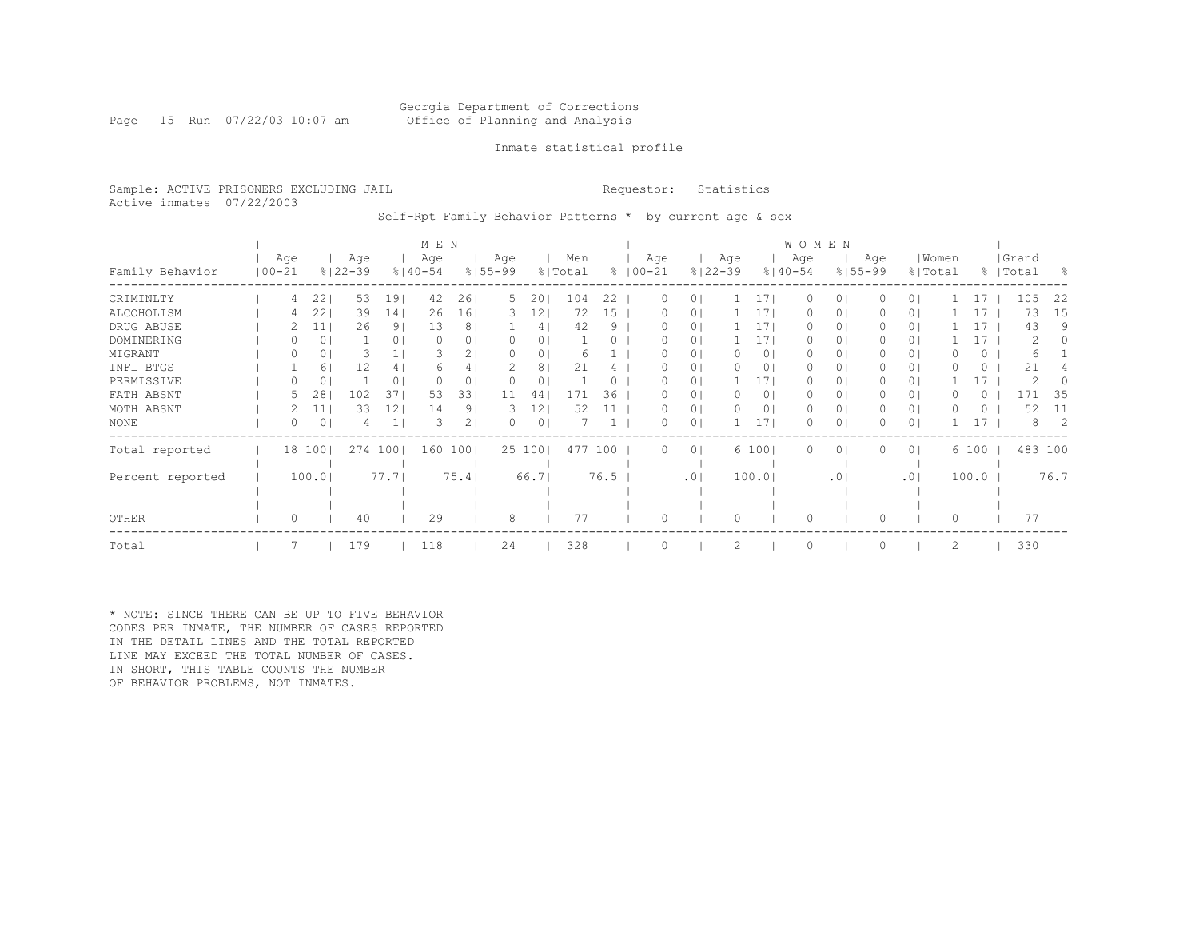Georgia Department of Corrections
Office of Planning and Analysis

Inmate statistical profile

Sample: ACTIVE PRISONERS EXCLUDING JAIL    Requestor: Statistics
Active inmates 07/22/2003

Self-Rpt Family Behavior Patterns * by current age & sex

| | MEN | | | | | | | | | | WOMEN | | | | | | | | | | | |
|---|---|---|---|---|---|---|---|---|---|---|---|---|---|---|---|---|---|---|---|---|---|---|
| Family Behavior | Age 00-21 | % | Age 22-39 | % | Age 40-54 | % | Age 55-99 | % | Men Total | % | Age 00-21 | % | Age 22-39 | % | Age 40-54 | % | Age 55-99 | % | Women Total | % | Grand Total | % |
| CRIMINLTY | 4 | 22 | 53 | 19 | 42 | 26 | 5 | 20 | 104 | 22 | 0 | 0 | 1 | 17 | 0 | 0 | 0 | 0 | 1 | 17 | 105 | 22 |
| ALCOHOLISM | 4 | 22 | 39 | 14 | 26 | 16 | 3 | 12 | 72 | 15 | 0 | 0 | 1 | 17 | 0 | 0 | 0 | 0 | 1 | 17 | 73 | 15 |
| DRUG ABUSE | 2 | 11 | 26 | 9 | 13 | 8 | 1 | 4 | 42 | 9 | 0 | 0 | 1 | 17 | 0 | 0 | 0 | 0 | 1 | 17 | 43 | 9 |
| DOMINERING | 0 | 0 | 1 | 0 | 0 | 0 | 0 | 0 | 1 | 0 | 0 | 0 | 1 | 17 | 0 | 0 | 0 | 0 | 1 | 17 | 2 | 0 |
| MIGRANT | 0 | 0 | 3 | 1 | 3 | 2 | 0 | 0 | 6 | 1 | 0 | 0 | 0 | 0 | 0 | 0 | 0 | 0 | 0 | 0 | 6 | 1 |
| INFL BTGS | 1 | 6 | 12 | 4 | 6 | 4 | 2 | 8 | 21 | 4 | 0 | 0 | 0 | 0 | 0 | 0 | 0 | 0 | 0 | 0 | 21 | 4 |
| PERMISSIVE | 0 | 0 | 1 | 0 | 0 | 0 | 0 | 0 | 1 | 0 | 0 | 0 | 1 | 17 | 0 | 0 | 0 | 0 | 1 | 17 | 2 | 0 |
| FATH ABSNT | 5 | 28 | 102 | 37 | 53 | 33 | 11 | 44 | 171 | 36 | 0 | 0 | 0 | 0 | 0 | 0 | 0 | 0 | 0 | 0 | 171 | 35 |
| MOTH ABSNT | 2 | 11 | 33 | 12 | 14 | 9 | 3 | 12 | 52 | 11 | 0 | 0 | 0 | 0 | 0 | 0 | 0 | 0 | 0 | 0 | 52 | 11 |
| NONE | 0 | 0 | 4 | 1 | 3 | 2 | 0 | 0 | 7 | 1 | 0 | 0 | 1 | 17 | 0 | 0 | 0 | 0 | 1 | 17 | 8 | 2 |
| Total reported | 18 | 100 | 274 | 100 | 160 | 100 | 25 | 100 | 477 | 100 | 0 | 0 | 6 | 100 | 0 | 0 | 0 | 0 | 6 | 100 | 483 | 100 |
| Percent reported | | 100.0 | | 77.7 | | 75.4 | | 66.7 | | 76.5 | | .0 | | 100.0 | | .0 | | .0 | | 100.0 | | 76.7 |
| OTHER | 0 | | 40 | | 29 | | 8 | | 77 | | 0 | | 0 | | 0 | | 0 | | 0 | | 77 | |
| Total | 7 | | 179 | | 118 | | 24 | | 328 | | 0 | | 2 | | 0 | | 0 | | 2 | | 330 | |

* NOTE: SINCE THERE CAN BE UP TO FIVE BEHAVIOR CODES PER INMATE, THE NUMBER OF CASES REPORTED IN THE DETAIL LINES AND THE TOTAL REPORTED LINE MAY EXCEED THE TOTAL NUMBER OF CASES. IN SHORT, THIS TABLE COUNTS THE NUMBER OF BEHAVIOR PROBLEMS, NOT INMATES.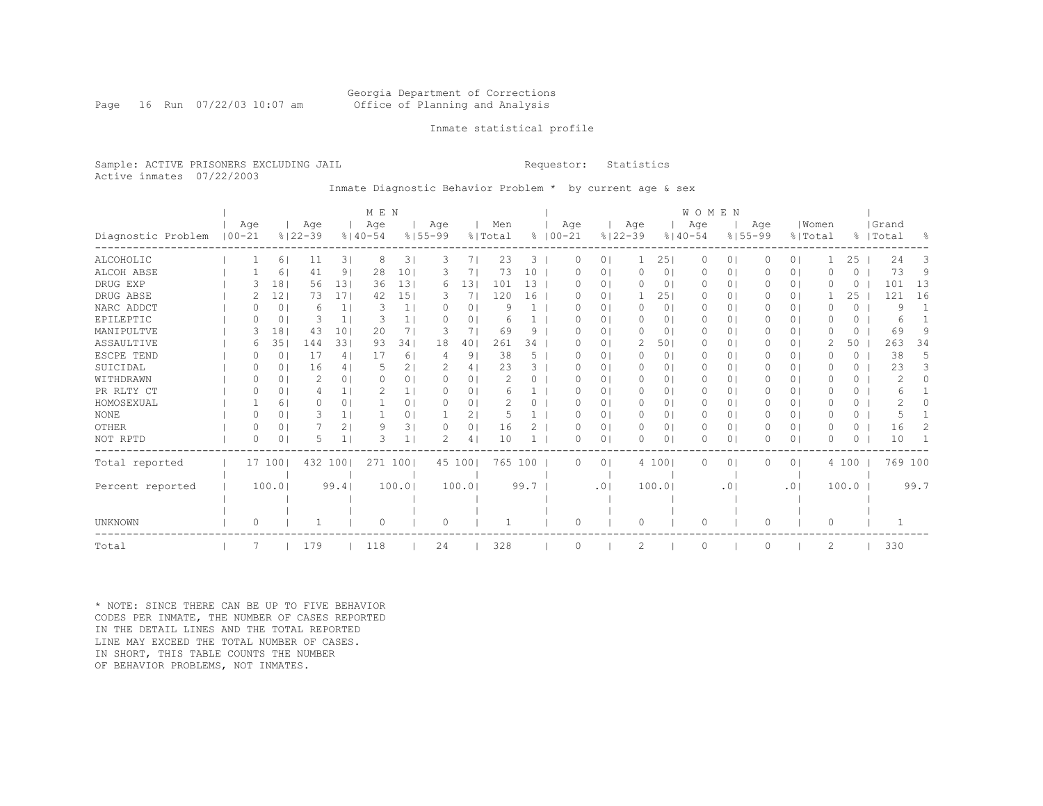Georgia Department of Corrections
Office of Planning and Analysis

Inmate statistical profile

Sample: ACTIVE PRISONERS EXCLUDING JAIL                    Requestor: Statistics
Active inmates 07/22/2003

Inmate Diagnostic Behavior Problem * by current age & sex

| Diagnostic Problem | MEN Age 00-21 | % | Age 22-39 | % | Age 40-54 | % | Age 55-99 | % | Men Total | % | WOMEN Age 00-21 | % | Age 22-39 | % | Age 40-54 | % | Age 55-99 | % | Women Total | % | Grand Total | % |
|---|---|---|---|---|---|---|---|---|---|---|---|---|---|---|---|---|---|---|---|---|---|---|
| ALCOHOLIC | 1 | 6 | 11 | 3 | 8 | 3 | 3 | 7 | 23 | 3 | 0 | 0 | 1 | 25 | 0 | 0 | 0 | 0 | 1 | 25 | 24 | 3 |
| ALCOH ABSE | 1 | 6 | 41 | 9 | 28 | 10 | 3 | 7 | 73 | 10 | 0 | 0 | 0 | 0 | 0 | 0 | 0 | 0 | 0 | 0 | 73 | 9 |
| DRUG EXP | 3 | 18 | 56 | 13 | 36 | 13 | 6 | 13 | 101 | 13 | 0 | 0 | 0 | 0 | 0 | 0 | 0 | 0 | 0 | 0 | 101 | 13 |
| DRUG ABSE | 2 | 12 | 73 | 17 | 42 | 15 | 3 | 7 | 120 | 16 | 0 | 0 | 1 | 25 | 0 | 0 | 0 | 0 | 1 | 25 | 121 | 16 |
| NARC ADDCT | 0 | 0 | 6 | 1 | 3 | 1 | 0 | 0 | 9 | 1 | 0 | 0 | 0 | 0 | 0 | 0 | 0 | 0 | 0 | 0 | 9 | 1 |
| EPILEPTIC | 0 | 0 | 3 | 1 | 3 | 1 | 0 | 0 | 6 | 1 | 0 | 0 | 0 | 0 | 0 | 0 | 0 | 0 | 0 | 0 | 6 | 1 |
| MANIPULTVE | 3 | 18 | 43 | 10 | 20 | 7 | 3 | 7 | 69 | 9 | 0 | 0 | 0 | 0 | 0 | 0 | 0 | 0 | 0 | 0 | 69 | 9 |
| ASSAULTIVE | 6 | 35 | 144 | 33 | 93 | 34 | 18 | 40 | 261 | 34 | 0 | 0 | 2 | 50 | 0 | 0 | 0 | 0 | 2 | 50 | 263 | 34 |
| ESCPE TEND | 0 | 0 | 17 | 4 | 17 | 6 | 4 | 9 | 38 | 5 | 0 | 0 | 0 | 0 | 0 | 0 | 0 | 0 | 0 | 0 | 38 | 5 |
| SUICIDAL | 0 | 0 | 16 | 4 | 5 | 2 | 2 | 4 | 23 | 3 | 0 | 0 | 0 | 0 | 0 | 0 | 0 | 0 | 0 | 0 | 23 | 3 |
| WITHDRAWN | 0 | 0 | 2 | 0 | 0 | 0 | 0 | 0 | 2 | 0 | 0 | 0 | 0 | 0 | 0 | 0 | 0 | 0 | 0 | 0 | 2 | 0 |
| PR RLTY CT | 0 | 0 | 4 | 1 | 2 | 1 | 0 | 0 | 6 | 1 | 0 | 0 | 0 | 0 | 0 | 0 | 0 | 0 | 0 | 0 | 6 | 1 |
| HOMOSEXUAL | 1 | 6 | 0 | 0 | 1 | 0 | 0 | 0 | 2 | 0 | 0 | 0 | 0 | 0 | 0 | 0 | 0 | 0 | 0 | 0 | 2 | 0 |
| NONE | 0 | 0 | 3 | 1 | 1 | 0 | 1 | 2 | 5 | 1 | 0 | 0 | 0 | 0 | 0 | 0 | 0 | 0 | 0 | 0 | 5 | 1 |
| OTHER | 0 | 0 | 7 | 2 | 9 | 3 | 0 | 0 | 16 | 2 | 0 | 0 | 0 | 0 | 0 | 0 | 0 | 0 | 0 | 0 | 16 | 2 |
| NOT RPTD | 0 | 0 | 5 | 1 | 3 | 1 | 2 | 4 | 10 | 1 | 0 | 0 | 0 | 0 | 0 | 0 | 0 | 0 | 0 | 0 | 10 | 1 |
| Total reported | 17 | 100 | 432 | 100 | 271 | 100 | 45 | 100 | 765 | 100 | 0 | 0 | 4 | 100 | 0 | 0 | 0 | 0 | 4 | 100 | 769 | 100 |
| Percent reported | | 100.0 | | 99.4 | | 100.0 | | 100.0 | | 99.7 | | .0 | | 100.0 | | .0 | | .0 | | 100.0 | | 99.7 |
| UNKNOWN | 0 | | 1 | | 0 | | 0 | | 1 | | 0 | | 0 | | 0 | | 0 | | 0 | | 1 | |
| Total | 7 | | 179 | | 118 | | 24 | | 328 | | 0 | | 2 | | 0 | | 0 | | 2 | | 330 | |

* NOTE: SINCE THERE CAN BE UP TO FIVE BEHAVIOR CODES PER INMATE, THE NUMBER OF CASES REPORTED IN THE DETAIL LINES AND THE TOTAL REPORTED LINE MAY EXCEED THE TOTAL NUMBER OF CASES. IN SHORT, THIS TABLE COUNTS THE NUMBER OF BEHAVIOR PROBLEMS, NOT INMATES.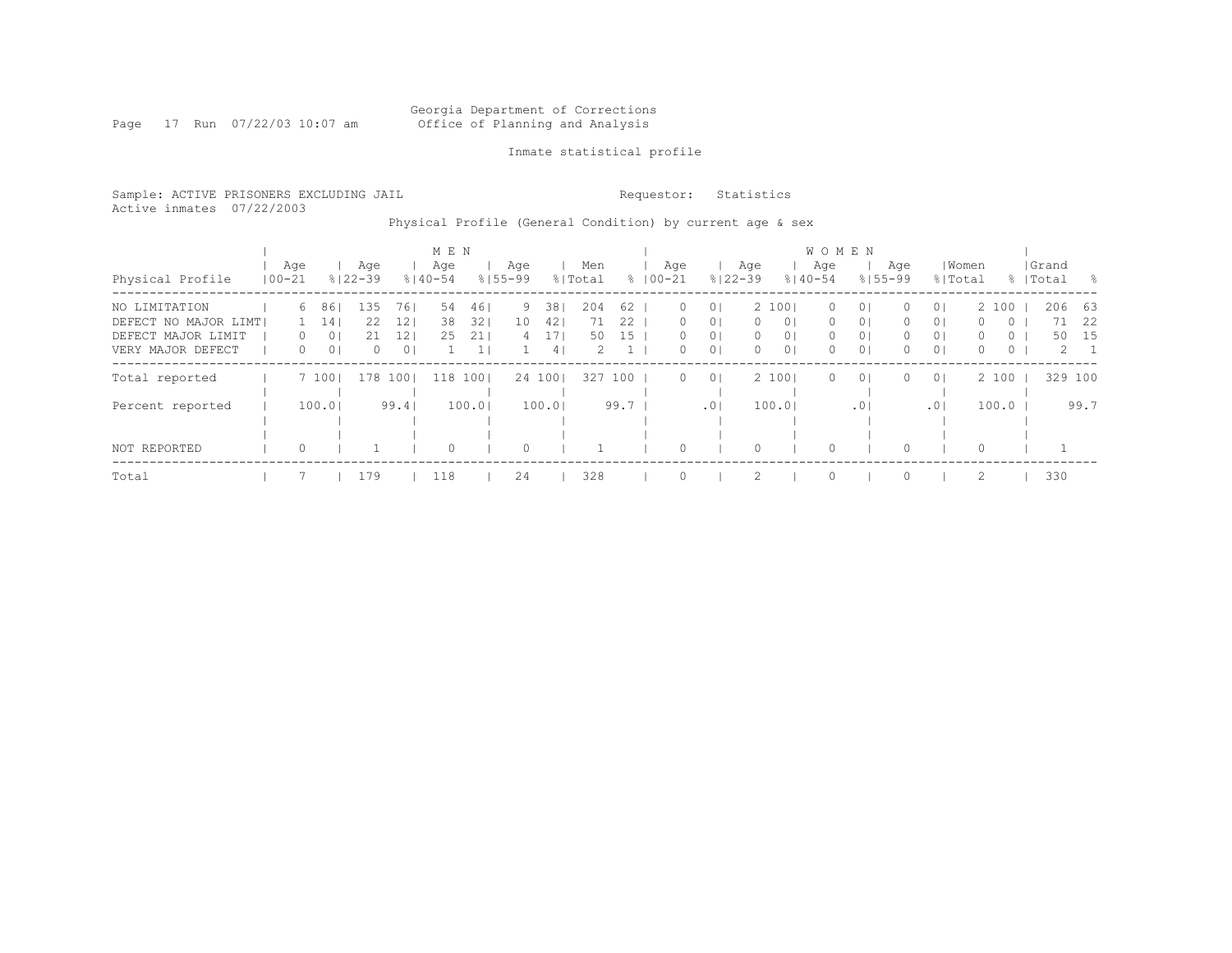Georgia Department of Corrections
Office of Planning and Analysis

Inmate statistical profile

Sample: ACTIVE PRISONERS EXCLUDING JAIL

Requestor: Statistics

Active inmates 07/22/2003

Physical Profile (General Condition) by current age & sex

| | MEN | | | | | | | | | | WOMEN | | | | | | | | | | | |
|---|---|---|---|---|---|---|---|---|---|---|---|---|---|---|---|---|---|---|---|---|---|---|
| Physical Profile | Age 00-21 | % | Age 22-39 | % | Age 40-54 | % | Age 55-99 | % | Men Total | % | Age 00-21 | % | Age 22-39 | % | Age 40-54 | % | Age 55-99 | % | Women Total | % | Grand Total | % |
| NO LIMITATION | 6 | 86 | 135 | 76 | 54 | 46 | 9 | 38 | 204 | 62 | 0 | 0 | 2 | 100 | 0 | 0 | 0 | 0 | 2 | 100 | 206 | 63 |
| DEFECT NO MAJOR LIMT | 1 | 14 | 22 | 12 | 38 | 32 | 10 | 42 | 71 | 22 | 0 | 0 | 0 | 0 | 0 | 0 | 0 | 0 | 0 | 0 | 71 | 22 |
| DEFECT MAJOR LIMIT | 0 | 0 | 21 | 12 | 25 | 21 | 4 | 17 | 50 | 15 | 0 | 0 | 0 | 0 | 0 | 0 | 0 | 0 | 0 | 0 | 50 | 15 |
| VERY MAJOR DEFECT | 0 | 0 | 0 | 0 | 1 | 1 | 1 | 4 | 2 | 1 | 0 | 0 | 0 | 0 | 0 | 0 | 0 | 0 | 0 | 0 | 2 | 1 |
| Total reported | 7 | 100 | 178 | 100 | 118 | 100 | 24 | 100 | 327 | 100 | 0 | 0 | 2 | 100 | 0 | 0 | 0 | 0 | 2 | 100 | 329 | 100 |
| Percent reported | | 100.0 | | 99.4 | | 100.0 | | 100.0 | | 99.7 | | .0 | | 100.0 | | .0 | | .0 | | 100.0 | | 99.7 |
| NOT REPORTED | 0 | | 1 | | 0 | | 0 | | 1 | | 0 | | 0 | | 0 | | 0 | | 0 | | 1 | |
| Total | 7 | | 179 | | 118 | | 24 | | 328 | | 0 | | 2 | | 0 | | 0 | | 2 | | 330 | |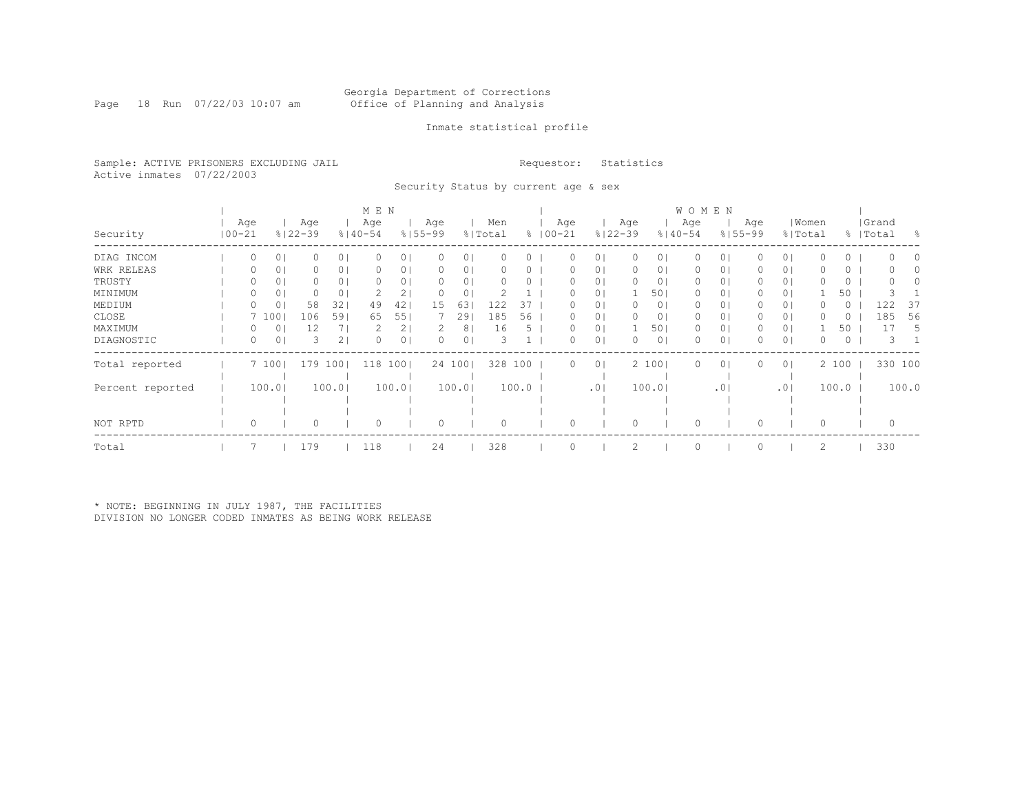Georgia Department of Corrections
Office of Planning and Analysis

Inmate statistical profile

Sample: ACTIVE PRISONERS EXCLUDING JAIL
Active inmates 07/22/2003

Requestor: Statistics

Security Status by current age & sex

| | MEN | | | | | | | | | | WOMEN | | | | | | | | | | | |
|---|---|---|---|---|---|---|---|---|---|---|---|---|---|---|---|---|---|---|---|---|---|---|
| Security | Age 00-21 | % | Age 22-39 | % | Age 40-54 | % | Age 55-99 | % | Men Total | % | Age 00-21 | % | Age 22-39 | % | Age 40-54 | % | Age 55-99 | % | Women Total | % | Grand Total | % |
| DIAG INCOM | 0 | 0 | 0 | 0 | 0 | 0 | 0 | 0 | 0 | 0 | 0 | 0 | 0 | 0 | 0 | 0 | 0 | 0 | 0 | 0 | 0 | 0 |
| WRK RELEAS | 0 | 0 | 0 | 0 | 0 | 0 | 0 | 0 | 0 | 0 | 0 | 0 | 0 | 0 | 0 | 0 | 0 | 0 | 0 | 0 | 0 | 0 |
| TRUSTY | 0 | 0 | 0 | 0 | 0 | 0 | 0 | 0 | 0 | 0 | 0 | 0 | 0 | 0 | 0 | 0 | 0 | 0 | 0 | 0 | 0 | 0 |
| MINIMUM | 0 | 0 | 0 | 0 | 2 | 2 | 0 | 0 | 2 | 1 | 0 | 0 | 1 | 50 | 0 | 0 | 0 | 0 | 1 | 50 | 3 | 1 |
| MEDIUM | 0 | 0 | 58 | 32 | 49 | 42 | 15 | 63 | 122 | 37 | 0 | 0 | 0 | 0 | 0 | 0 | 0 | 0 | 0 | 0 | 122 | 37 |
| CLOSE | 7 | 100 | 106 | 59 | 65 | 55 | 7 | 29 | 185 | 56 | 0 | 0 | 0 | 0 | 0 | 0 | 0 | 0 | 0 | 0 | 185 | 56 |
| MAXIMUM | 0 | 0 | 12 | 7 | 2 | 2 | 2 | 8 | 16 | 5 | 0 | 0 | 1 | 50 | 0 | 0 | 0 | 0 | 1 | 50 | 17 | 5 |
| DIAGNOSTIC | 0 | 0 | 3 | 2 | 0 | 0 | 0 | 0 | 3 | 1 | 0 | 0 | 0 | 0 | 0 | 0 | 0 | 0 | 0 | 0 | 3 | 1 |
| Total reported | 7 | 100 | 179 | 100 | 118 | 100 | 24 | 100 | 328 | 100 | 0 | 0 | 2 | 100 | 0 | 0 | 0 | 0 | 2 | 100 | 330 | 100 |
| Percent reported | | 100.0 | | 100.0 | | 100.0 | | 100.0 | | 100.0 | | .0 | | 100.0 | | .0 | | .0 | | 100.0 | | 100.0 |
| NOT RPTD | 0 | | 0 | | 0 | | 0 | | 0 | | 0 | | 0 | | 0 | | 0 | | 0 | | 0 | |
| Total | 7 | | 179 | | 118 | | 24 | | 328 | | 0 | | 2 | | 0 | | 0 | | 2 | | 330 | |

* NOTE: BEGINNING IN JULY 1987, THE FACILITIES DIVISION NO LONGER CODED INMATES AS BEING WORK RELEASE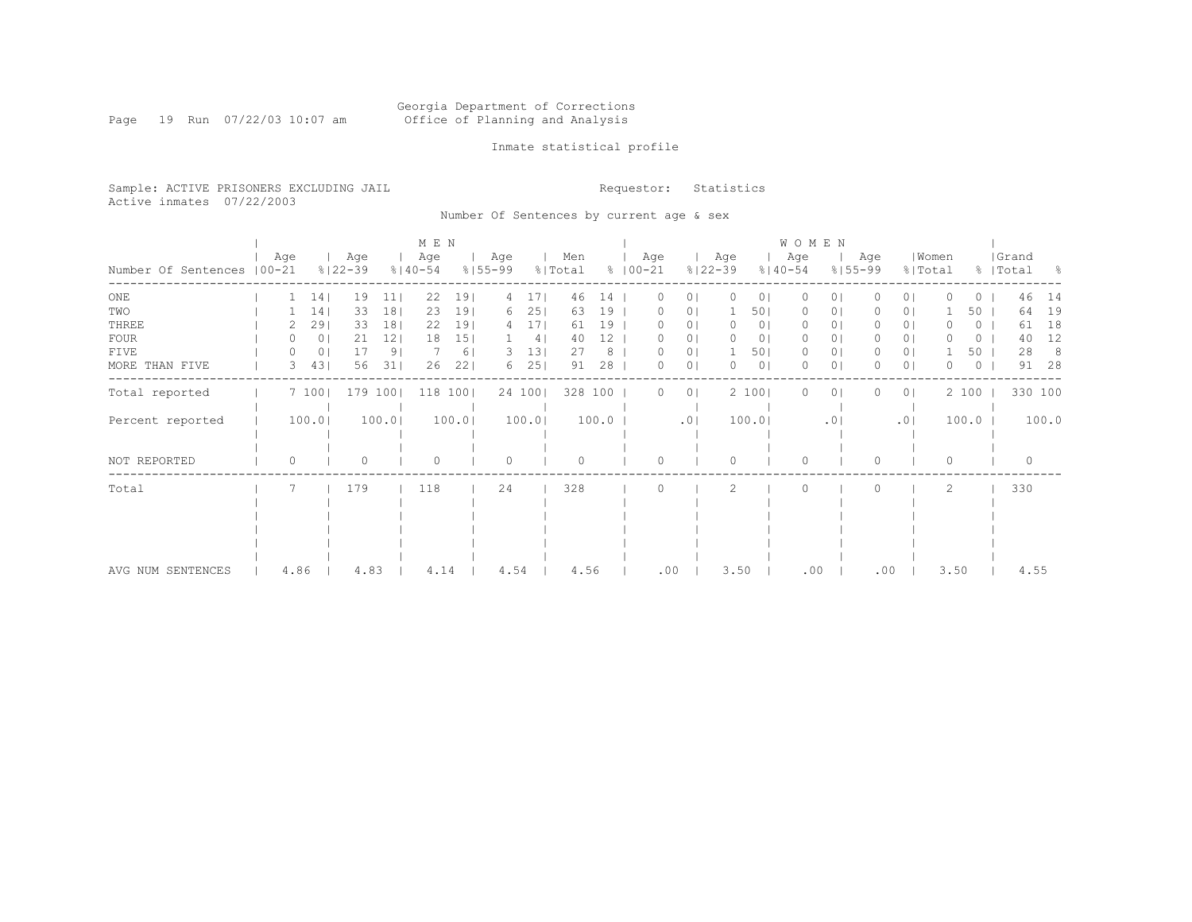Georgia Department of Corrections
Office of Planning and Analysis

Inmate statistical profile

Sample: ACTIVE PRISONERS EXCLUDING JAIL

Requestor: Statistics

Active inmates 07/22/2003

Number Of Sentences by current age & sex

| | MEN | | | | | | | | | | WOMEN | | | | | | | | | | | |
|---|---|---|---|---|---|---|---|---|---|---|---|---|---|---|---|---|---|---|---|---|---|---|
| Number Of Sentences | Age 00-21 | % | Age 22-39 | % | Age 40-54 | % | Age 55-99 | % | Men Total | % | Age 00-21 | % | Age 22-39 | % | Age 40-54 | % | Age 55-99 | % | Women Total | % | Grand Total | % |
| ONE | 1 | 14 | 19 | 11 | 22 | 19 | 4 | 17 | 46 | 14 | 0 | 0 | 0 | 0 | 0 | 0 | 0 | 0 | 0 | 0 | 46 | 14 |
| TWO | 1 | 14 | 33 | 18 | 23 | 19 | 6 | 25 | 63 | 19 | 0 | 0 | 1 | 50 | 0 | 0 | 0 | 0 | 1 | 50 | 64 | 19 |
| THREE | 2 | 29 | 33 | 18 | 22 | 19 | 4 | 17 | 61 | 19 | 0 | 0 | 0 | 0 | 0 | 0 | 0 | 0 | 0 | 0 | 61 | 18 |
| FOUR | 0 | 0 | 21 | 12 | 18 | 15 | 1 | 4 | 40 | 12 | 0 | 0 | 0 | 0 | 0 | 0 | 0 | 0 | 0 | 0 | 40 | 12 |
| FIVE | 0 | 0 | 17 | 9 | 7 | 6 | 3 | 13 | 27 | 8 | 0 | 0 | 1 | 50 | 0 | 0 | 0 | 0 | 1 | 50 | 28 | 8 |
| MORE THAN FIVE | 3 | 43 | 56 | 31 | 26 | 22 | 6 | 25 | 91 | 28 | 0 | 0 | 0 | 0 | 0 | 0 | 0 | 0 | 0 | 0 | 91 | 28 |
| Total reported | 7 | 100 | 179 | 100 | 118 | 100 | 24 | 100 | 328 | 100 | 0 | 0 | 2 | 100 | 0 | 0 | 0 | 0 | 2 | 100 | 330 | 100 |
| Percent reported | 100.0 | | 100.0 | | 100.0 | | 100.0 | | 100.0 | | .0 | | 100.0 | | .0 | | .0 | | 100.0 | | 100.0 | |
| NOT REPORTED | 0 | | 0 | | 0 | | 0 | | 0 | | 0 | | 0 | | 0 | | 0 | | 0 | | 0 | |
| Total | 7 | | 179 | | 118 | | 24 | | 328 | | 0 | | 2 | | 0 | | 0 | | 2 | | 330 | |
| AVG NUM SENTENCES | 4.86 | | 4.83 | | 4.14 | | 4.54 | | 4.56 | | .00 | | 3.50 | | .00 | | .00 | | 3.50 | | 4.55 | |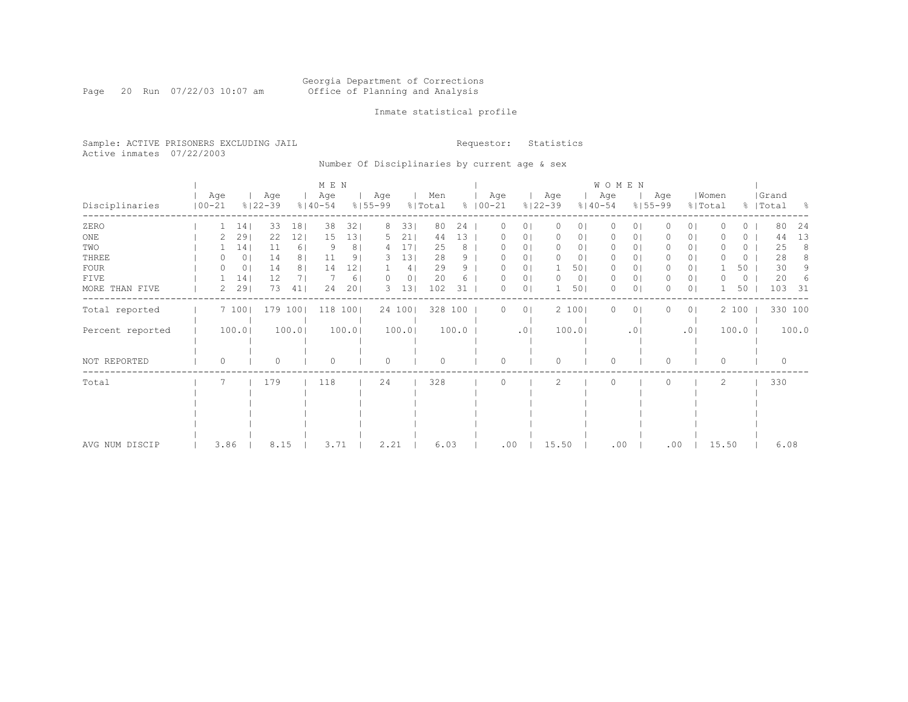Georgia Department of Corrections
Office of Planning and Analysis

Inmate statistical profile

Sample: ACTIVE PRISONERS EXCLUDING JAIL
Active inmates 07/22/2003

Requestor: Statistics

Number Of Disciplinaries by current age & sex

| Disciplinaries | MEN Age 00-21 | % | MEN Age 22-39 | % | MEN Age 40-54 | % | MEN Age 55-99 | % | Men Total | % | WOMEN Age 00-21 | % | WOMEN Age 22-39 | % | WOMEN Age 40-54 | % | WOMEN Age 55-99 | % | Women Total | % | Grand Total | % |
|---|---|---|---|---|---|---|---|---|---|---|---|---|---|---|---|---|---|---|---|---|---|---|
| ZERO | 1 | 14 | 33 | 18 | 38 | 32 | 8 | 33 | 80 | 24 | 0 | 0 | 0 | 0 | 0 | 0 | 0 | 0 | 0 | 0 | 80 | 24 |
| ONE | 2 | 29 | 22 | 12 | 15 | 13 | 5 | 21 | 44 | 13 | 0 | 0 | 0 | 0 | 0 | 0 | 0 | 0 | 0 | 0 | 44 | 13 |
| TWO | 1 | 14 | 11 | 6 | 9 | 8 | 4 | 17 | 25 | 8 | 0 | 0 | 0 | 0 | 0 | 0 | 0 | 0 | 0 | 0 | 25 | 8 |
| THREE | 0 | 0 | 14 | 8 | 11 | 9 | 3 | 13 | 28 | 9 | 0 | 0 | 0 | 0 | 0 | 0 | 0 | 0 | 0 | 0 | 28 | 8 |
| FOUR | 0 | 0 | 14 | 8 | 14 | 12 | 1 | 4 | 29 | 9 | 0 | 0 | 1 | 50 | 0 | 0 | 0 | 0 | 1 | 50 | 30 | 9 |
| FIVE | 1 | 14 | 12 | 7 | 7 | 6 | 0 | 0 | 20 | 6 | 0 | 0 | 0 | 0 | 0 | 0 | 0 | 0 | 0 | 0 | 20 | 6 |
| MORE THAN FIVE | 2 | 29 | 73 | 41 | 24 | 20 | 3 | 13 | 102 | 31 | 0 | 0 | 1 | 50 | 0 | 0 | 0 | 0 | 1 | 50 | 103 | 31 |
| Total reported | 7 | 100 | 179 | 100 | 118 | 100 | 24 | 100 | 328 | 100 | 0 | 0 | 2 | 100 | 0 | 0 | 0 | 0 | 2 | 100 | 330 | 100 |
| Percent reported | | 100.0 | | 100.0 | | 100.0 | | 100.0 | | 100.0 | | .0 | | 100.0 | | .0 | | .0 | | 100.0 | | 100.0 |
| NOT REPORTED | 0 | | 0 | | 0 | | 0 | | 0 | | 0 | | 0 | | 0 | | 0 | | 0 | | 0 | |
| Total | 7 | | 179 | | 118 | | 24 | | 328 | | 0 | | 2 | | 0 | | 0 | | 2 | | 330 | |
| AVG NUM DISCIP | 3.86 | | 8.15 | | 3.71 | | 2.21 | | 6.03 | | .00 | | 15.50 | | .00 | | .00 | | 15.50 | | 6.08 | |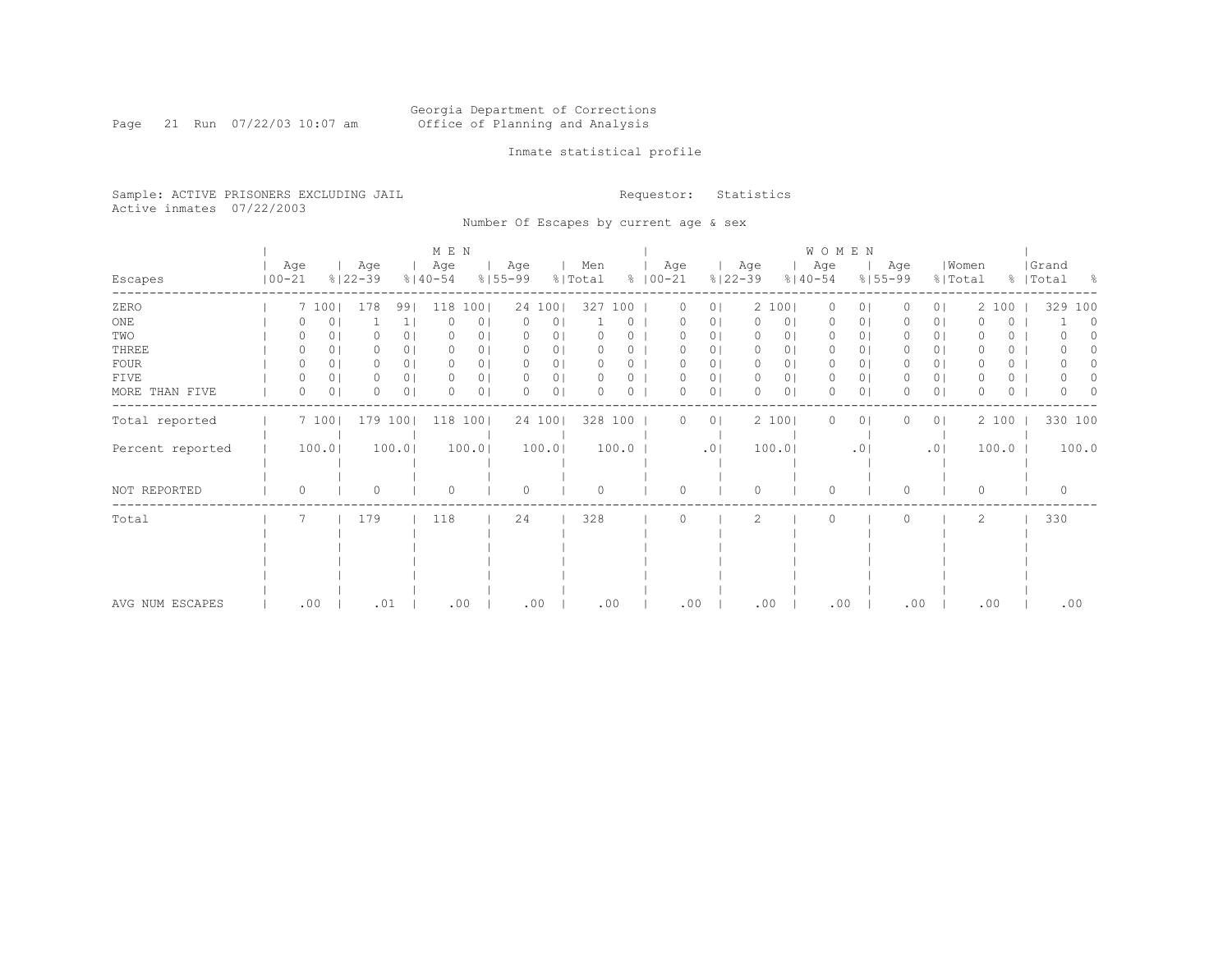Georgia Department of Corrections
Office of Planning and Analysis

Inmate statistical profile

Sample: ACTIVE PRISONERS EXCLUDING JAIL
Active inmates 07/22/2003

Requestor: Statistics

Number Of Escapes by current age & sex

| Escapes | MEN Age 00-21 | % | Age 22-39 | % | Age 40-54 | % | Age 55-99 | % | Men Total | % | WOMEN Age 00-21 | % | Age 22-39 | % | Age 40-54 | % | Age 55-99 | % | Women Total | % | Grand Total | % |
|---|---|---|---|---|---|---|---|---|---|---|---|---|---|---|---|---|---|---|---|---|---|---|
| ZERO | 7 | 100 | 178 | 99 | 118 | 100 | 24 | 100 | 327 | 100 | 0 | 0 | 2 | 100 | 0 | 0 | 0 | 0 | 2 | 100 | 329 | 100 |
| ONE | 0 | 0 | 1 | 1 | 0 | 0 | 0 | 0 | 1 | 0 | 0 | 0 | 0 | 0 | 0 | 0 | 0 | 0 | 0 | 0 | 1 | 0 |
| TWO | 0 | 0 | 0 | 0 | 0 | 0 | 0 | 0 | 0 | 0 | 0 | 0 | 0 | 0 | 0 | 0 | 0 | 0 | 0 | 0 | 0 | 0 |
| THREE | 0 | 0 | 0 | 0 | 0 | 0 | 0 | 0 | 0 | 0 | 0 | 0 | 0 | 0 | 0 | 0 | 0 | 0 | 0 | 0 | 0 | 0 |
| FOUR | 0 | 0 | 0 | 0 | 0 | 0 | 0 | 0 | 0 | 0 | 0 | 0 | 0 | 0 | 0 | 0 | 0 | 0 | 0 | 0 | 0 | 0 |
| FIVE | 0 | 0 | 0 | 0 | 0 | 0 | 0 | 0 | 0 | 0 | 0 | 0 | 0 | 0 | 0 | 0 | 0 | 0 | 0 | 0 | 0 | 0 |
| MORE THAN FIVE | 0 | 0 | 0 | 0 | 0 | 0 | 0 | 0 | 0 | 0 | 0 | 0 | 0 | 0 | 0 | 0 | 0 | 0 | 0 | 0 | 0 | 0 |
| Total reported | 7 | 100 | 179 | 100 | 118 | 100 | 24 | 100 | 328 | 100 | 0 | 0 | 2 | 100 | 0 | 0 | 0 | 0 | 2 | 100 | 330 | 100 |
| Percent reported | 100.0 | | 100.0 | | 100.0 | | 100.0 | | 100.0 | | .0 | | 100.0 | | .0 | | .0 | | 100.0 | | 100.0 | |
| NOT REPORTED | 0 | | 0 | | 0 | | 0 | | 0 | | 0 | | 0 | | 0 | | 0 | | 0 | | 0 | |
| Total | 7 | | 179 | | 118 | | 24 | | 328 | | 0 | | 2 | | 0 | | 0 | | 2 | | 330 | |
| AVG NUM ESCAPES | .00 | | .01 | | .00 | | .00 | | .00 | | .00 | | .00 | | .00 | | .00 | | .00 | | .00 | |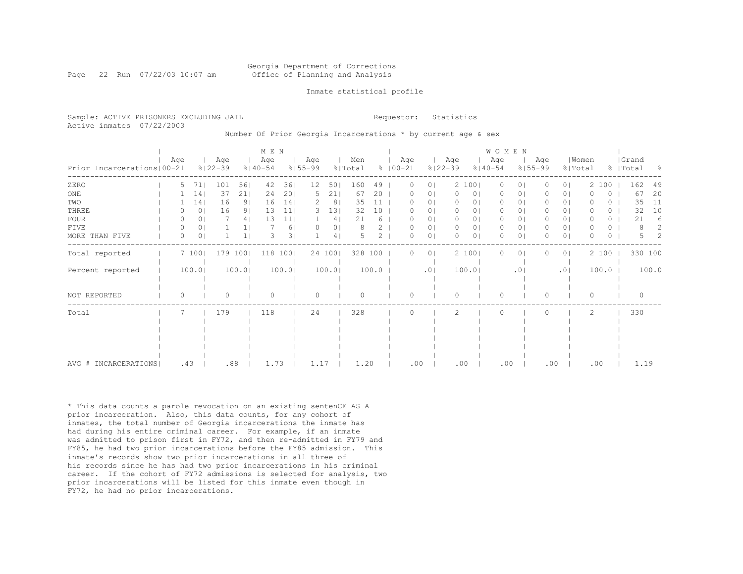Georgia Department of Corrections
Office of Planning and Analysis

Inmate statistical profile

Sample: ACTIVE PRISONERS EXCLUDING JAIL

Requestor: Statistics

Active inmates 07/22/2003

Number Of Prior Georgia Incarcerations * by current age & sex

| | MEN | | | | | | | | | | WOMEN | | | | | | | | | | | |
|---|---|---|---|---|---|---|---|---|---|---|---|---|---|---|---|---|---|---|---|---|---|---|
| Prior Incarcerations | Age 00-21 | % | Age 22-39 | % | Age 40-54 | % | Age 55-99 | % | Men Total | % | Age 00-21 | % | Age 22-39 | % | Age 40-54 | % | Age 55-99 | % | Women Total | % | Grand Total | % |
| ZERO | 5 | 71 | 101 | 56 | 42 | 36 | 12 | 50 | 160 | 49 | 0 | 0 | 2 | 100 | 0 | 0 | 0 | 0 | 2 | 100 | 162 | 49 |
| ONE | 1 | 14 | 37 | 21 | 24 | 20 | 5 | 21 | 67 | 20 | 0 | 0 | 0 | 0 | 0 | 0 | 0 | 0 | 0 | 0 | 67 | 20 |
| TWO | 1 | 14 | 16 | 9 | 16 | 14 | 2 | 8 | 35 | 11 | 0 | 0 | 0 | 0 | 0 | 0 | 0 | 0 | 0 | 0 | 35 | 11 |
| THREE | 0 | 0 | 16 | 9 | 13 | 11 | 3 | 13 | 32 | 10 | 0 | 0 | 0 | 0 | 0 | 0 | 0 | 0 | 0 | 0 | 32 | 10 |
| FOUR | 0 | 0 | 7 | 4 | 13 | 11 | 1 | 4 | 21 | 6 | 0 | 0 | 0 | 0 | 0 | 0 | 0 | 0 | 0 | 0 | 21 | 6 |
| FIVE | 0 | 0 | 1 | 1 | 7 | 6 | 0 | 0 | 8 | 2 | 0 | 0 | 0 | 0 | 0 | 0 | 0 | 0 | 0 | 0 | 8 | 2 |
| MORE THAN FIVE | 0 | 0 | 1 | 1 | 3 | 3 | 1 | 4 | 5 | 2 | 0 | 0 | 0 | 0 | 0 | 0 | 0 | 0 | 0 | 0 | 5 | 2 |
| Total reported | 7 | 100 | 179 | 100 | 118 | 100 | 24 | 100 | 328 | 100 | 0 | 0 | 2 | 100 | 0 | 0 | 0 | 0 | 2 | 100 | 330 | 100 |
| Percent reported | 100.0 | | 100.0 | | 100.0 | | 100.0 | | 100.0 | | .0 | | 100.0 | | .0 | | .0 | | 100.0 | | 100.0 | |
| NOT REPORTED | 0 | | 0 | | 0 | | 0 | | 0 | | 0 | | 0 | | 0 | | 0 | | 0 | | 0 | |
| Total | 7 | | 179 | | 118 | | 24 | | 328 | | 0 | | 2 | | 0 | | 0 | | 2 | | 330 | |
| AVG # INCARCERATIONS | .43 | | .88 | | 1.73 | | 1.17 | | 1.20 | | .00 | | .00 | | .00 | | .00 | | .00 | | 1.19 | |

* This data counts a parole revocation on an existing sentenCE AS A prior incarceration. Also, this data counts, for any cohort of inmates, the total number of Georgia incarcerations the inmate has had during his entire criminal career. For example, if an inmate was admitted to prison first in FY72, and then re-admitted in FY79 and FY85, he had two prior incarcerations before the FY85 admission. This inmate's records show two prior incarcerations in all three of his records since he has had two prior incarcerations in his criminal career. If the cohort of FY72 admissions is selected for analysis, two prior incarcerations will be listed for this inmate even though in FY72, he had no prior incarcerations.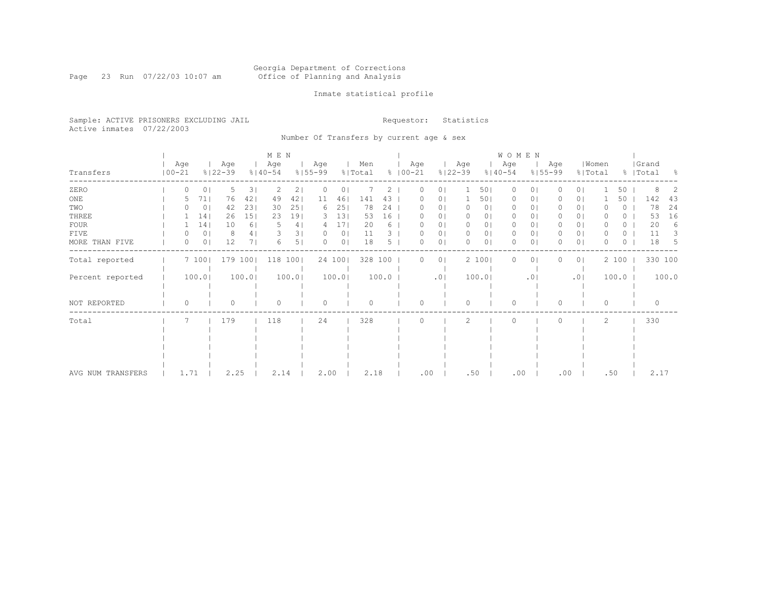Georgia Department of Corrections
Office of Planning and Analysis

Inmate statistical profile

Sample: ACTIVE PRISONERS EXCLUDING JAIL
Active inmates 07/22/2003

Requestor: Statistics

Number Of Transfers by current age & sex

| Transfers | MEN Age 00-21 | % | Age 22-39 | % | Age 40-54 | % | Age 55-99 | % | Men Total | % | WOMEN Age 00-21 | % | Age 22-39 | % | Age 40-54 | % | Age 55-99 | % | Women Total | % | Grand Total | % |
|---|---|---|---|---|---|---|---|---|---|---|---|---|---|---|---|---|---|---|---|---|---|---|
| ZERO | 0 | 0 | 5 | 3 | 2 | 2 | 0 | 0 | 7 | 2 | 0 | 0 | 1 | 50 | 0 | 0 | 0 | 0 | 1 | 50 | 8 | 2 |
| ONE | 5 | 71 | 76 | 42 | 49 | 42 | 11 | 46 | 141 | 43 | 0 | 0 | 1 | 50 | 0 | 0 | 0 | 0 | 1 | 50 | 142 | 43 |
| TWO | 0 | 0 | 42 | 23 | 30 | 25 | 6 | 25 | 78 | 24 | 0 | 0 | 0 | 0 | 0 | 0 | 0 | 0 | 0 | 0 | 78 | 24 |
| THREE | 1 | 14 | 26 | 15 | 23 | 19 | 3 | 13 | 53 | 16 | 0 | 0 | 0 | 0 | 0 | 0 | 0 | 0 | 0 | 0 | 53 | 16 |
| FOUR | 1 | 14 | 10 | 6 | 5 | 4 | 4 | 17 | 20 | 6 | 0 | 0 | 0 | 0 | 0 | 0 | 0 | 0 | 0 | 0 | 20 | 6 |
| FIVE | 0 | 0 | 8 | 4 | 3 | 3 | 0 | 0 | 11 | 3 | 0 | 0 | 0 | 0 | 0 | 0 | 0 | 0 | 0 | 0 | 11 | 3 |
| MORE THAN FIVE | 0 | 0 | 12 | 7 | 6 | 5 | 0 | 0 | 18 | 5 | 0 | 0 | 0 | 0 | 0 | 0 | 0 | 0 | 0 | 0 | 18 | 5 |
| Total reported | 7 | 100 | 179 | 100 | 118 | 100 | 24 | 100 | 328 | 100 | 0 | 0 | 2 | 100 | 0 | 0 | 0 | 0 | 2 | 100 | 330 | 100 |
| Percent reported | | 100.0 | | 100.0 | | 100.0 | | 100.0 | | 100.0 | | .0 | | 100.0 | | .0 | | .0 | | 100.0 | | 100.0 |
| NOT REPORTED | 0 | | 0 | | 0 | | 0 | | 0 | | 0 | | 0 | | 0 | | 0 | | 0 | | 0 | |
| Total | 7 | | 179 | | 118 | | 24 | | 328 | | 0 | | 2 | | 0 | | 0 | | 2 | | 330 | |
| AVG NUM TRANSFERS | 1.71 | | 2.25 | | 2.14 | | 2.00 | | 2.18 | | .00 | | .50 | | .00 | | .00 | | .50 | | 2.17 | |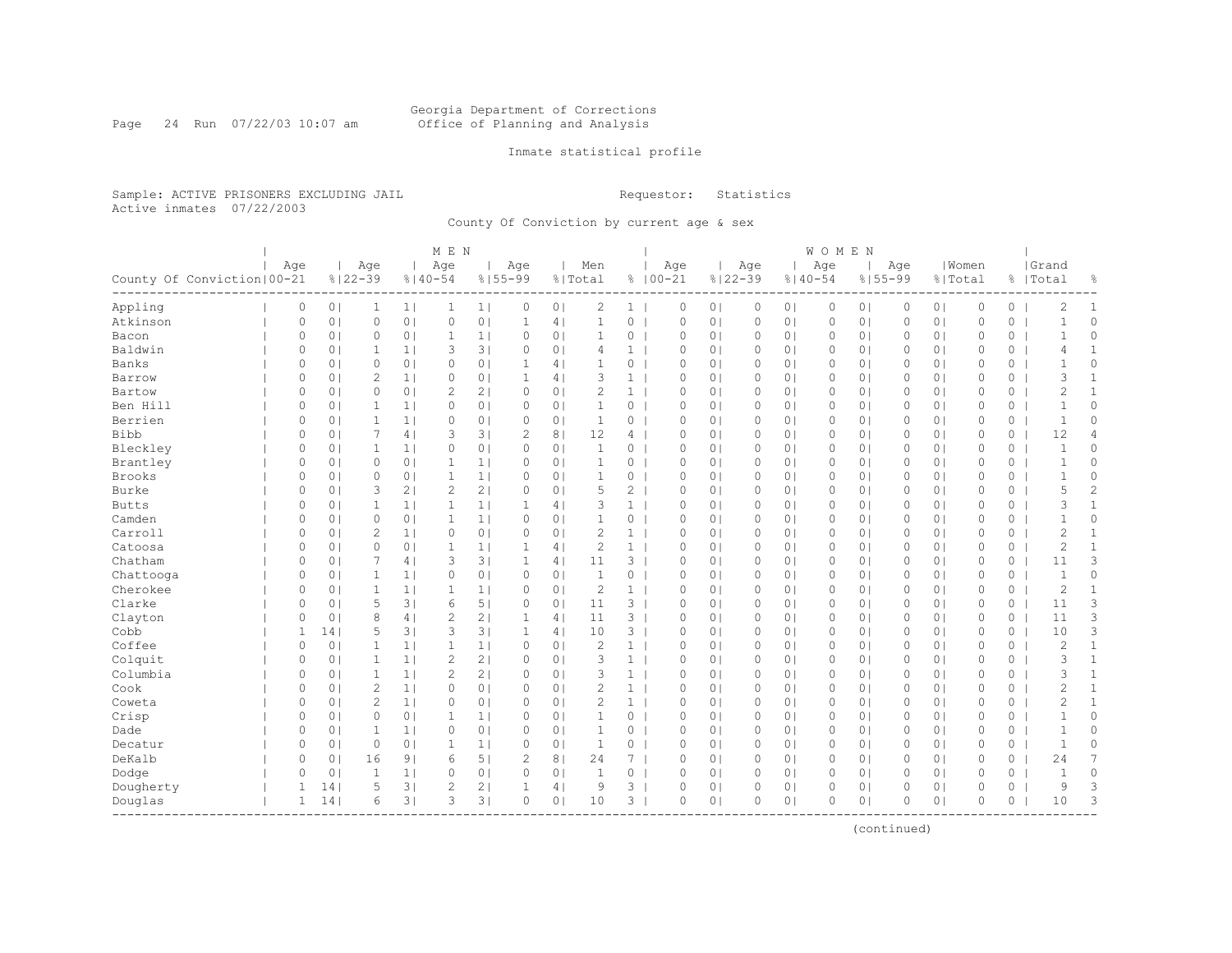Georgia Department of Corrections
Office of Planning and Analysis

Inmate statistical profile

Sample: ACTIVE PRISONERS EXCLUDING JAIL
Active inmates 07/22/2003

Requestor: Statistics

County Of Conviction by current age & sex

| | MEN | | | | | | | | | | WOMEN | | | | | | | | | | | |
|---|---|---|---|---|---|---|---|---|---|---|---|---|---|---|---|---|---|---|---|---|---|---|
| County Of Conviction | Age 00-21 | % | Age 22-39 | % | Age 40-54 | % | Age 55-99 | % | Men Total | % | Age 00-21 | % | Age 22-39 | % | Age 40-54 | % | Age 55-99 | % | Women Total | % | Grand Total | % |
| Appling | 0 | 0 | 1 | 1 | 1 | 1 | 0 | 0 | 2 | 1 | 0 | 0 | 0 | 0 | 0 | 0 | 0 | 0 | 0 | 0 | 2 | 1 |
| Atkinson | 0 | 0 | 0 | 0 | 0 | 0 | 1 | 4 | 1 | 0 | 0 | 0 | 0 | 0 | 0 | 0 | 0 | 0 | 0 | 0 | 1 | 0 |
| Bacon | 0 | 0 | 0 | 0 | 1 | 1 | 0 | 0 | 1 | 0 | 0 | 0 | 0 | 0 | 0 | 0 | 0 | 0 | 0 | 0 | 1 | 0 |
| Baldwin | 0 | 0 | 1 | 1 | 3 | 3 | 0 | 0 | 4 | 1 | 0 | 0 | 0 | 0 | 0 | 0 | 0 | 0 | 0 | 0 | 4 | 1 |
| Banks | 0 | 0 | 0 | 0 | 0 | 0 | 1 | 4 | 1 | 0 | 0 | 0 | 0 | 0 | 0 | 0 | 0 | 0 | 0 | 0 | 1 | 0 |
| Barrow | 0 | 0 | 2 | 1 | 0 | 0 | 1 | 4 | 3 | 1 | 0 | 0 | 0 | 0 | 0 | 0 | 0 | 0 | 0 | 0 | 3 | 1 |
| Bartow | 0 | 0 | 0 | 0 | 2 | 2 | 0 | 0 | 2 | 1 | 0 | 0 | 0 | 0 | 0 | 0 | 0 | 0 | 0 | 0 | 2 | 1 |
| Ben Hill | 0 | 0 | 1 | 1 | 0 | 0 | 0 | 0 | 1 | 0 | 0 | 0 | 0 | 0 | 0 | 0 | 0 | 0 | 0 | 0 | 1 | 0 |
| Berrien | 0 | 0 | 1 | 1 | 0 | 0 | 0 | 0 | 1 | 0 | 0 | 0 | 0 | 0 | 0 | 0 | 0 | 0 | 0 | 0 | 1 | 0 |
| Bibb | 0 | 0 | 7 | 4 | 3 | 3 | 2 | 8 | 12 | 4 | 0 | 0 | 0 | 0 | 0 | 0 | 0 | 0 | 0 | 0 | 12 | 4 |
| Bleckley | 0 | 0 | 1 | 1 | 0 | 0 | 0 | 0 | 1 | 0 | 0 | 0 | 0 | 0 | 0 | 0 | 0 | 0 | 0 | 0 | 1 | 0 |
| Brantley | 0 | 0 | 0 | 0 | 1 | 1 | 0 | 0 | 1 | 0 | 0 | 0 | 0 | 0 | 0 | 0 | 0 | 0 | 0 | 0 | 1 | 0 |
| Brooks | 0 | 0 | 0 | 0 | 1 | 1 | 0 | 0 | 1 | 0 | 0 | 0 | 0 | 0 | 0 | 0 | 0 | 0 | 0 | 0 | 1 | 0 |
| Burke | 0 | 0 | 3 | 2 | 2 | 2 | 0 | 0 | 5 | 2 | 0 | 0 | 0 | 0 | 0 | 0 | 0 | 0 | 0 | 0 | 5 | 2 |
| Butts | 0 | 0 | 1 | 1 | 1 | 1 | 1 | 4 | 3 | 1 | 0 | 0 | 0 | 0 | 0 | 0 | 0 | 0 | 0 | 0 | 3 | 1 |
| Camden | 0 | 0 | 0 | 0 | 1 | 1 | 0 | 0 | 1 | 0 | 0 | 0 | 0 | 0 | 0 | 0 | 0 | 0 | 0 | 0 | 1 | 0 |
| Carroll | 0 | 0 | 2 | 1 | 0 | 0 | 0 | 0 | 2 | 1 | 0 | 0 | 0 | 0 | 0 | 0 | 0 | 0 | 0 | 0 | 2 | 1 |
| Catoosa | 0 | 0 | 0 | 0 | 1 | 1 | 1 | 4 | 2 | 1 | 0 | 0 | 0 | 0 | 0 | 0 | 0 | 0 | 0 | 0 | 2 | 1 |
| Chatham | 0 | 0 | 7 | 4 | 3 | 3 | 1 | 4 | 11 | 3 | 0 | 0 | 0 | 0 | 0 | 0 | 0 | 0 | 0 | 0 | 11 | 3 |
| Chattooga | 0 | 0 | 1 | 1 | 0 | 0 | 0 | 0 | 1 | 0 | 0 | 0 | 0 | 0 | 0 | 0 | 0 | 0 | 0 | 0 | 1 | 0 |
| Cherokee | 0 | 0 | 1 | 1 | 1 | 1 | 0 | 0 | 2 | 1 | 0 | 0 | 0 | 0 | 0 | 0 | 0 | 0 | 0 | 0 | 2 | 1 |
| Clarke | 0 | 0 | 5 | 3 | 6 | 5 | 0 | 0 | 11 | 3 | 0 | 0 | 0 | 0 | 0 | 0 | 0 | 0 | 0 | 0 | 11 | 3 |
| Clayton | 0 | 0 | 8 | 4 | 2 | 2 | 1 | 4 | 11 | 3 | 0 | 0 | 0 | 0 | 0 | 0 | 0 | 0 | 0 | 0 | 11 | 3 |
| Cobb | 1 | 14 | 5 | 3 | 3 | 3 | 1 | 4 | 10 | 3 | 0 | 0 | 0 | 0 | 0 | 0 | 0 | 0 | 0 | 0 | 10 | 3 |
| Coffee | 0 | 0 | 1 | 1 | 1 | 1 | 0 | 0 | 2 | 1 | 0 | 0 | 0 | 0 | 0 | 0 | 0 | 0 | 0 | 0 | 2 | 1 |
| Colquit | 0 | 0 | 1 | 1 | 2 | 2 | 0 | 0 | 3 | 1 | 0 | 0 | 0 | 0 | 0 | 0 | 0 | 0 | 0 | 0 | 3 | 1 |
| Columbia | 0 | 0 | 1 | 1 | 2 | 2 | 0 | 0 | 3 | 1 | 0 | 0 | 0 | 0 | 0 | 0 | 0 | 0 | 0 | 0 | 3 | 1 |
| Cook | 0 | 0 | 2 | 1 | 0 | 0 | 0 | 0 | 2 | 1 | 0 | 0 | 0 | 0 | 0 | 0 | 0 | 0 | 0 | 0 | 2 | 1 |
| Coweta | 0 | 0 | 2 | 1 | 0 | 0 | 0 | 0 | 2 | 1 | 0 | 0 | 0 | 0 | 0 | 0 | 0 | 0 | 0 | 0 | 2 | 1 |
| Crisp | 0 | 0 | 0 | 0 | 1 | 1 | 0 | 0 | 1 | 0 | 0 | 0 | 0 | 0 | 0 | 0 | 0 | 0 | 0 | 0 | 1 | 0 |
| Dade | 0 | 0 | 1 | 1 | 0 | 0 | 0 | 0 | 1 | 0 | 0 | 0 | 0 | 0 | 0 | 0 | 0 | 0 | 0 | 0 | 1 | 0 |
| Decatur | 0 | 0 | 0 | 0 | 1 | 1 | 0 | 0 | 1 | 0 | 0 | 0 | 0 | 0 | 0 | 0 | 0 | 0 | 0 | 0 | 1 | 0 |
| DeKalb | 0 | 0 | 16 | 9 | 6 | 5 | 2 | 8 | 24 | 7 | 0 | 0 | 0 | 0 | 0 | 0 | 0 | 0 | 0 | 0 | 24 | 7 |
| Dodge | 0 | 0 | 1 | 1 | 0 | 0 | 0 | 0 | 1 | 0 | 0 | 0 | 0 | 0 | 0 | 0 | 0 | 0 | 0 | 0 | 1 | 0 |
| Dougherty | 1 | 14 | 5 | 3 | 2 | 2 | 1 | 4 | 9 | 3 | 0 | 0 | 0 | 0 | 0 | 0 | 0 | 0 | 0 | 0 | 9 | 3 |
| Douglas | 1 | 14 | 6 | 3 | 3 | 3 | 0 | 0 | 10 | 3 | 0 | 0 | 0 | 0 | 0 | 0 | 0 | 0 | 0 | 0 | 10 | 3 |

(continued)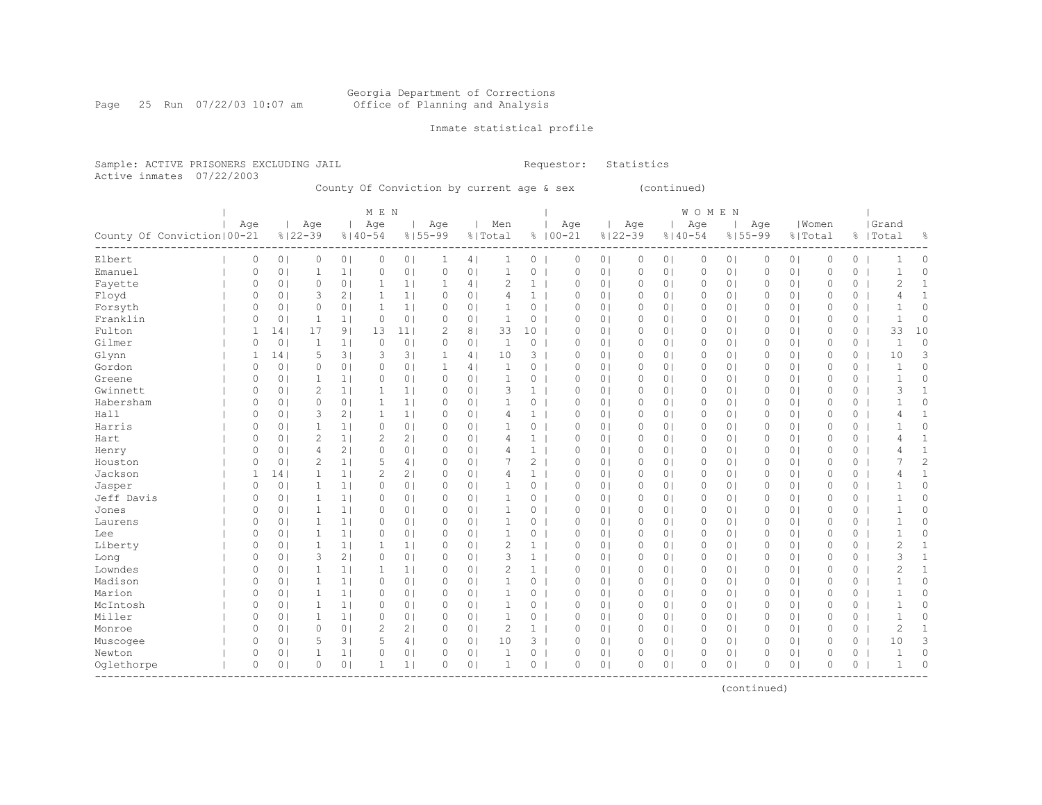Georgia Department of Corrections
Office of Planning and Analysis

Inmate statistical profile

Sample: ACTIVE PRISONERS EXCLUDING JAIL　　　Requestor: Statistics
Active inmates 07/22/2003

County Of Conviction by current age & sex (continued)

| County Of Conviction | MEN Age 00-21 | % | Age 22-39 | % | Age 40-54 | % | Age 55-99 | % | Men Total | % | WOMEN Age 00-21 | % | Age 22-39 | % | Age 40-54 | % | Age 55-99 | % | Women Total | % | Grand Total | % |
|---|---|---|---|---|---|---|---|---|---|---|---|---|---|---|---|---|---|---|---|---|---|---|
| Elbert | 0 | 0 | 0 | 0 | 0 | 0 | 1 | 4 | 1 | 0 | 0 | 0 | 0 | 0 | 0 | 0 | 0 | 0 | 0 | 0 | 1 | 0 |
| Emanuel | 0 | 0 | 1 | 1 | 0 | 0 | 0 | 0 | 1 | 0 | 0 | 0 | 0 | 0 | 0 | 0 | 0 | 0 | 0 | 0 | 1 | 0 |
| Fayette | 0 | 0 | 0 | 0 | 1 | 1 | 1 | 4 | 2 | 1 | 0 | 0 | 0 | 0 | 0 | 0 | 0 | 0 | 0 | 0 | 2 | 1 |
| Floyd | 0 | 0 | 3 | 2 | 1 | 1 | 0 | 0 | 4 | 1 | 0 | 0 | 0 | 0 | 0 | 0 | 0 | 0 | 0 | 0 | 4 | 1 |
| Forsyth | 0 | 0 | 0 | 0 | 1 | 1 | 0 | 0 | 1 | 0 | 0 | 0 | 0 | 0 | 0 | 0 | 0 | 0 | 0 | 0 | 1 | 0 |
| Franklin | 0 | 0 | 1 | 1 | 0 | 0 | 0 | 0 | 1 | 0 | 0 | 0 | 0 | 0 | 0 | 0 | 0 | 0 | 0 | 0 | 1 | 0 |
| Fulton | 1 | 14 | 17 | 9 | 13 | 11 | 2 | 8 | 33 | 10 | 0 | 0 | 0 | 0 | 0 | 0 | 0 | 0 | 0 | 0 | 33 | 10 |
| Gilmer | 0 | 0 | 1 | 1 | 0 | 0 | 0 | 0 | 1 | 0 | 0 | 0 | 0 | 0 | 0 | 0 | 0 | 0 | 0 | 0 | 1 | 0 |
| Glynn | 1 | 14 | 5 | 3 | 3 | 3 | 1 | 4 | 10 | 3 | 0 | 0 | 0 | 0 | 0 | 0 | 0 | 0 | 0 | 0 | 10 | 3 |
| Gordon | 0 | 0 | 0 | 0 | 0 | 0 | 1 | 4 | 1 | 0 | 0 | 0 | 0 | 0 | 0 | 0 | 0 | 0 | 0 | 0 | 1 | 0 |
| Greene | 0 | 0 | 1 | 1 | 0 | 0 | 0 | 0 | 1 | 0 | 0 | 0 | 0 | 0 | 0 | 0 | 0 | 0 | 0 | 0 | 1 | 0 |
| Gwinnett | 0 | 0 | 2 | 1 | 1 | 1 | 0 | 0 | 3 | 1 | 0 | 0 | 0 | 0 | 0 | 0 | 0 | 0 | 0 | 0 | 3 | 1 |
| Habersham | 0 | 0 | 0 | 0 | 1 | 1 | 0 | 0 | 1 | 0 | 0 | 0 | 0 | 0 | 0 | 0 | 0 | 0 | 0 | 0 | 1 | 0 |
| Hall | 0 | 0 | 3 | 2 | 1 | 1 | 0 | 0 | 4 | 1 | 0 | 0 | 0 | 0 | 0 | 0 | 0 | 0 | 0 | 0 | 4 | 1 |
| Harris | 0 | 0 | 1 | 1 | 0 | 0 | 0 | 0 | 1 | 0 | 0 | 0 | 0 | 0 | 0 | 0 | 0 | 0 | 0 | 0 | 1 | 0 |
| Hart | 0 | 0 | 2 | 1 | 2 | 2 | 0 | 0 | 4 | 1 | 0 | 0 | 0 | 0 | 0 | 0 | 0 | 0 | 0 | 0 | 4 | 1 |
| Henry | 0 | 0 | 4 | 2 | 0 | 0 | 0 | 0 | 4 | 1 | 0 | 0 | 0 | 0 | 0 | 0 | 0 | 0 | 0 | 0 | 4 | 1 |
| Houston | 0 | 0 | 2 | 1 | 5 | 4 | 0 | 0 | 7 | 2 | 0 | 0 | 0 | 0 | 0 | 0 | 0 | 0 | 0 | 0 | 7 | 2 |
| Jackson | 1 | 14 | 1 | 1 | 2 | 2 | 0 | 0 | 4 | 1 | 0 | 0 | 0 | 0 | 0 | 0 | 0 | 0 | 0 | 0 | 4 | 1 |
| Jasper | 0 | 0 | 1 | 1 | 0 | 0 | 0 | 0 | 1 | 0 | 0 | 0 | 0 | 0 | 0 | 0 | 0 | 0 | 0 | 0 | 1 | 0 |
| Jeff Davis | 0 | 0 | 1 | 1 | 0 | 0 | 0 | 0 | 1 | 0 | 0 | 0 | 0 | 0 | 0 | 0 | 0 | 0 | 0 | 0 | 1 | 0 |
| Jones | 0 | 0 | 1 | 1 | 0 | 0 | 0 | 0 | 1 | 0 | 0 | 0 | 0 | 0 | 0 | 0 | 0 | 0 | 0 | 0 | 1 | 0 |
| Laurens | 0 | 0 | 1 | 1 | 0 | 0 | 0 | 0 | 1 | 0 | 0 | 0 | 0 | 0 | 0 | 0 | 0 | 0 | 0 | 0 | 1 | 0 |
| Lee | 0 | 0 | 1 | 1 | 0 | 0 | 0 | 0 | 1 | 0 | 0 | 0 | 0 | 0 | 0 | 0 | 0 | 0 | 0 | 0 | 1 | 0 |
| Liberty | 0 | 0 | 1 | 1 | 1 | 1 | 0 | 0 | 2 | 1 | 0 | 0 | 0 | 0 | 0 | 0 | 0 | 0 | 0 | 0 | 2 | 1 |
| Long | 0 | 0 | 3 | 2 | 0 | 0 | 0 | 0 | 3 | 1 | 0 | 0 | 0 | 0 | 0 | 0 | 0 | 0 | 0 | 0 | 3 | 1 |
| Lowndes | 0 | 0 | 1 | 1 | 1 | 1 | 0 | 0 | 2 | 1 | 0 | 0 | 0 | 0 | 0 | 0 | 0 | 0 | 0 | 0 | 2 | 1 |
| Madison | 0 | 0 | 1 | 1 | 0 | 0 | 0 | 0 | 1 | 0 | 0 | 0 | 0 | 0 | 0 | 0 | 0 | 0 | 0 | 0 | 1 | 0 |
| Marion | 0 | 0 | 1 | 1 | 0 | 0 | 0 | 0 | 1 | 0 | 0 | 0 | 0 | 0 | 0 | 0 | 0 | 0 | 0 | 0 | 1 | 0 |
| McIntosh | 0 | 0 | 1 | 1 | 0 | 0 | 0 | 0 | 1 | 0 | 0 | 0 | 0 | 0 | 0 | 0 | 0 | 0 | 0 | 0 | 1 | 0 |
| Miller | 0 | 0 | 1 | 1 | 0 | 0 | 0 | 0 | 1 | 0 | 0 | 0 | 0 | 0 | 0 | 0 | 0 | 0 | 0 | 0 | 1 | 0 |
| Monroe | 0 | 0 | 0 | 0 | 2 | 2 | 0 | 0 | 2 | 1 | 0 | 0 | 0 | 0 | 0 | 0 | 0 | 0 | 0 | 0 | 2 | 1 |
| Muscogee | 0 | 0 | 5 | 3 | 5 | 4 | 0 | 0 | 10 | 3 | 0 | 0 | 0 | 0 | 0 | 0 | 0 | 0 | 0 | 0 | 10 | 3 |
| Newton | 0 | 0 | 1 | 1 | 0 | 0 | 0 | 0 | 1 | 0 | 0 | 0 | 0 | 0 | 0 | 0 | 0 | 0 | 0 | 0 | 1 | 0 |
| Oglethorpe | 0 | 0 | 0 | 0 | 1 | 1 | 0 | 0 | 1 | 0 | 0 | 0 | 0 | 0 | 0 | 0 | 0 | 0 | 0 | 0 | 1 | 0 |

(continued)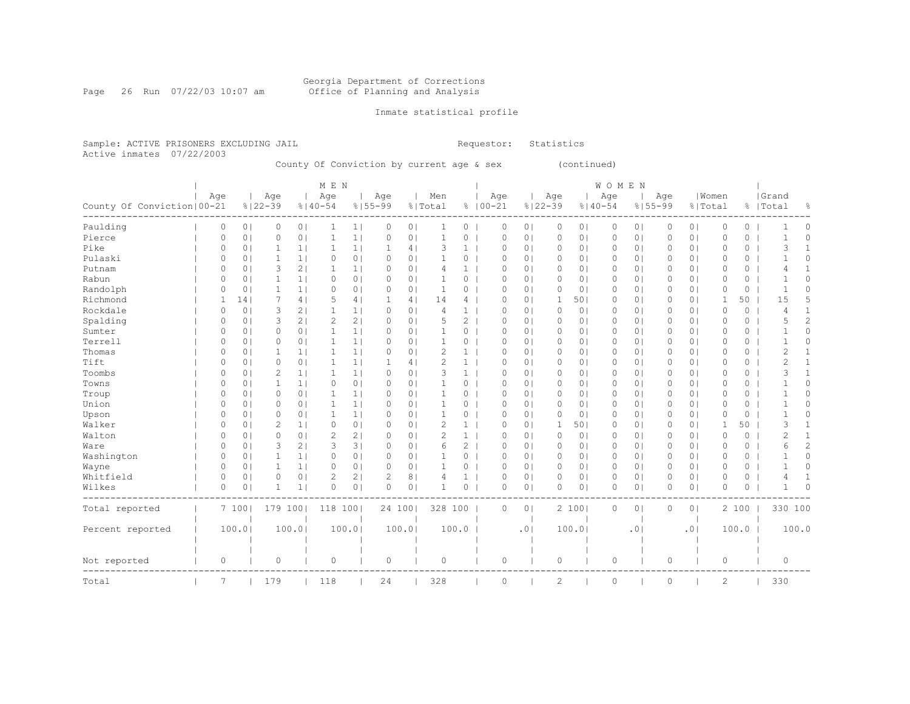Georgia Department of Corrections
Office of Planning and Analysis

Inmate statistical profile

Sample: ACTIVE PRISONERS EXCLUDING JAIL    Requestor: Statistics
Active inmates 07/22/2003

County Of Conviction by current age & sex (continued)

| County Of Conviction | MEN Age 00-21 | % | Age 22-39 | % | Age 40-54 | % | Age 55-99 | % | Men Total | % | WOMEN Age 00-21 | % | Age 22-39 | % | Age 40-54 | % | Age 55-99 | % | Women Total | % | Grand Total | % |
|---|---|---|---|---|---|---|---|---|---|---|---|---|---|---|---|---|---|---|---|---|---|---|
| Paulding | 0 | 0 | 0 | 0 | 1 | 1 | 0 | 0 | 1 | 0 | 0 | 0 | 0 | 0 | 0 | 0 | 0 | 0 | 0 | 0 | 1 | 0 |
| Pierce | 0 | 0 | 0 | 0 | 1 | 1 | 0 | 0 | 1 | 0 | 0 | 0 | 0 | 0 | 0 | 0 | 0 | 0 | 0 | 0 | 1 | 0 |
| Pike | 0 | 0 | 1 | 1 | 1 | 1 | 1 | 4 | 3 | 1 | 0 | 0 | 0 | 0 | 0 | 0 | 0 | 0 | 0 | 0 | 3 | 1 |
| Pulaski | 0 | 0 | 1 | 1 | 0 | 0 | 0 | 0 | 1 | 0 | 0 | 0 | 0 | 0 | 0 | 0 | 0 | 0 | 0 | 0 | 1 | 0 |
| Putnam | 0 | 0 | 3 | 2 | 1 | 1 | 0 | 0 | 4 | 1 | 0 | 0 | 0 | 0 | 0 | 0 | 0 | 0 | 0 | 0 | 4 | 1 |
| Rabun | 0 | 0 | 1 | 1 | 0 | 0 | 0 | 0 | 1 | 0 | 0 | 0 | 0 | 0 | 0 | 0 | 0 | 0 | 0 | 0 | 1 | 0 |
| Randolph | 0 | 0 | 1 | 1 | 0 | 0 | 0 | 0 | 1 | 0 | 0 | 0 | 0 | 0 | 0 | 0 | 0 | 0 | 0 | 0 | 1 | 0 |
| Richmond | 1 | 14 | 7 | 4 | 5 | 4 | 1 | 4 | 14 | 4 | 0 | 0 | 1 | 50 | 0 | 0 | 0 | 0 | 1 | 50 | 15 | 5 |
| Rockdale | 0 | 0 | 3 | 2 | 1 | 1 | 0 | 0 | 4 | 1 | 0 | 0 | 0 | 0 | 0 | 0 | 0 | 0 | 0 | 0 | 4 | 1 |
| Spalding | 0 | 0 | 3 | 2 | 2 | 2 | 0 | 0 | 5 | 2 | 0 | 0 | 0 | 0 | 0 | 0 | 0 | 0 | 0 | 0 | 5 | 2 |
| Sumter | 0 | 0 | 0 | 0 | 1 | 1 | 0 | 0 | 1 | 0 | 0 | 0 | 0 | 0 | 0 | 0 | 0 | 0 | 0 | 0 | 1 | 0 |
| Terrell | 0 | 0 | 0 | 0 | 1 | 1 | 0 | 0 | 1 | 0 | 0 | 0 | 0 | 0 | 0 | 0 | 0 | 0 | 0 | 0 | 1 | 0 |
| Thomas | 0 | 0 | 1 | 1 | 1 | 1 | 0 | 0 | 2 | 1 | 0 | 0 | 0 | 0 | 0 | 0 | 0 | 0 | 0 | 0 | 2 | 1 |
| Tift | 0 | 0 | 0 | 0 | 1 | 1 | 1 | 4 | 2 | 1 | 0 | 0 | 0 | 0 | 0 | 0 | 0 | 0 | 0 | 0 | 2 | 1 |
| Toombs | 0 | 0 | 2 | 1 | 1 | 1 | 0 | 0 | 3 | 1 | 0 | 0 | 0 | 0 | 0 | 0 | 0 | 0 | 0 | 0 | 3 | 1 |
| Towns | 0 | 0 | 1 | 1 | 0 | 0 | 0 | 0 | 1 | 0 | 0 | 0 | 0 | 0 | 0 | 0 | 0 | 0 | 0 | 0 | 1 | 0 |
| Troup | 0 | 0 | 0 | 0 | 1 | 1 | 0 | 0 | 1 | 0 | 0 | 0 | 0 | 0 | 0 | 0 | 0 | 0 | 0 | 0 | 1 | 0 |
| Union | 0 | 0 | 0 | 0 | 1 | 1 | 0 | 0 | 1 | 0 | 0 | 0 | 0 | 0 | 0 | 0 | 0 | 0 | 0 | 0 | 1 | 0 |
| Upson | 0 | 0 | 0 | 0 | 1 | 1 | 0 | 0 | 1 | 0 | 0 | 0 | 0 | 0 | 0 | 0 | 0 | 0 | 0 | 0 | 1 | 0 |
| Walker | 0 | 0 | 2 | 1 | 0 | 0 | 0 | 0 | 2 | 1 | 0 | 0 | 1 | 50 | 0 | 0 | 0 | 0 | 1 | 50 | 3 | 1 |
| Walton | 0 | 0 | 0 | 0 | 2 | 2 | 0 | 0 | 2 | 1 | 0 | 0 | 0 | 0 | 0 | 0 | 0 | 0 | 0 | 0 | 2 | 1 |
| Ware | 0 | 0 | 3 | 2 | 3 | 3 | 0 | 0 | 6 | 2 | 0 | 0 | 0 | 0 | 0 | 0 | 0 | 0 | 0 | 0 | 6 | 2 |
| Washington | 0 | 0 | 1 | 1 | 0 | 0 | 0 | 0 | 1 | 0 | 0 | 0 | 0 | 0 | 0 | 0 | 0 | 0 | 0 | 0 | 1 | 0 |
| Wayne | 0 | 0 | 1 | 1 | 0 | 0 | 0 | 0 | 1 | 0 | 0 | 0 | 0 | 0 | 0 | 0 | 0 | 0 | 0 | 0 | 1 | 0 |
| Whitfield | 0 | 0 | 0 | 0 | 2 | 2 | 2 | 8 | 4 | 1 | 0 | 0 | 0 | 0 | 0 | 0 | 0 | 0 | 0 | 0 | 4 | 1 |
| Wilkes | 0 | 0 | 1 | 1 | 0 | 0 | 0 | 0 | 1 | 0 | 0 | 0 | 0 | 0 | 0 | 0 | 0 | 0 | 0 | 0 | 1 | 0 |
| Total reported | 7 | 100 | 179 | 100 | 118 | 100 | 24 | 100 | 328 | 100 | 0 | 0 | 2 | 100 | 0 | 0 | 0 | 0 | 2 | 100 | 330 | 100 |
| Percent reported | | 100.0 | | 100.0 | | 100.0 | | 100.0 | | 100.0 | | .0 | | 100.0 | | .0 | | .0 | | 100.0 | | 100.0 |
| Not reported | 0 | | 0 | | 0 | | 0 | | 0 | | 0 | | 0 | | 0 | | 0 | | 0 | | 0 | |
| Total | 7 | | 179 | | 118 | | 24 | | 328 | | 0 | | 2 | | 0 | | 0 | | 2 | | 330 | |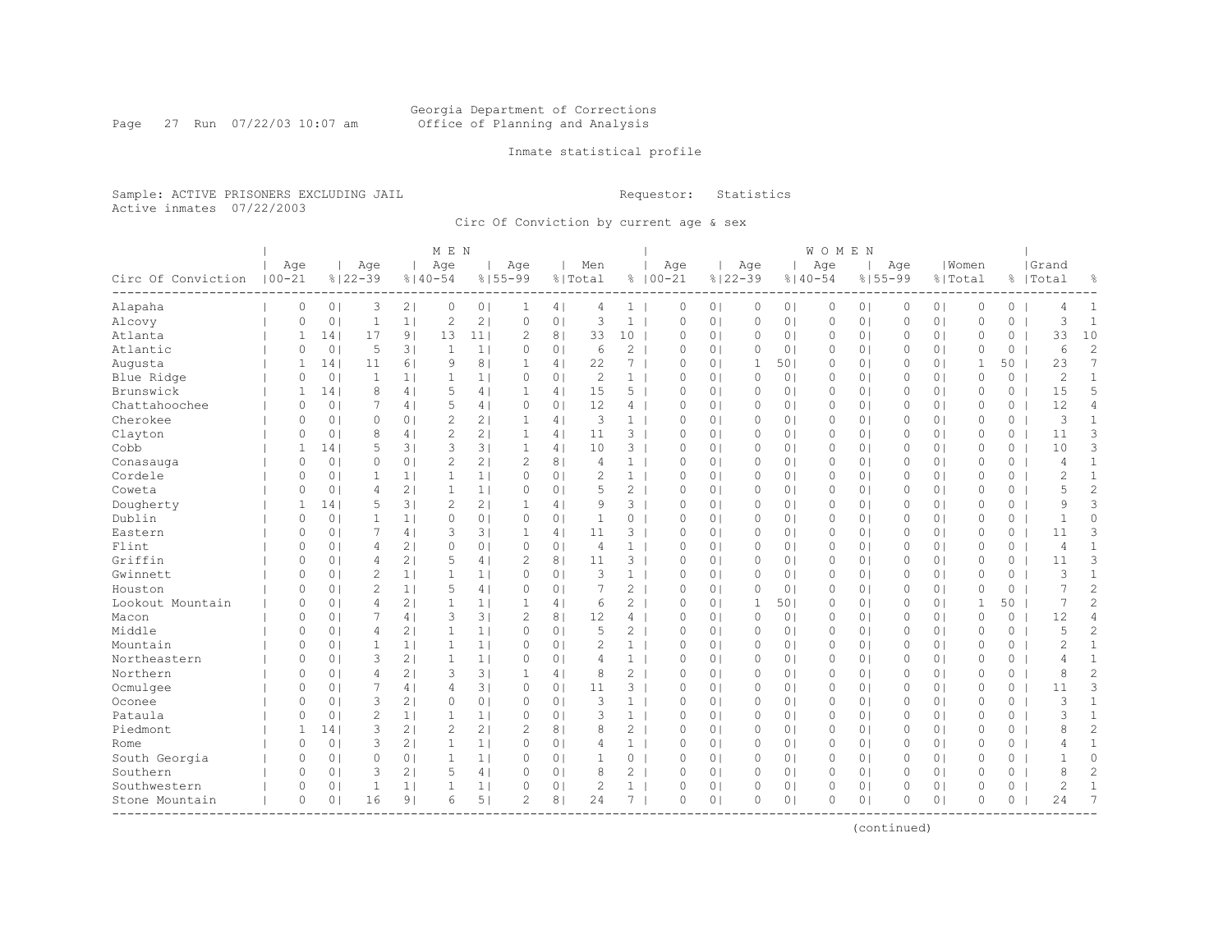Georgia Department of Corrections
Office of Planning and Analysis

Inmate statistical profile

Sample: ACTIVE PRISONERS EXCLUDING JAIL

Requestor: Statistics

Active inmates 07/22/2003

Circ Of Conviction by current age & sex

| Circ Of Conviction | MEN Age 00-21 | % | Age 22-39 | % | Age 40-54 | % | Age 55-99 | % | Men Total | % | WOMEN Age 00-21 | % | Age 22-39 | % | Age 40-54 | % | Age 55-99 | % | Women Total | % | Grand Total | % |
|---|---|---|---|---|---|---|---|---|---|---|---|---|---|---|---|---|---|---|---|---|---|---|
| Alapaha | 0 | 0 | 3 | 2 | 0 | 0 | 1 | 4 | 4 | 1 | 0 | 0 | 0 | 0 | 0 | 0 | 0 | 0 | 0 | 0 | 4 | 1 |
| Alcovy | 0 | 0 | 1 | 1 | 2 | 2 | 0 | 0 | 3 | 1 | 0 | 0 | 0 | 0 | 0 | 0 | 0 | 0 | 0 | 0 | 3 | 1 |
| Atlanta | 1 | 14 | 17 | 9 | 13 | 11 | 2 | 8 | 33 | 10 | 0 | 0 | 0 | 0 | 0 | 0 | 0 | 0 | 0 | 0 | 33 | 10 |
| Atlantic | 0 | 0 | 5 | 3 | 1 | 1 | 0 | 0 | 6 | 2 | 0 | 0 | 0 | 0 | 0 | 0 | 0 | 0 | 0 | 0 | 6 | 2 |
| Augusta | 1 | 14 | 11 | 6 | 9 | 8 | 1 | 4 | 22 | 7 | 0 | 0 | 1 | 50 | 0 | 0 | 0 | 0 | 1 | 50 | 23 | 7 |
| Blue Ridge | 0 | 0 | 1 | 1 | 1 | 1 | 0 | 0 | 2 | 1 | 0 | 0 | 0 | 0 | 0 | 0 | 0 | 0 | 0 | 0 | 2 | 1 |
| Brunswick | 1 | 14 | 8 | 4 | 5 | 4 | 1 | 4 | 15 | 5 | 0 | 0 | 0 | 0 | 0 | 0 | 0 | 0 | 0 | 0 | 15 | 5 |
| Chattahoochee | 0 | 0 | 7 | 4 | 5 | 4 | 0 | 0 | 12 | 4 | 0 | 0 | 0 | 0 | 0 | 0 | 0 | 0 | 0 | 0 | 12 | 4 |
| Cherokee | 0 | 0 | 0 | 0 | 2 | 2 | 1 | 4 | 3 | 1 | 0 | 0 | 0 | 0 | 0 | 0 | 0 | 0 | 0 | 0 | 3 | 1 |
| Clayton | 0 | 0 | 8 | 4 | 2 | 2 | 1 | 4 | 11 | 3 | 0 | 0 | 0 | 0 | 0 | 0 | 0 | 0 | 0 | 0 | 11 | 3 |
| Cobb | 1 | 14 | 5 | 3 | 3 | 3 | 1 | 4 | 10 | 3 | 0 | 0 | 0 | 0 | 0 | 0 | 0 | 0 | 0 | 0 | 10 | 3 |
| Conasauga | 0 | 0 | 0 | 0 | 2 | 2 | 2 | 8 | 4 | 1 | 0 | 0 | 0 | 0 | 0 | 0 | 0 | 0 | 0 | 0 | 4 | 1 |
| Cordele | 0 | 0 | 1 | 1 | 1 | 1 | 0 | 0 | 2 | 1 | 0 | 0 | 0 | 0 | 0 | 0 | 0 | 0 | 0 | 0 | 2 | 1 |
| Coweta | 0 | 0 | 4 | 2 | 1 | 1 | 0 | 0 | 5 | 2 | 0 | 0 | 0 | 0 | 0 | 0 | 0 | 0 | 0 | 0 | 5 | 2 |
| Dougherty | 1 | 14 | 5 | 3 | 2 | 2 | 1 | 4 | 9 | 3 | 0 | 0 | 0 | 0 | 0 | 0 | 0 | 0 | 0 | 0 | 9 | 3 |
| Dublin | 0 | 0 | 1 | 1 | 0 | 0 | 0 | 0 | 1 | 0 | 0 | 0 | 0 | 0 | 0 | 0 | 0 | 0 | 0 | 0 | 1 | 0 |
| Eastern | 0 | 0 | 7 | 4 | 3 | 3 | 1 | 4 | 11 | 3 | 0 | 0 | 0 | 0 | 0 | 0 | 0 | 0 | 0 | 0 | 11 | 3 |
| Flint | 0 | 0 | 4 | 2 | 0 | 0 | 0 | 0 | 4 | 1 | 0 | 0 | 0 | 0 | 0 | 0 | 0 | 0 | 0 | 0 | 4 | 1 |
| Griffin | 0 | 0 | 4 | 2 | 5 | 4 | 2 | 8 | 11 | 3 | 0 | 0 | 0 | 0 | 0 | 0 | 0 | 0 | 0 | 0 | 11 | 3 |
| Gwinnett | 0 | 0 | 2 | 1 | 1 | 1 | 0 | 0 | 3 | 1 | 0 | 0 | 0 | 0 | 0 | 0 | 0 | 0 | 0 | 0 | 3 | 1 |
| Houston | 0 | 0 | 2 | 1 | 5 | 4 | 0 | 0 | 7 | 2 | 0 | 0 | 0 | 0 | 0 | 0 | 0 | 0 | 0 | 0 | 7 | 2 |
| Lookout Mountain | 0 | 0 | 4 | 2 | 1 | 1 | 1 | 4 | 6 | 2 | 0 | 0 | 1 | 50 | 0 | 0 | 0 | 0 | 1 | 50 | 7 | 2 |
| Macon | 0 | 0 | 7 | 4 | 3 | 3 | 2 | 8 | 12 | 4 | 0 | 0 | 0 | 0 | 0 | 0 | 0 | 0 | 0 | 0 | 12 | 4 |
| Middle | 0 | 0 | 4 | 2 | 1 | 1 | 0 | 0 | 5 | 2 | 0 | 0 | 0 | 0 | 0 | 0 | 0 | 0 | 0 | 0 | 5 | 2 |
| Mountain | 0 | 0 | 1 | 1 | 1 | 1 | 0 | 0 | 2 | 1 | 0 | 0 | 0 | 0 | 0 | 0 | 0 | 0 | 0 | 0 | 2 | 1 |
| Northeastern | 0 | 0 | 3 | 2 | 1 | 1 | 0 | 0 | 4 | 1 | 0 | 0 | 0 | 0 | 0 | 0 | 0 | 0 | 0 | 0 | 4 | 1 |
| Northern | 0 | 0 | 4 | 2 | 3 | 3 | 1 | 4 | 8 | 2 | 0 | 0 | 0 | 0 | 0 | 0 | 0 | 0 | 0 | 0 | 8 | 2 |
| Ocmulgee | 0 | 0 | 7 | 4 | 4 | 3 | 0 | 0 | 11 | 3 | 0 | 0 | 0 | 0 | 0 | 0 | 0 | 0 | 0 | 0 | 11 | 3 |
| Oconee | 0 | 0 | 3 | 2 | 0 | 0 | 0 | 0 | 3 | 1 | 0 | 0 | 0 | 0 | 0 | 0 | 0 | 0 | 0 | 0 | 3 | 1 |
| Pataula | 0 | 0 | 2 | 1 | 1 | 1 | 0 | 0 | 3 | 1 | 0 | 0 | 0 | 0 | 0 | 0 | 0 | 0 | 0 | 0 | 3 | 1 |
| Piedmont | 1 | 14 | 3 | 2 | 2 | 2 | 2 | 8 | 8 | 2 | 0 | 0 | 0 | 0 | 0 | 0 | 0 | 0 | 0 | 0 | 8 | 2 |
| Rome | 0 | 0 | 3 | 2 | 1 | 1 | 0 | 0 | 4 | 1 | 0 | 0 | 0 | 0 | 0 | 0 | 0 | 0 | 0 | 0 | 4 | 1 |
| South Georgia | 0 | 0 | 0 | 0 | 1 | 1 | 0 | 0 | 1 | 0 | 0 | 0 | 0 | 0 | 0 | 0 | 0 | 0 | 0 | 0 | 1 | 0 |
| Southern | 0 | 0 | 3 | 2 | 5 | 4 | 0 | 0 | 8 | 2 | 0 | 0 | 0 | 0 | 0 | 0 | 0 | 0 | 0 | 0 | 8 | 2 |
| Southwestern | 0 | 0 | 1 | 1 | 1 | 1 | 0 | 0 | 2 | 1 | 0 | 0 | 0 | 0 | 0 | 0 | 0 | 0 | 0 | 0 | 2 | 1 |
| Stone Mountain | 0 | 0 | 16 | 9 | 6 | 5 | 2 | 8 | 24 | 7 | 0 | 0 | 0 | 0 | 0 | 0 | 0 | 0 | 0 | 0 | 24 | 7 |

(continued)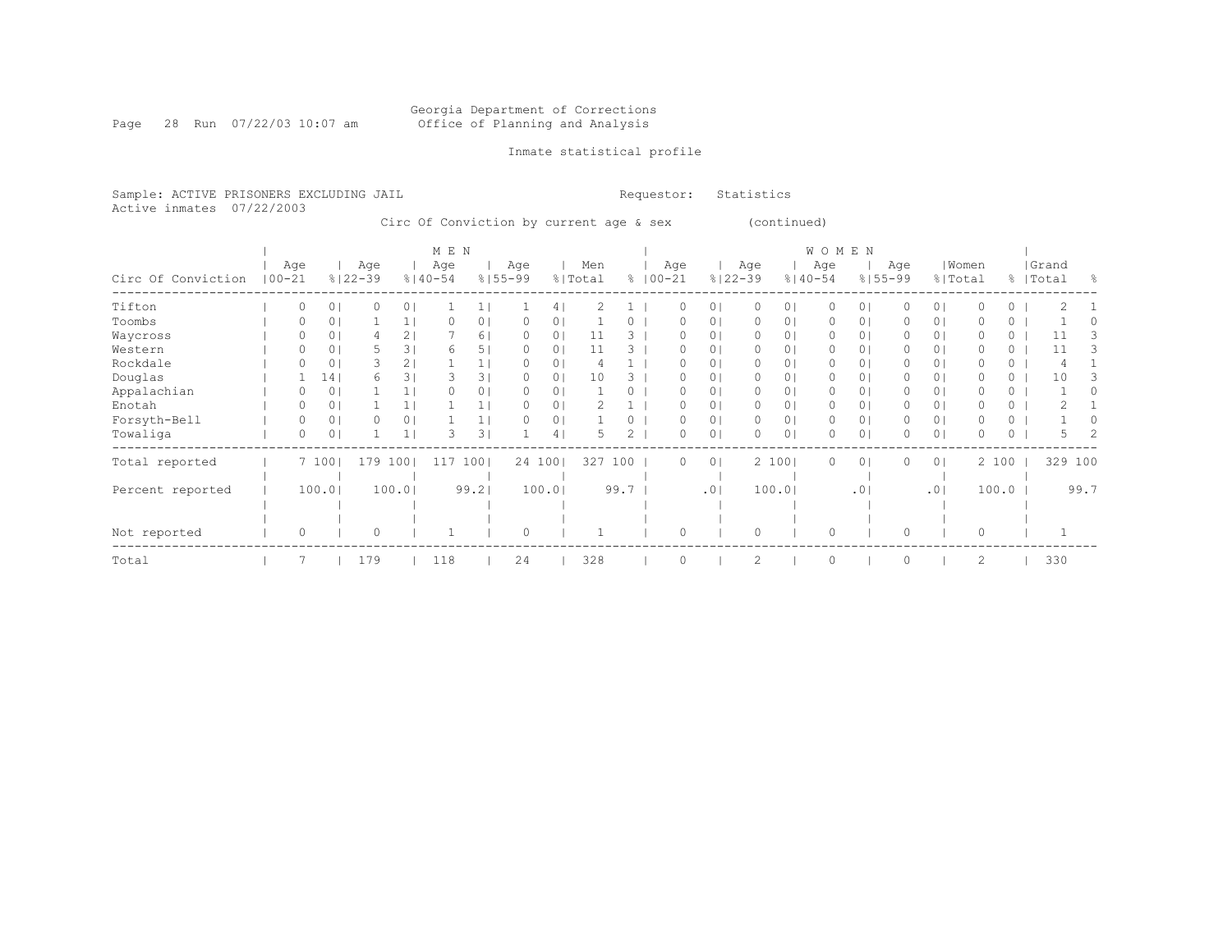Georgia Department of Corrections
Office of Planning and Analysis

Inmate statistical profile

Sample: ACTIVE PRISONERS EXCLUDING JAIL

Active inmates 07/22/2003

Requestor: Statistics

Circ Of Conviction by current age & sex (continued)

| Circ Of Conviction | MEN Age 00-21 | % | Age 22-39 | % | Age 40-54 | % | Age 55-99 | % | Men Total | % | WOMEN Age 00-21 | % | Age 22-39 | % | Age 40-54 | % | Age 55-99 | % | Women Total | % | Grand Total | % |
|---|---|---|---|---|---|---|---|---|---|---|---|---|---|---|---|---|---|---|---|---|---|---|
| Tifton | 0 | 0 | 0 | 0 | 1 | 1 | 1 | 4 | 2 | 1 | 0 | 0 | 0 | 0 | 0 | 0 | 0 | 0 | 0 | 0 | 2 | 1 |
| Toombs | 0 | 0 | 1 | 1 | 0 | 0 | 0 | 0 | 1 | 0 | 0 | 0 | 0 | 0 | 0 | 0 | 0 | 0 | 0 | 0 | 1 | 0 |
| Waycross | 0 | 0 | 4 | 2 | 7 | 6 | 0 | 0 | 11 | 3 | 0 | 0 | 0 | 0 | 0 | 0 | 0 | 0 | 0 | 0 | 11 | 3 |
| Western | 0 | 0 | 5 | 3 | 6 | 5 | 0 | 0 | 11 | 3 | 0 | 0 | 0 | 0 | 0 | 0 | 0 | 0 | 0 | 0 | 11 | 3 |
| Rockdale | 0 | 0 | 3 | 2 | 1 | 1 | 0 | 0 | 4 | 1 | 0 | 0 | 0 | 0 | 0 | 0 | 0 | 0 | 0 | 0 | 4 | 1 |
| Douglas | 1 | 14 | 6 | 3 | 3 | 3 | 0 | 0 | 10 | 3 | 0 | 0 | 0 | 0 | 0 | 0 | 0 | 0 | 0 | 0 | 10 | 3 |
| Appalachian | 0 | 0 | 1 | 1 | 0 | 0 | 0 | 0 | 1 | 0 | 0 | 0 | 0 | 0 | 0 | 0 | 0 | 0 | 0 | 0 | 1 | 0 |
| Enotah | 0 | 0 | 1 | 1 | 1 | 1 | 0 | 0 | 2 | 1 | 0 | 0 | 0 | 0 | 0 | 0 | 0 | 0 | 0 | 0 | 2 | 1 |
| Forsyth-Bell | 0 | 0 | 0 | 0 | 1 | 1 | 0 | 0 | 1 | 0 | 0 | 0 | 0 | 0 | 0 | 0 | 0 | 0 | 0 | 0 | 1 | 0 |
| Towaliga | 0 | 0 | 1 | 1 | 3 | 3 | 1 | 4 | 5 | 2 | 0 | 0 | 0 | 0 | 0 | 0 | 0 | 0 | 0 | 0 | 5 | 2 |
| Total reported | 7 | 100 | 179 | 100 | 117 | 100 | 24 | 100 | 327 | 100 | 0 | 0 | 2 | 100 | 0 | 0 | 0 | 0 | 2 | 100 | 329 | 100 |
| Percent reported | | 100.0 | | 100.0 | | 99.2 | | 100.0 | | 99.7 | | .0 | | 100.0 | | .0 | | .0 | | 100.0 | | 99.7 |
| Not reported | 0 | | 0 | | 1 | | 0 | | 1 | | 0 | | 0 | | 0 | | 0 | | 0 | | 1 | |
| Total | 7 | | 179 | | 118 | | 24 | | 328 | | 0 | | 2 | | 0 | | 0 | | 2 | | 330 | |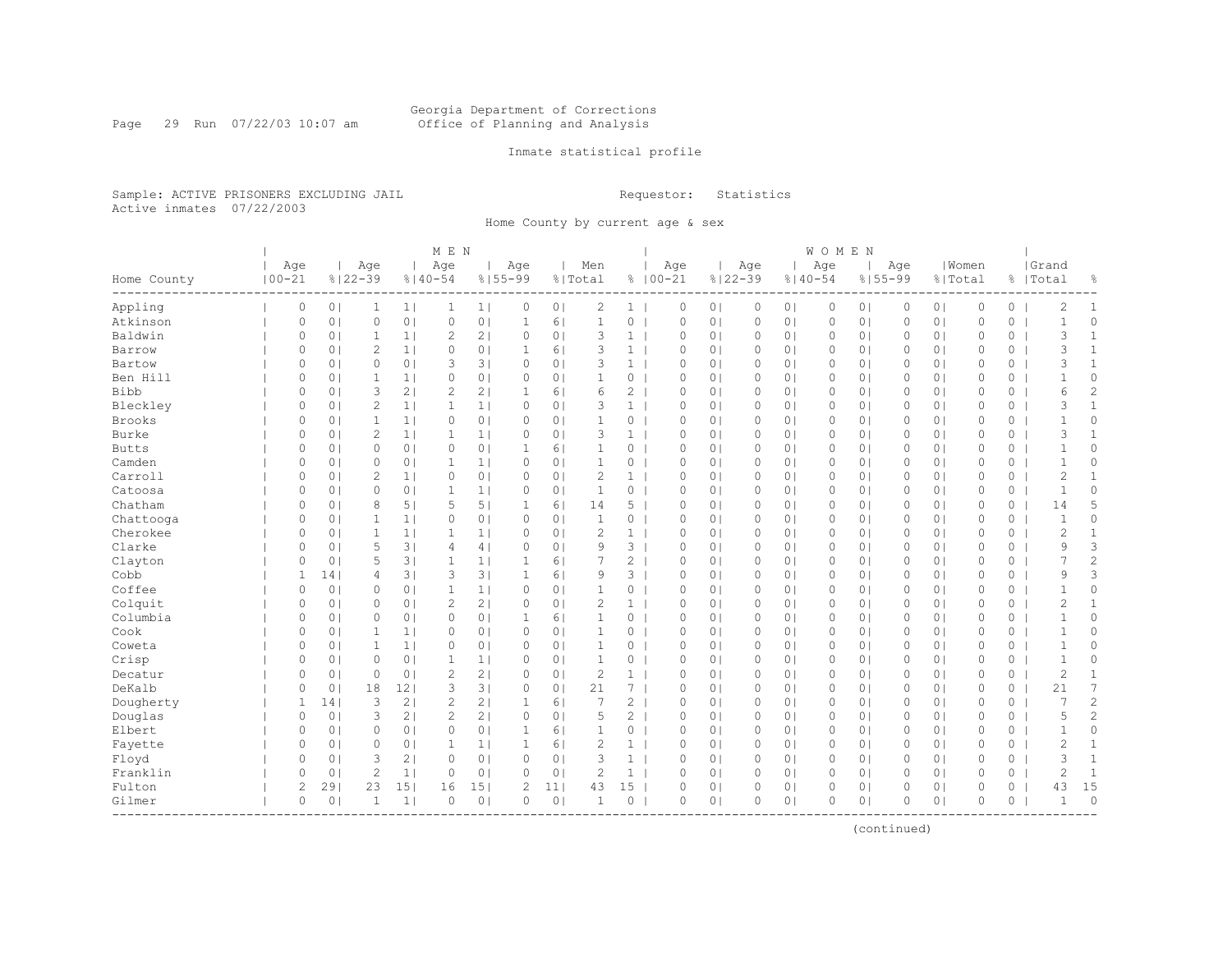Georgia Department of Corrections
Office of Planning and Analysis

Inmate statistical profile

Sample: ACTIVE PRISONERS EXCLUDING JAIL

Requestor: Statistics

Active inmates 07/22/2003

Home County by current age & sex

| Home County | MEN Age 00-21 | % | Age 22-39 | % | Age 40-54 | % | Age 55-99 | % | Men Total | % | WOMEN Age 00-21 | % | Age 22-39 | % | Age 40-54 | % | Age 55-99 | % | Women Total | % | Grand Total | % |
|---|---|---|---|---|---|---|---|---|---|---|---|---|---|---|---|---|---|---|---|---|---|---|
| Appling | 0 | 0 | 1 | 1 | 1 | 1 | 0 | 0 | 2 | 1 | 0 | 0 | 0 | 0 | 0 | 0 | 0 | 0 | 0 | 0 | 2 | 1 |
| Atkinson | 0 | 0 | 0 | 0 | 0 | 0 | 1 | 6 | 1 | 0 | 0 | 0 | 0 | 0 | 0 | 0 | 0 | 0 | 0 | 0 | 1 | 0 |
| Baldwin | 0 | 0 | 1 | 1 | 2 | 2 | 0 | 0 | 3 | 1 | 0 | 0 | 0 | 0 | 0 | 0 | 0 | 0 | 0 | 0 | 3 | 1 |
| Barrow | 0 | 0 | 2 | 1 | 0 | 0 | 1 | 6 | 3 | 1 | 0 | 0 | 0 | 0 | 0 | 0 | 0 | 0 | 0 | 0 | 3 | 1 |
| Bartow | 0 | 0 | 0 | 0 | 3 | 3 | 0 | 0 | 3 | 1 | 0 | 0 | 0 | 0 | 0 | 0 | 0 | 0 | 0 | 0 | 3 | 1 |
| Ben Hill | 0 | 0 | 1 | 1 | 0 | 0 | 0 | 0 | 1 | 0 | 0 | 0 | 0 | 0 | 0 | 0 | 0 | 0 | 0 | 0 | 1 | 0 |
| Bibb | 0 | 0 | 3 | 2 | 2 | 2 | 1 | 6 | 6 | 2 | 0 | 0 | 0 | 0 | 0 | 0 | 0 | 0 | 0 | 0 | 6 | 2 |
| Bleckley | 0 | 0 | 2 | 1 | 1 | 1 | 0 | 0 | 3 | 1 | 0 | 0 | 0 | 0 | 0 | 0 | 0 | 0 | 0 | 0 | 3 | 1 |
| Brooks | 0 | 0 | 1 | 1 | 0 | 0 | 0 | 0 | 1 | 0 | 0 | 0 | 0 | 0 | 0 | 0 | 0 | 0 | 0 | 0 | 1 | 0 |
| Burke | 0 | 0 | 2 | 1 | 1 | 1 | 0 | 0 | 3 | 1 | 0 | 0 | 0 | 0 | 0 | 0 | 0 | 0 | 0 | 0 | 3 | 1 |
| Butts | 0 | 0 | 0 | 0 | 0 | 0 | 1 | 6 | 1 | 0 | 0 | 0 | 0 | 0 | 0 | 0 | 0 | 0 | 0 | 0 | 1 | 0 |
| Camden | 0 | 0 | 0 | 0 | 1 | 1 | 0 | 0 | 1 | 0 | 0 | 0 | 0 | 0 | 0 | 0 | 0 | 0 | 0 | 0 | 1 | 0 |
| Carroll | 0 | 0 | 2 | 1 | 0 | 0 | 0 | 0 | 2 | 1 | 0 | 0 | 0 | 0 | 0 | 0 | 0 | 0 | 0 | 0 | 2 | 1 |
| Catoosa | 0 | 0 | 0 | 0 | 1 | 1 | 0 | 0 | 1 | 0 | 0 | 0 | 0 | 0 | 0 | 0 | 0 | 0 | 0 | 0 | 1 | 0 |
| Chatham | 0 | 0 | 8 | 5 | 5 | 5 | 1 | 6 | 14 | 5 | 0 | 0 | 0 | 0 | 0 | 0 | 0 | 0 | 0 | 0 | 14 | 5 |
| Chattooga | 0 | 0 | 1 | 1 | 0 | 0 | 0 | 0 | 1 | 0 | 0 | 0 | 0 | 0 | 0 | 0 | 0 | 0 | 0 | 0 | 1 | 0 |
| Cherokee | 0 | 0 | 1 | 1 | 1 | 1 | 0 | 0 | 2 | 1 | 0 | 0 | 0 | 0 | 0 | 0 | 0 | 0 | 0 | 0 | 2 | 1 |
| Clarke | 0 | 0 | 5 | 3 | 4 | 4 | 0 | 0 | 9 | 3 | 0 | 0 | 0 | 0 | 0 | 0 | 0 | 0 | 0 | 0 | 9 | 3 |
| Clayton | 0 | 0 | 5 | 3 | 1 | 1 | 1 | 6 | 7 | 2 | 0 | 0 | 0 | 0 | 0 | 0 | 0 | 0 | 0 | 0 | 7 | 2 |
| Cobb | 1 | 14 | 4 | 3 | 3 | 3 | 1 | 6 | 9 | 3 | 0 | 0 | 0 | 0 | 0 | 0 | 0 | 0 | 0 | 0 | 9 | 3 |
| Coffee | 0 | 0 | 0 | 0 | 1 | 1 | 0 | 0 | 1 | 0 | 0 | 0 | 0 | 0 | 0 | 0 | 0 | 0 | 0 | 0 | 1 | 0 |
| Colquit | 0 | 0 | 0 | 0 | 2 | 2 | 0 | 0 | 2 | 1 | 0 | 0 | 0 | 0 | 0 | 0 | 0 | 0 | 0 | 0 | 2 | 1 |
| Columbia | 0 | 0 | 0 | 0 | 0 | 0 | 1 | 6 | 1 | 0 | 0 | 0 | 0 | 0 | 0 | 0 | 0 | 0 | 0 | 0 | 1 | 0 |
| Cook | 0 | 0 | 1 | 1 | 0 | 0 | 0 | 0 | 1 | 0 | 0 | 0 | 0 | 0 | 0 | 0 | 0 | 0 | 0 | 0 | 1 | 0 |
| Coweta | 0 | 0 | 1 | 1 | 0 | 0 | 0 | 0 | 1 | 0 | 0 | 0 | 0 | 0 | 0 | 0 | 0 | 0 | 0 | 0 | 1 | 0 |
| Crisp | 0 | 0 | 0 | 0 | 1 | 1 | 0 | 0 | 1 | 0 | 0 | 0 | 0 | 0 | 0 | 0 | 0 | 0 | 0 | 0 | 1 | 0 |
| Decatur | 0 | 0 | 0 | 0 | 2 | 2 | 0 | 0 | 2 | 1 | 0 | 0 | 0 | 0 | 0 | 0 | 0 | 0 | 0 | 0 | 2 | 1 |
| DeKalb | 0 | 0 | 18 | 12 | 3 | 3 | 0 | 0 | 21 | 7 | 0 | 0 | 0 | 0 | 0 | 0 | 0 | 0 | 0 | 0 | 21 | 7 |
| Dougherty | 1 | 14 | 3 | 2 | 2 | 2 | 1 | 6 | 7 | 2 | 0 | 0 | 0 | 0 | 0 | 0 | 0 | 0 | 0 | 0 | 7 | 2 |
| Douglas | 0 | 0 | 3 | 2 | 2 | 2 | 0 | 0 | 5 | 2 | 0 | 0 | 0 | 0 | 0 | 0 | 0 | 0 | 0 | 0 | 5 | 2 |
| Elbert | 0 | 0 | 0 | 0 | 0 | 0 | 1 | 6 | 1 | 0 | 0 | 0 | 0 | 0 | 0 | 0 | 0 | 0 | 0 | 0 | 1 | 0 |
| Fayette | 0 | 0 | 0 | 0 | 1 | 1 | 1 | 6 | 2 | 1 | 0 | 0 | 0 | 0 | 0 | 0 | 0 | 0 | 0 | 0 | 2 | 1 |
| Floyd | 0 | 0 | 3 | 2 | 0 | 0 | 0 | 0 | 3 | 1 | 0 | 0 | 0 | 0 | 0 | 0 | 0 | 0 | 0 | 0 | 3 | 1 |
| Franklin | 0 | 0 | 2 | 1 | 0 | 0 | 0 | 0 | 2 | 1 | 0 | 0 | 0 | 0 | 0 | 0 | 0 | 0 | 0 | 0 | 2 | 1 |
| Fulton | 2 | 29 | 23 | 15 | 16 | 15 | 2 | 11 | 43 | 15 | 0 | 0 | 0 | 0 | 0 | 0 | 0 | 0 | 0 | 0 | 43 | 15 |
| Gilmer | 0 | 0 | 1 | 1 | 0 | 0 | 0 | 0 | 1 | 0 | 0 | 0 | 0 | 0 | 0 | 0 | 0 | 0 | 0 | 0 | 1 | 0 |

(continued)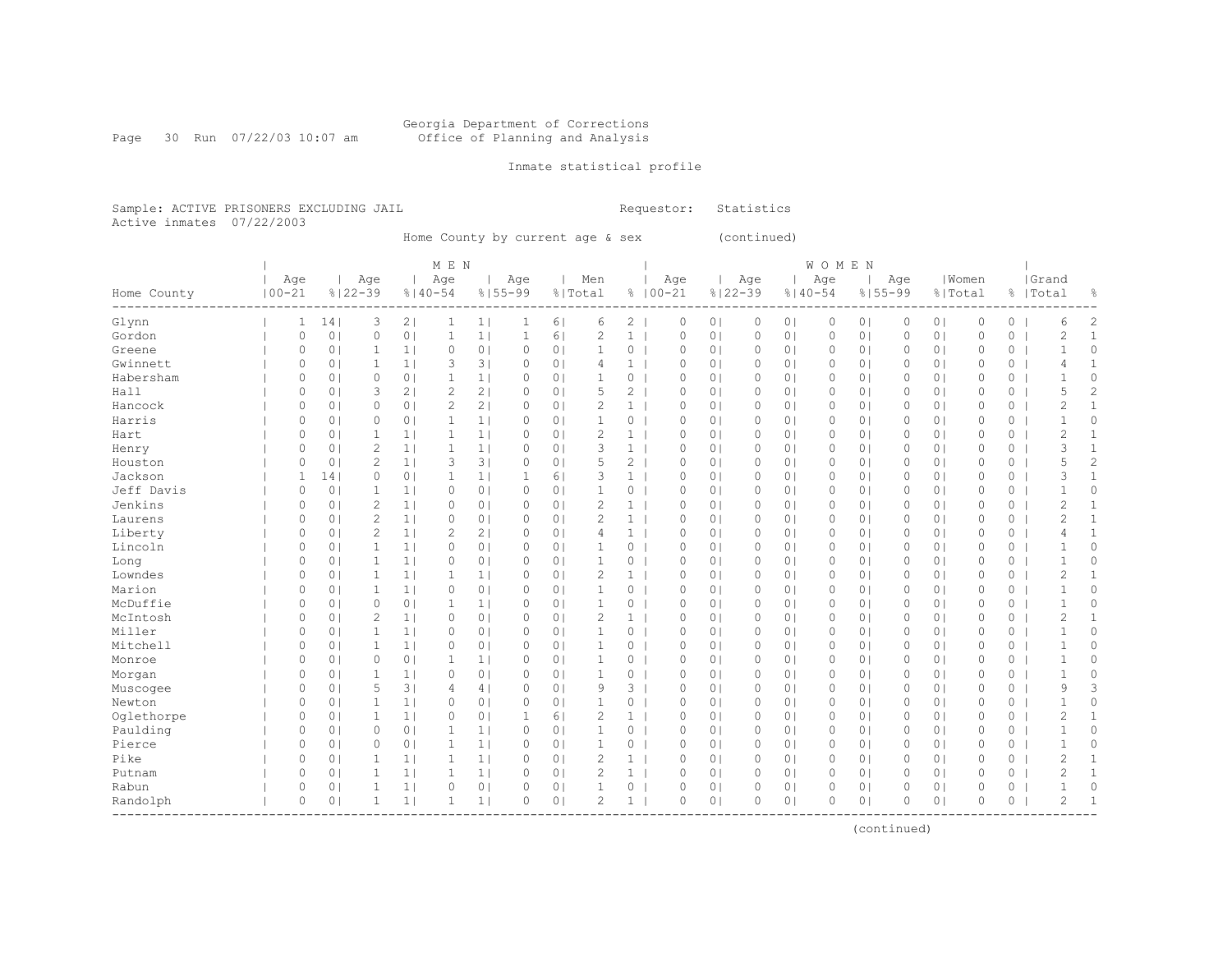Georgia Department of Corrections
Office of Planning and Analysis

Inmate statistical profile

Sample: ACTIVE PRISONERS EXCLUDING JAIL  Requestor: Statistics
Active inmates 07/22/2003

Home County by current age & sex (continued)

| Home County | MEN Age 00-21 | % | Age 22-39 | % | Age 40-54 | % | Age 55-99 | % | Men Total | % | WOMEN Age 00-21 | % | Age 22-39 | % | Age 40-54 | % | Age 55-99 | % | Women Total | % | Grand Total | % |
|---|---|---|---|---|---|---|---|---|---|---|---|---|---|---|---|---|---|---|---|---|---|---|
| Glynn | 1 | 14 | 3 | 2 | 1 | 1 | 1 | 6 | 6 | 2 | 0 | 0 | 0 | 0 | 0 | 0 | 0 | 0 | 0 | 0 | 6 | 2 |
| Gordon | 0 | 0 | 0 | 0 | 1 | 1 | 1 | 6 | 2 | 1 | 0 | 0 | 0 | 0 | 0 | 0 | 0 | 0 | 0 | 0 | 2 | 1 |
| Greene | 0 | 0 | 1 | 1 | 0 | 0 | 0 | 0 | 1 | 0 | 0 | 0 | 0 | 0 | 0 | 0 | 0 | 0 | 0 | 0 | 1 | 0 |
| Gwinnett | 0 | 0 | 1 | 1 | 3 | 3 | 0 | 0 | 4 | 1 | 0 | 0 | 0 | 0 | 0 | 0 | 0 | 0 | 0 | 0 | 4 | 1 |
| Habersham | 0 | 0 | 0 | 0 | 1 | 1 | 0 | 0 | 1 | 0 | 0 | 0 | 0 | 0 | 0 | 0 | 0 | 0 | 0 | 0 | 1 | 0 |
| Hall | 0 | 0 | 3 | 2 | 2 | 2 | 0 | 0 | 5 | 2 | 0 | 0 | 0 | 0 | 0 | 0 | 0 | 0 | 0 | 0 | 5 | 2 |
| Hancock | 0 | 0 | 0 | 0 | 2 | 2 | 0 | 0 | 2 | 1 | 0 | 0 | 0 | 0 | 0 | 0 | 0 | 0 | 0 | 0 | 2 | 1 |
| Harris | 0 | 0 | 0 | 0 | 1 | 1 | 0 | 0 | 1 | 0 | 0 | 0 | 0 | 0 | 0 | 0 | 0 | 0 | 0 | 0 | 1 | 0 |
| Hart | 0 | 0 | 1 | 1 | 1 | 1 | 0 | 0 | 2 | 1 | 0 | 0 | 0 | 0 | 0 | 0 | 0 | 0 | 0 | 0 | 2 | 1 |
| Henry | 0 | 0 | 2 | 1 | 1 | 1 | 0 | 0 | 3 | 1 | 0 | 0 | 0 | 0 | 0 | 0 | 0 | 0 | 0 | 0 | 3 | 1 |
| Houston | 0 | 0 | 2 | 1 | 3 | 3 | 0 | 0 | 5 | 2 | 0 | 0 | 0 | 0 | 0 | 0 | 0 | 0 | 0 | 0 | 5 | 2 |
| Jackson | 1 | 14 | 0 | 0 | 1 | 1 | 1 | 6 | 3 | 1 | 0 | 0 | 0 | 0 | 0 | 0 | 0 | 0 | 0 | 0 | 3 | 1 |
| Jeff Davis | 0 | 0 | 1 | 1 | 0 | 0 | 0 | 0 | 1 | 0 | 0 | 0 | 0 | 0 | 0 | 0 | 0 | 0 | 0 | 0 | 1 | 0 |
| Jenkins | 0 | 0 | 2 | 1 | 0 | 0 | 0 | 0 | 2 | 1 | 0 | 0 | 0 | 0 | 0 | 0 | 0 | 0 | 0 | 0 | 2 | 1 |
| Laurens | 0 | 0 | 2 | 1 | 0 | 0 | 0 | 0 | 2 | 1 | 0 | 0 | 0 | 0 | 0 | 0 | 0 | 0 | 0 | 0 | 2 | 1 |
| Liberty | 0 | 0 | 2 | 1 | 2 | 2 | 0 | 0 | 4 | 1 | 0 | 0 | 0 | 0 | 0 | 0 | 0 | 0 | 0 | 0 | 4 | 1 |
| Lincoln | 0 | 0 | 1 | 1 | 0 | 0 | 0 | 0 | 1 | 0 | 0 | 0 | 0 | 0 | 0 | 0 | 0 | 0 | 0 | 0 | 1 | 0 |
| Long | 0 | 0 | 1 | 1 | 0 | 0 | 0 | 0 | 1 | 0 | 0 | 0 | 0 | 0 | 0 | 0 | 0 | 0 | 0 | 0 | 1 | 0 |
| Lowndes | 0 | 0 | 1 | 1 | 1 | 1 | 0 | 0 | 2 | 1 | 0 | 0 | 0 | 0 | 0 | 0 | 0 | 0 | 0 | 0 | 2 | 1 |
| Marion | 0 | 0 | 1 | 1 | 0 | 0 | 0 | 0 | 1 | 0 | 0 | 0 | 0 | 0 | 0 | 0 | 0 | 0 | 0 | 0 | 1 | 0 |
| McDuffie | 0 | 0 | 0 | 0 | 1 | 1 | 0 | 0 | 1 | 0 | 0 | 0 | 0 | 0 | 0 | 0 | 0 | 0 | 0 | 0 | 1 | 0 |
| McIntosh | 0 | 0 | 2 | 1 | 0 | 0 | 0 | 0 | 2 | 1 | 0 | 0 | 0 | 0 | 0 | 0 | 0 | 0 | 0 | 0 | 2 | 1 |
| Miller | 0 | 0 | 1 | 1 | 0 | 0 | 0 | 0 | 1 | 0 | 0 | 0 | 0 | 0 | 0 | 0 | 0 | 0 | 0 | 0 | 1 | 0 |
| Mitchell | 0 | 0 | 1 | 1 | 0 | 0 | 0 | 0 | 1 | 0 | 0 | 0 | 0 | 0 | 0 | 0 | 0 | 0 | 0 | 0 | 1 | 0 |
| Monroe | 0 | 0 | 0 | 0 | 1 | 1 | 0 | 0 | 1 | 0 | 0 | 0 | 0 | 0 | 0 | 0 | 0 | 0 | 0 | 0 | 1 | 0 |
| Morgan | 0 | 0 | 1 | 1 | 0 | 0 | 0 | 0 | 1 | 0 | 0 | 0 | 0 | 0 | 0 | 0 | 0 | 0 | 0 | 0 | 1 | 0 |
| Muscogee | 0 | 0 | 5 | 3 | 4 | 4 | 0 | 0 | 9 | 3 | 0 | 0 | 0 | 0 | 0 | 0 | 0 | 0 | 0 | 0 | 9 | 3 |
| Newton | 0 | 0 | 1 | 1 | 0 | 0 | 0 | 0 | 1 | 0 | 0 | 0 | 0 | 0 | 0 | 0 | 0 | 0 | 0 | 0 | 1 | 0 |
| Oglethorpe | 0 | 0 | 1 | 1 | 0 | 0 | 1 | 6 | 2 | 1 | 0 | 0 | 0 | 0 | 0 | 0 | 0 | 0 | 0 | 0 | 2 | 1 |
| Paulding | 0 | 0 | 0 | 0 | 1 | 1 | 0 | 0 | 1 | 0 | 0 | 0 | 0 | 0 | 0 | 0 | 0 | 0 | 0 | 0 | 1 | 0 |
| Pierce | 0 | 0 | 0 | 0 | 1 | 1 | 0 | 0 | 1 | 0 | 0 | 0 | 0 | 0 | 0 | 0 | 0 | 0 | 0 | 0 | 1 | 0 |
| Pike | 0 | 0 | 1 | 1 | 1 | 1 | 0 | 0 | 2 | 1 | 0 | 0 | 0 | 0 | 0 | 0 | 0 | 0 | 0 | 0 | 2 | 1 |
| Putnam | 0 | 0 | 1 | 1 | 1 | 1 | 0 | 0 | 2 | 1 | 0 | 0 | 0 | 0 | 0 | 0 | 0 | 0 | 0 | 0 | 2 | 1 |
| Rabun | 0 | 0 | 1 | 1 | 0 | 0 | 0 | 0 | 1 | 0 | 0 | 0 | 0 | 0 | 0 | 0 | 0 | 0 | 0 | 0 | 1 | 0 |
| Randolph | 0 | 0 | 1 | 1 | 1 | 1 | 0 | 0 | 2 | 1 | 0 | 0 | 0 | 0 | 0 | 0 | 0 | 0 | 0 | 0 | 2 | 1 |

(continued)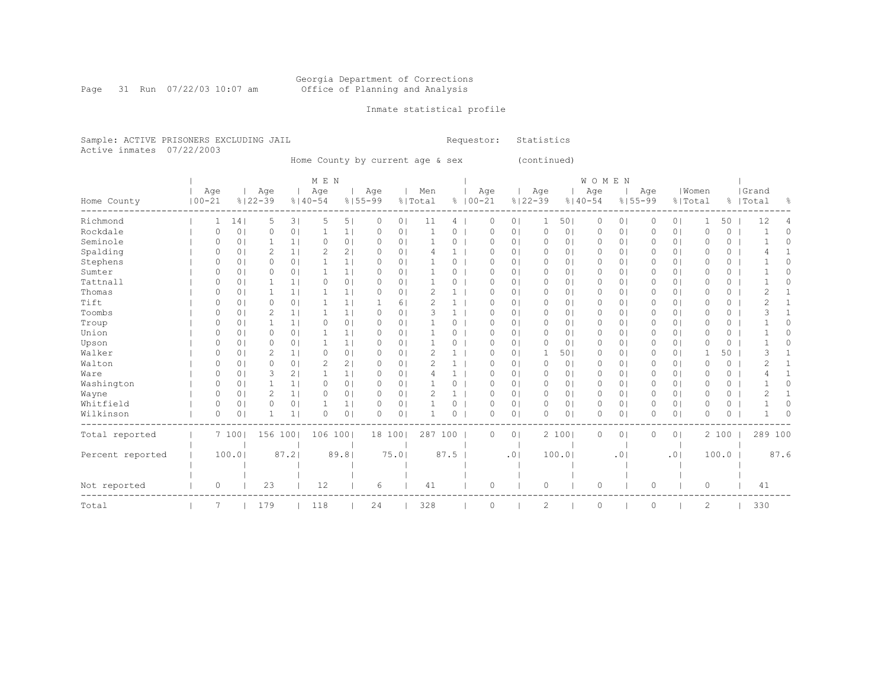Georgia Department of Corrections
Office of Planning and Analysis

Inmate statistical profile

Sample: ACTIVE PRISONERS EXCLUDING JAIL    Requestor: Statistics
Active inmates 07/22/2003

Home County by current age & sex (continued)

| Home County | MEN Age 00-21 | % | Age 22-39 | % | Age 40-54 | % | Age 55-99 | % | Men Total | % | WOMEN Age 00-21 | % | Age 22-39 | % | Age 40-54 | % | Age 55-99 | % | Women Total | % | Grand Total | % |
|---|---|---|---|---|---|---|---|---|---|---|---|---|---|---|---|---|---|---|---|---|---|---|
| Richmond | 1 | 14 | 5 | 3 | 5 | 5 | 0 | 0 | 11 | 4 | 0 | 0 | 1 | 50 | 0 | 0 | 0 | 0 | 1 | 50 | 12 | 4 |
| Rockdale | 0 | 0 | 0 | 0 | 1 | 1 | 0 | 0 | 1 | 0 | 0 | 0 | 0 | 0 | 0 | 0 | 0 | 0 | 0 | 0 | 1 | 0 |
| Seminole | 0 | 0 | 1 | 1 | 0 | 0 | 0 | 0 | 1 | 0 | 0 | 0 | 0 | 0 | 0 | 0 | 0 | 0 | 0 | 0 | 1 | 0 |
| Spalding | 0 | 0 | 2 | 1 | 2 | 2 | 0 | 0 | 4 | 1 | 0 | 0 | 0 | 0 | 0 | 0 | 0 | 0 | 0 | 0 | 4 | 1 |
| Stephens | 0 | 0 | 0 | 0 | 1 | 1 | 0 | 0 | 1 | 0 | 0 | 0 | 0 | 0 | 0 | 0 | 0 | 0 | 0 | 0 | 1 | 0 |
| Sumter | 0 | 0 | 0 | 0 | 1 | 1 | 0 | 0 | 1 | 0 | 0 | 0 | 0 | 0 | 0 | 0 | 0 | 0 | 0 | 0 | 1 | 0 |
| Tattnall | 0 | 0 | 1 | 1 | 0 | 0 | 0 | 0 | 1 | 0 | 0 | 0 | 0 | 0 | 0 | 0 | 0 | 0 | 0 | 0 | 1 | 0 |
| Thomas | 0 | 0 | 1 | 1 | 1 | 1 | 0 | 0 | 2 | 1 | 0 | 0 | 0 | 0 | 0 | 0 | 0 | 0 | 0 | 0 | 2 | 1 |
| Tift | 0 | 0 | 0 | 0 | 1 | 1 | 1 | 6 | 2 | 1 | 0 | 0 | 0 | 0 | 0 | 0 | 0 | 0 | 0 | 0 | 2 | 1 |
| Toombs | 0 | 0 | 2 | 1 | 1 | 1 | 0 | 0 | 3 | 1 | 0 | 0 | 0 | 0 | 0 | 0 | 0 | 0 | 0 | 0 | 3 | 1 |
| Troup | 0 | 0 | 1 | 1 | 0 | 0 | 0 | 0 | 1 | 0 | 0 | 0 | 0 | 0 | 0 | 0 | 0 | 0 | 0 | 0 | 1 | 0 |
| Union | 0 | 0 | 0 | 0 | 1 | 1 | 0 | 0 | 1 | 0 | 0 | 0 | 0 | 0 | 0 | 0 | 0 | 0 | 0 | 0 | 1 | 0 |
| Upson | 0 | 0 | 0 | 0 | 1 | 1 | 0 | 0 | 1 | 0 | 0 | 0 | 0 | 0 | 0 | 0 | 0 | 0 | 0 | 0 | 1 | 0 |
| Walker | 0 | 0 | 2 | 1 | 0 | 0 | 0 | 0 | 2 | 1 | 0 | 0 | 1 | 50 | 0 | 0 | 0 | 0 | 1 | 50 | 3 | 1 |
| Walton | 0 | 0 | 0 | 0 | 2 | 2 | 0 | 0 | 2 | 1 | 0 | 0 | 0 | 0 | 0 | 0 | 0 | 0 | 0 | 0 | 2 | 1 |
| Ware | 0 | 0 | 3 | 2 | 1 | 1 | 0 | 0 | 4 | 1 | 0 | 0 | 0 | 0 | 0 | 0 | 0 | 0 | 0 | 0 | 4 | 1 |
| Washington | 0 | 0 | 1 | 1 | 0 | 0 | 0 | 0 | 1 | 0 | 0 | 0 | 0 | 0 | 0 | 0 | 0 | 0 | 0 | 0 | 1 | 0 |
| Wayne | 0 | 0 | 2 | 1 | 0 | 0 | 0 | 0 | 2 | 1 | 0 | 0 | 0 | 0 | 0 | 0 | 0 | 0 | 0 | 0 | 2 | 1 |
| Whitfield | 0 | 0 | 0 | 0 | 1 | 1 | 0 | 0 | 1 | 0 | 0 | 0 | 0 | 0 | 0 | 0 | 0 | 0 | 0 | 0 | 1 | 0 |
| Wilkinson | 0 | 0 | 1 | 1 | 0 | 0 | 0 | 0 | 1 | 0 | 0 | 0 | 0 | 0 | 0 | 0 | 0 | 0 | 0 | 0 | 1 | 0 |
| Total reported | 7 | 100 | 156 | 100 | 106 | 100 | 18 | 100 | 287 | 100 | 0 | 0 | 2 | 100 | 0 | 0 | 0 | 0 | 2 | 100 | 289 | 100 |
| Percent reported | 100.0 | | 87.2 | | 89.8 | | 75.0 | | 87.5 | | .0 | | 100.0 | | .0 | | .0 | | 100.0 | | 87.6 | |
| Not reported | 0 | | 23 | | 12 | | 6 | | 41 | | 0 | | 0 | | 0 | | 0 | | 0 | | 41 | |
| Total | 7 | | 179 | | 118 | | 24 | | 328 | | 0 | | 2 | | 0 | | 0 | | 2 | | 330 | |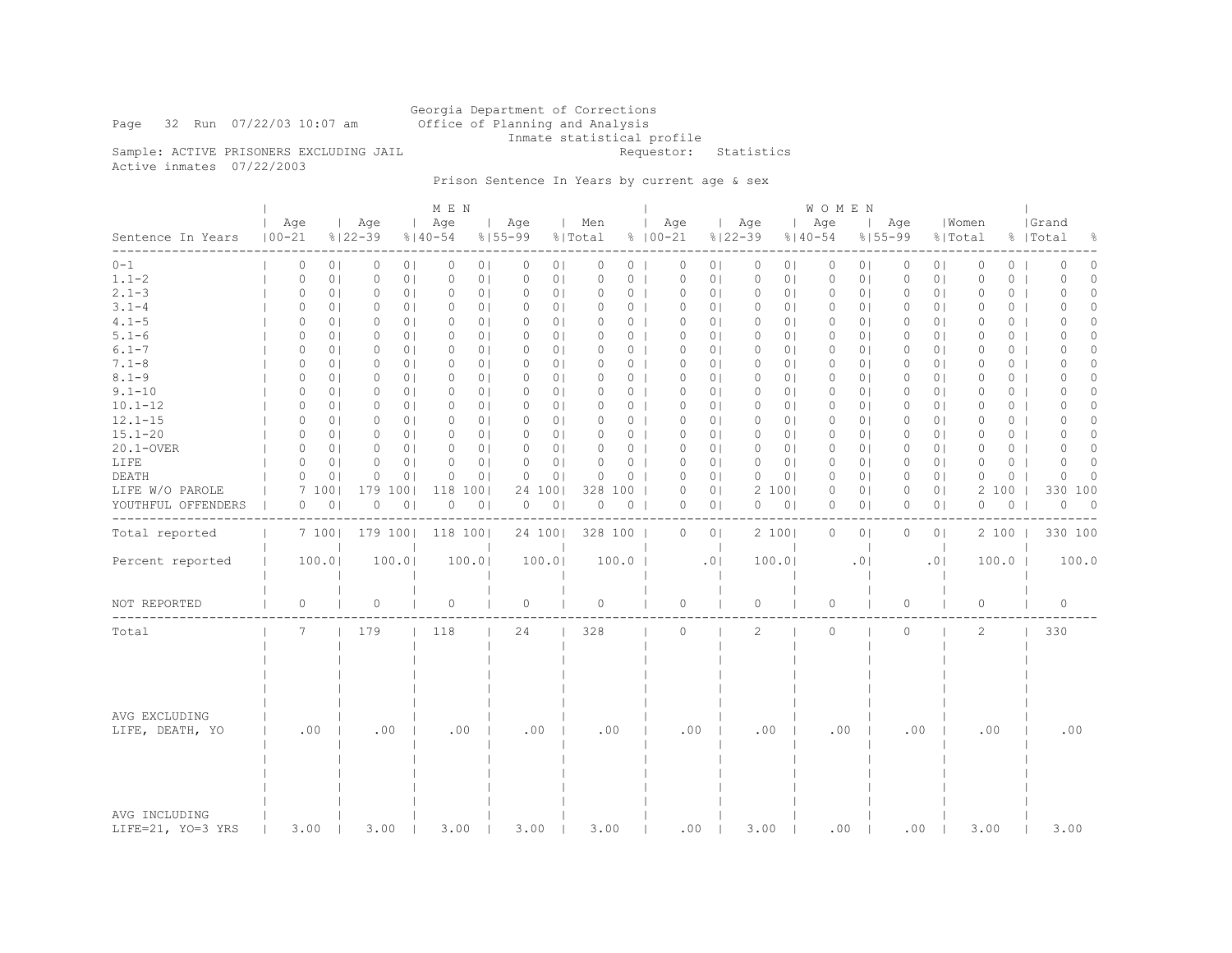Georgia Department of Corrections
Office of Planning and Analysis
Inmate statistical profile

Page 32 Run 07/22/03 10:07 am

Sample: ACTIVE PRISONERS EXCLUDING JAIL    Requestor: Statistics

Active inmates 07/22/2003

Prison Sentence In Years by current age & sex

| Sentence In Years | MEN Age 00-21 | % | Age 22-39 | % | Age 40-54 | % | Age 55-99 | % | Men Total | % | WOMEN Age 00-21 | % | Age 22-39 | % | Age 40-54 | % | Age 55-99 | % | Women Total | % | Grand Total | % |
|---|---|---|---|---|---|---|---|---|---|---|---|---|---|---|---|---|---|---|---|---|---|---|
| 0-1 | 0 | 0 | 0 | 0 | 0 | 0 | 0 | 0 | 0 | 0 | 0 | 0 | 0 | 0 | 0 | 0 | 0 | 0 | 0 | 0 | 0 | 0 |
| 1.1-2 | 0 | 0 | 0 | 0 | 0 | 0 | 0 | 0 | 0 | 0 | 0 | 0 | 0 | 0 | 0 | 0 | 0 | 0 | 0 | 0 | 0 | 0 |
| 2.1-3 | 0 | 0 | 0 | 0 | 0 | 0 | 0 | 0 | 0 | 0 | 0 | 0 | 0 | 0 | 0 | 0 | 0 | 0 | 0 | 0 | 0 | 0 |
| 3.1-4 | 0 | 0 | 0 | 0 | 0 | 0 | 0 | 0 | 0 | 0 | 0 | 0 | 0 | 0 | 0 | 0 | 0 | 0 | 0 | 0 | 0 | 0 |
| 4.1-5 | 0 | 0 | 0 | 0 | 0 | 0 | 0 | 0 | 0 | 0 | 0 | 0 | 0 | 0 | 0 | 0 | 0 | 0 | 0 | 0 | 0 | 0 |
| 5.1-6 | 0 | 0 | 0 | 0 | 0 | 0 | 0 | 0 | 0 | 0 | 0 | 0 | 0 | 0 | 0 | 0 | 0 | 0 | 0 | 0 | 0 | 0 |
| 6.1-7 | 0 | 0 | 0 | 0 | 0 | 0 | 0 | 0 | 0 | 0 | 0 | 0 | 0 | 0 | 0 | 0 | 0 | 0 | 0 | 0 | 0 | 0 |
| 7.1-8 | 0 | 0 | 0 | 0 | 0 | 0 | 0 | 0 | 0 | 0 | 0 | 0 | 0 | 0 | 0 | 0 | 0 | 0 | 0 | 0 | 0 | 0 |
| 8.1-9 | 0 | 0 | 0 | 0 | 0 | 0 | 0 | 0 | 0 | 0 | 0 | 0 | 0 | 0 | 0 | 0 | 0 | 0 | 0 | 0 | 0 | 0 |
| 9.1-10 | 0 | 0 | 0 | 0 | 0 | 0 | 0 | 0 | 0 | 0 | 0 | 0 | 0 | 0 | 0 | 0 | 0 | 0 | 0 | 0 | 0 | 0 |
| 10.1-12 | 0 | 0 | 0 | 0 | 0 | 0 | 0 | 0 | 0 | 0 | 0 | 0 | 0 | 0 | 0 | 0 | 0 | 0 | 0 | 0 | 0 | 0 |
| 12.1-15 | 0 | 0 | 0 | 0 | 0 | 0 | 0 | 0 | 0 | 0 | 0 | 0 | 0 | 0 | 0 | 0 | 0 | 0 | 0 | 0 | 0 | 0 |
| 15.1-20 | 0 | 0 | 0 | 0 | 0 | 0 | 0 | 0 | 0 | 0 | 0 | 0 | 0 | 0 | 0 | 0 | 0 | 0 | 0 | 0 | 0 | 0 |
| 20.1-OVER | 0 | 0 | 0 | 0 | 0 | 0 | 0 | 0 | 0 | 0 | 0 | 0 | 0 | 0 | 0 | 0 | 0 | 0 | 0 | 0 | 0 | 0 |
| LIFE | 0 | 0 | 0 | 0 | 0 | 0 | 0 | 0 | 0 | 0 | 0 | 0 | 0 | 0 | 0 | 0 | 0 | 0 | 0 | 0 | 0 | 0 |
| DEATH | 0 | 0 | 0 | 0 | 0 | 0 | 0 | 0 | 0 | 0 | 0 | 0 | 0 | 0 | 0 | 0 | 0 | 0 | 0 | 0 | 0 | 0 |
| LIFE W/O PAROLE | 7 | 100 | 179 | 100 | 118 | 100 | 24 | 100 | 328 | 100 | 0 | 0 | 2 | 100 | 0 | 0 | 0 | 0 | 2 | 100 | 330 | 100 |
| YOUTHFUL OFFENDERS | 0 | 0 | 0 | 0 | 0 | 0 | 0 | 0 | 0 | 0 | 0 | 0 | 0 | 0 | 0 | 0 | 0 | 0 | 0 | 0 | 0 | 0 |
| Total reported | 7 | 100 | 179 | 100 | 118 | 100 | 24 | 100 | 328 | 100 | 0 | 0 | 2 | 100 | 0 | 0 | 0 | 0 | 2 | 100 | 330 | 100 |
| Percent reported | 100.0 | | 100.0 | | 100.0 | | 100.0 | | 100.0 | | .0 | | 100.0 | | .0 | | .0 | | 100.0 | | 100.0 | |
| NOT REPORTED | 0 | | 0 | | 0 | | 0 | | 0 | | 0 | | 0 | | 0 | | 0 | | 0 | | 0 | |
| Total | 7 | | 179 | | 118 | | 24 | | 328 | | 0 | | 2 | | 0 | | 0 | | 2 | | 330 | |
| AVG EXCLUDING LIFE, DEATH, YO | .00 | | .00 | | .00 | | .00 | | .00 | | .00 | | .00 | | .00 | | .00 | | .00 | | .00 | |
| AVG INCLUDING LIFE=21, YO=3 YRS | 3.00 | | 3.00 | | 3.00 | | 3.00 | | 3.00 | | .00 | | 3.00 | | .00 | | .00 | | 3.00 | | 3.00 | |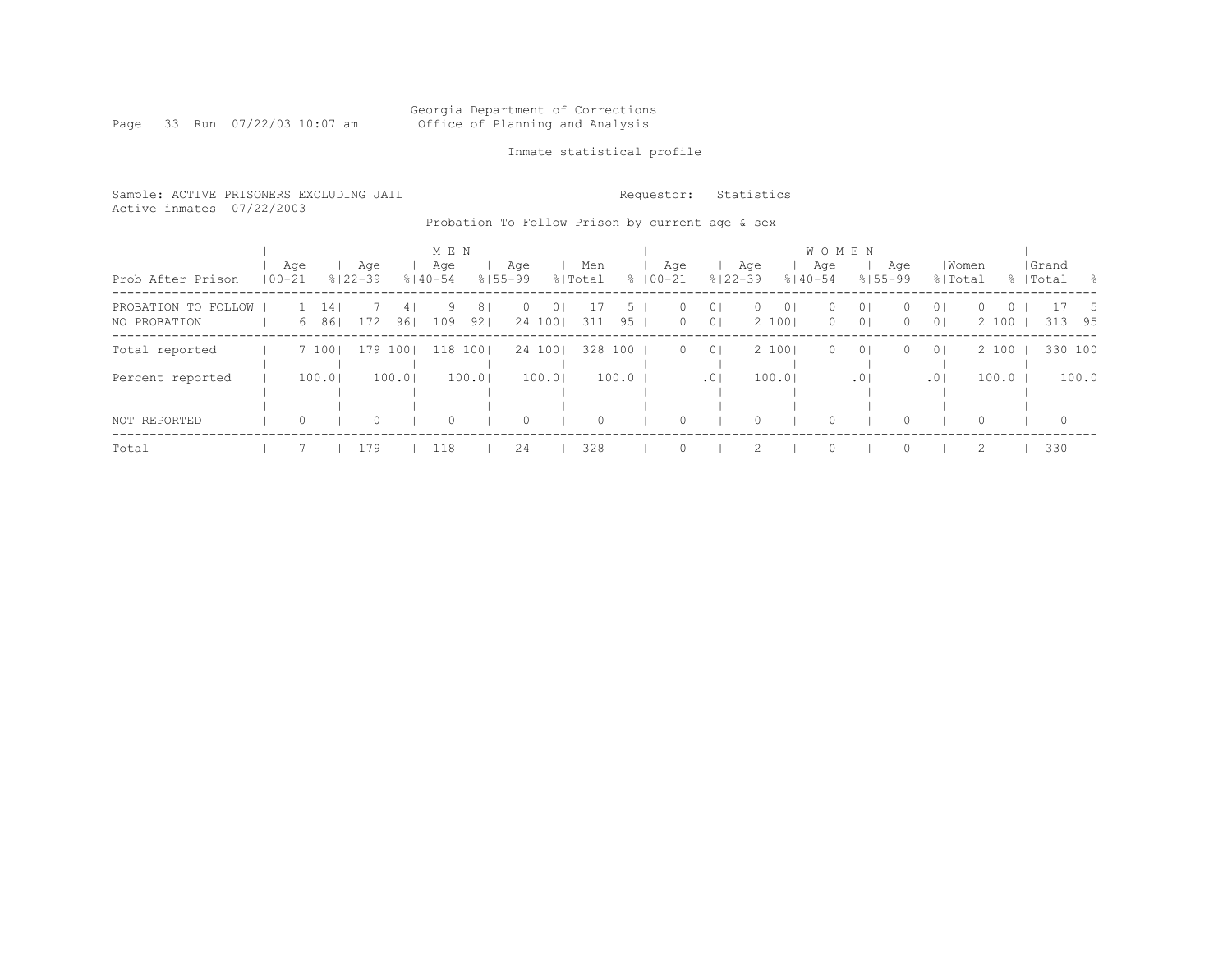Georgia Department of Corrections
Office of Planning and Analysis

Inmate statistical profile

Sample: ACTIVE PRISONERS EXCLUDING JAIL
Active inmates 07/22/2003

Requestor: Statistics

Probation To Follow Prison by current age & sex

| Prob After Prison | MEN Age 00-21 | % | Age 22-39 | % | Age 40-54 | % | Age 55-99 | % | Men Total | % | WOMEN Age 00-21 | % | Age 22-39 | % | Age 40-54 | % | Age 55-99 | % | Women Total | % | Grand Total | % |
|---|---|---|---|---|---|---|---|---|---|---|---|---|---|---|---|---|---|---|---|---|---|---|
| PROBATION TO FOLLOW | 1 | 14 | 7 | 4 | 9 | 8 | 0 | 0 | 17 | 5 | 0 | 0 | 0 | 0 | 0 | 0 | 0 | 0 | 0 | 0 | 17 | 5 |
| NO PROBATION | 6 | 86 | 172 | 96 | 109 | 92 | 24 | 100 | 311 | 95 | 0 | 0 | 2 | 100 | 0 | 0 | 0 | 0 | 2 | 100 | 313 | 95 |
| Total reported | 7 | 100 | 179 | 100 | 118 | 100 | 24 | 100 | 328 | 100 | 0 | 0 | 2 | 100 | 0 | 0 | 0 | 0 | 2 | 100 | 330 | 100 |
| Percent reported | | 100.0 | | 100.0 | | 100.0 | | 100.0 | | 100.0 | | .0 | | 100.0 | | .0 | | .0 | | 100.0 | | 100.0 |
| NOT REPORTED | 0 | | 0 | | 0 | | 0 | | 0 | | 0 | | 0 | | 0 | | 0 | | 0 | | 0 | |
| Total | 7 | | 179 | | 118 | | 24 | | 328 | | 0 | | 2 | | 0 | | 0 | | 2 | | 330 | |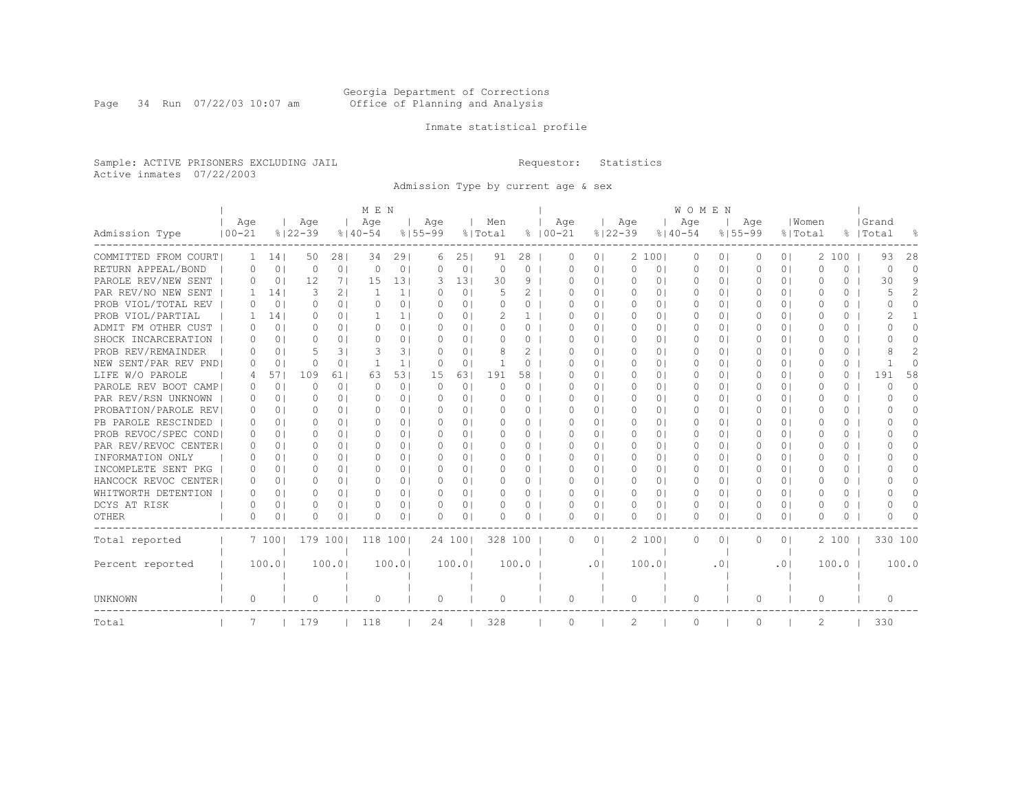Georgia Department of Corrections
Office of Planning and Analysis

Inmate statistical profile

Sample: ACTIVE PRISONERS EXCLUDING JAIL
Active inmates 07/22/2003

Requestor: Statistics

Admission Type by current age & sex

| Admission Type | MEN Age 00-21 | % | Age 22-39 | % | Age 40-54 | % | Age 55-99 | % | Men Total | % | WOMEN Age 00-21 | % | Age 22-39 | % | Age 40-54 | % | Age 55-99 | % | Women Total | % | Grand Total | % |
|---|---|---|---|---|---|---|---|---|---|---|---|---|---|---|---|---|---|---|---|---|---|---|
| COMMITTED FROM COURT | 1 | 14 | 50 | 28 | 34 | 29 | 6 | 25 | 91 | 28 | 0 | 0 | 2 | 100 | 0 | 0 | 0 | 0 | 2 | 100 | 93 | 28 |
| RETURN APPEAL/BOND | 0 | 0 | 0 | 0 | 0 | 0 | 0 | 0 | 0 | 0 | 0 | 0 | 0 | 0 | 0 | 0 | 0 | 0 | 0 | 0 | 0 | 0 |
| PAROLE REV/NEW SENT | 0 | 0 | 12 | 7 | 15 | 13 | 3 | 13 | 30 | 9 | 0 | 0 | 0 | 0 | 0 | 0 | 0 | 0 | 0 | 0 | 30 | 9 |
| PAR REV/NO NEW SENT | 1 | 14 | 3 | 2 | 1 | 1 | 0 | 0 | 5 | 2 | 0 | 0 | 0 | 0 | 0 | 0 | 0 | 0 | 0 | 0 | 5 | 2 |
| PROB VIOL/TOTAL REV | 0 | 0 | 0 | 0 | 0 | 0 | 0 | 0 | 0 | 0 | 0 | 0 | 0 | 0 | 0 | 0 | 0 | 0 | 0 | 0 | 0 | 0 |
| PROB VIOL/PARTIAL | 1 | 14 | 0 | 0 | 1 | 1 | 0 | 0 | 2 | 1 | 0 | 0 | 0 | 0 | 0 | 0 | 0 | 0 | 0 | 0 | 2 | 1 |
| ADMIT FM OTHER CUST | 0 | 0 | 0 | 0 | 0 | 0 | 0 | 0 | 0 | 0 | 0 | 0 | 0 | 0 | 0 | 0 | 0 | 0 | 0 | 0 | 0 | 0 |
| SHOCK INCARCERATION | 0 | 0 | 0 | 0 | 0 | 0 | 0 | 0 | 0 | 0 | 0 | 0 | 0 | 0 | 0 | 0 | 0 | 0 | 0 | 0 | 0 | 0 |
| PROB REV/REMAINDER | 0 | 0 | 5 | 3 | 3 | 3 | 0 | 0 | 8 | 2 | 0 | 0 | 0 | 0 | 0 | 0 | 0 | 0 | 0 | 0 | 8 | 2 |
| NEW SENT/PAR REV PND | 0 | 0 | 0 | 0 | 1 | 1 | 0 | 0 | 1 | 0 | 0 | 0 | 0 | 0 | 0 | 0 | 0 | 0 | 0 | 0 | 1 | 0 |
| LIFE W/O PAROLE | 4 | 57 | 109 | 61 | 63 | 53 | 15 | 63 | 191 | 58 | 0 | 0 | 0 | 0 | 0 | 0 | 0 | 0 | 0 | 0 | 191 | 58 |
| PAROLE REV BOOT CAMP | 0 | 0 | 0 | 0 | 0 | 0 | 0 | 0 | 0 | 0 | 0 | 0 | 0 | 0 | 0 | 0 | 0 | 0 | 0 | 0 | 0 | 0 |
| PAR REV/RSN UNKNOWN | 0 | 0 | 0 | 0 | 0 | 0 | 0 | 0 | 0 | 0 | 0 | 0 | 0 | 0 | 0 | 0 | 0 | 0 | 0 | 0 | 0 | 0 |
| PROBATION/PAROLE REV | 0 | 0 | 0 | 0 | 0 | 0 | 0 | 0 | 0 | 0 | 0 | 0 | 0 | 0 | 0 | 0 | 0 | 0 | 0 | 0 | 0 | 0 |
| PB PAROLE RESCINDED | 0 | 0 | 0 | 0 | 0 | 0 | 0 | 0 | 0 | 0 | 0 | 0 | 0 | 0 | 0 | 0 | 0 | 0 | 0 | 0 | 0 | 0 |
| PROB REVOC/SPEC COND | 0 | 0 | 0 | 0 | 0 | 0 | 0 | 0 | 0 | 0 | 0 | 0 | 0 | 0 | 0 | 0 | 0 | 0 | 0 | 0 | 0 | 0 |
| PAR REV/REVOC CENTER | 0 | 0 | 0 | 0 | 0 | 0 | 0 | 0 | 0 | 0 | 0 | 0 | 0 | 0 | 0 | 0 | 0 | 0 | 0 | 0 | 0 | 0 |
| INFORMATION ONLY | 0 | 0 | 0 | 0 | 0 | 0 | 0 | 0 | 0 | 0 | 0 | 0 | 0 | 0 | 0 | 0 | 0 | 0 | 0 | 0 | 0 | 0 |
| INCOMPLETE SENT PKG | 0 | 0 | 0 | 0 | 0 | 0 | 0 | 0 | 0 | 0 | 0 | 0 | 0 | 0 | 0 | 0 | 0 | 0 | 0 | 0 | 0 | 0 |
| HANCOCK REVOC CENTER | 0 | 0 | 0 | 0 | 0 | 0 | 0 | 0 | 0 | 0 | 0 | 0 | 0 | 0 | 0 | 0 | 0 | 0 | 0 | 0 | 0 | 0 |
| WHITWORTH DETENTION | 0 | 0 | 0 | 0 | 0 | 0 | 0 | 0 | 0 | 0 | 0 | 0 | 0 | 0 | 0 | 0 | 0 | 0 | 0 | 0 | 0 | 0 |
| DCYS AT RISK | 0 | 0 | 0 | 0 | 0 | 0 | 0 | 0 | 0 | 0 | 0 | 0 | 0 | 0 | 0 | 0 | 0 | 0 | 0 | 0 | 0 | 0 |
| OTHER | 0 | 0 | 0 | 0 | 0 | 0 | 0 | 0 | 0 | 0 | 0 | 0 | 0 | 0 | 0 | 0 | 0 | 0 | 0 | 0 | 0 | 0 |
| Total reported | 7 | 100 | 179 | 100 | 118 | 100 | 24 | 100 | 328 | 100 | 0 | 0 | 2 | 100 | 0 | 0 | 0 | 0 | 2 | 100 | 330 | 100 |
| Percent reported | | 100.0 | | 100.0 | | 100.0 | | 100.0 | | 100.0 | | .0 | | 100.0 | | .0 | | .0 | | 100.0 | | 100.0 |
| UNKNOWN | 0 | | 0 | | 0 | | 0 | | 0 | | 0 | | 0 | | 0 | | 0 | | 0 | | 0 | |
| Total | 7 | | 179 | | 118 | | 24 | | 328 | | 0 | | 2 | | 0 | | 0 | | 2 | | 330 | |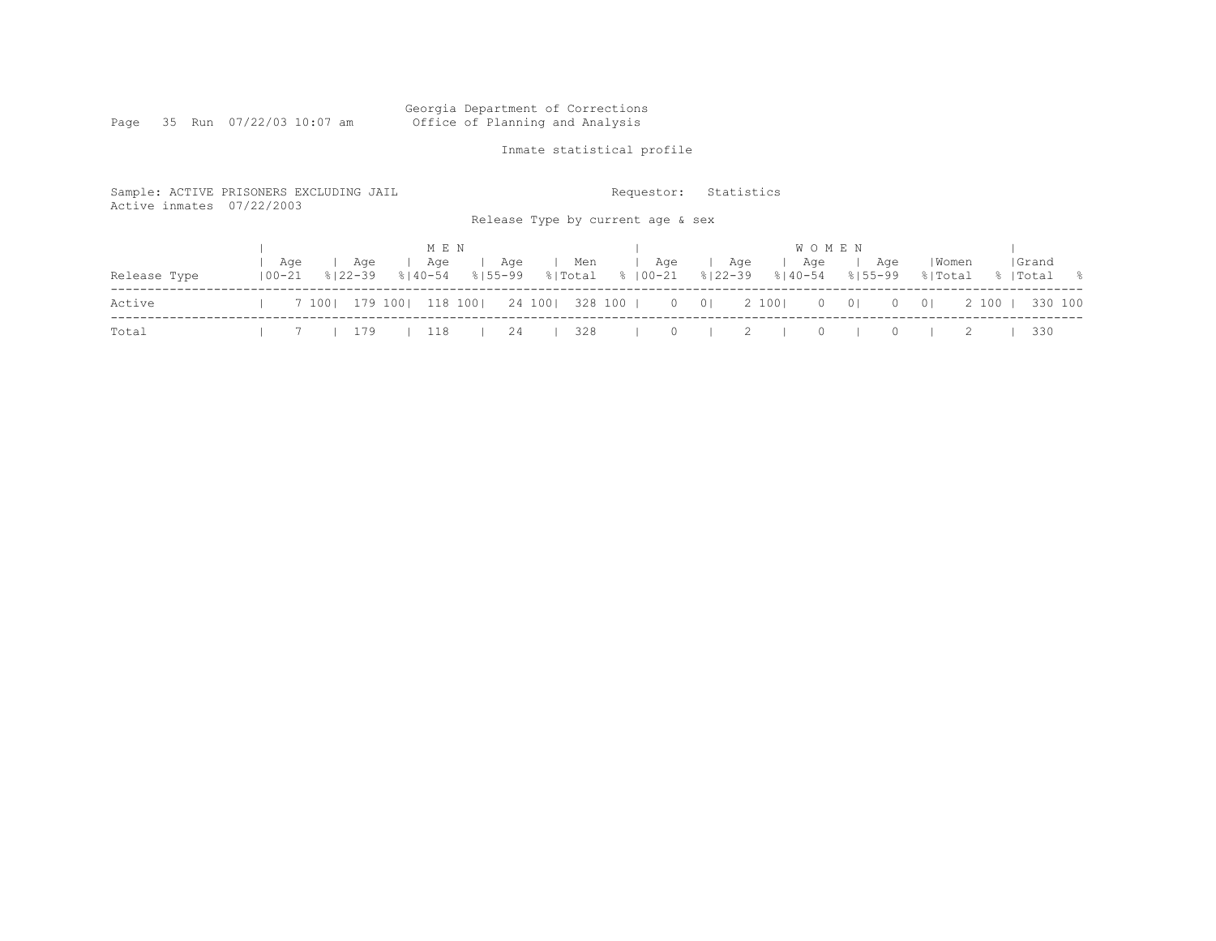Georgia Department of Corrections
Office of Planning and Analysis

Inmate statistical profile

Sample: ACTIVE PRISONERS EXCLUDING JAIL
Active inmates 07/22/2003

Requestor: Statistics

Release Type by current age & sex

| | MEN | | | | | | | | | | WOMEN | | | | | | | | | | | |
|---|---|---|---|---|---|---|---|---|---|---|---|---|---|---|---|---|---|---|---|---|---|---|
| Release Type | Age 00-21 | % | Age 22-39 | % | Age 40-54 | % | Age 55-99 | % | Men Total | % | Age 00-21 | % | Age 22-39 | % | Age 40-54 | % | Age 55-99 | % | Women Total | % | Grand Total | % |
| Active | 7 | 100 | 179 | 100 | 118 | 100 | 24 | 100 | 328 | 100 | 0 | 0 | 2 | 100 | 0 | 0 | 0 | 0 | 2 | 100 | 330 | 100 |
| Total | 7 | | 179 | | 118 | | 24 | | 328 | | 0 | | 2 | | 0 | | 0 | | 2 | | 330 | |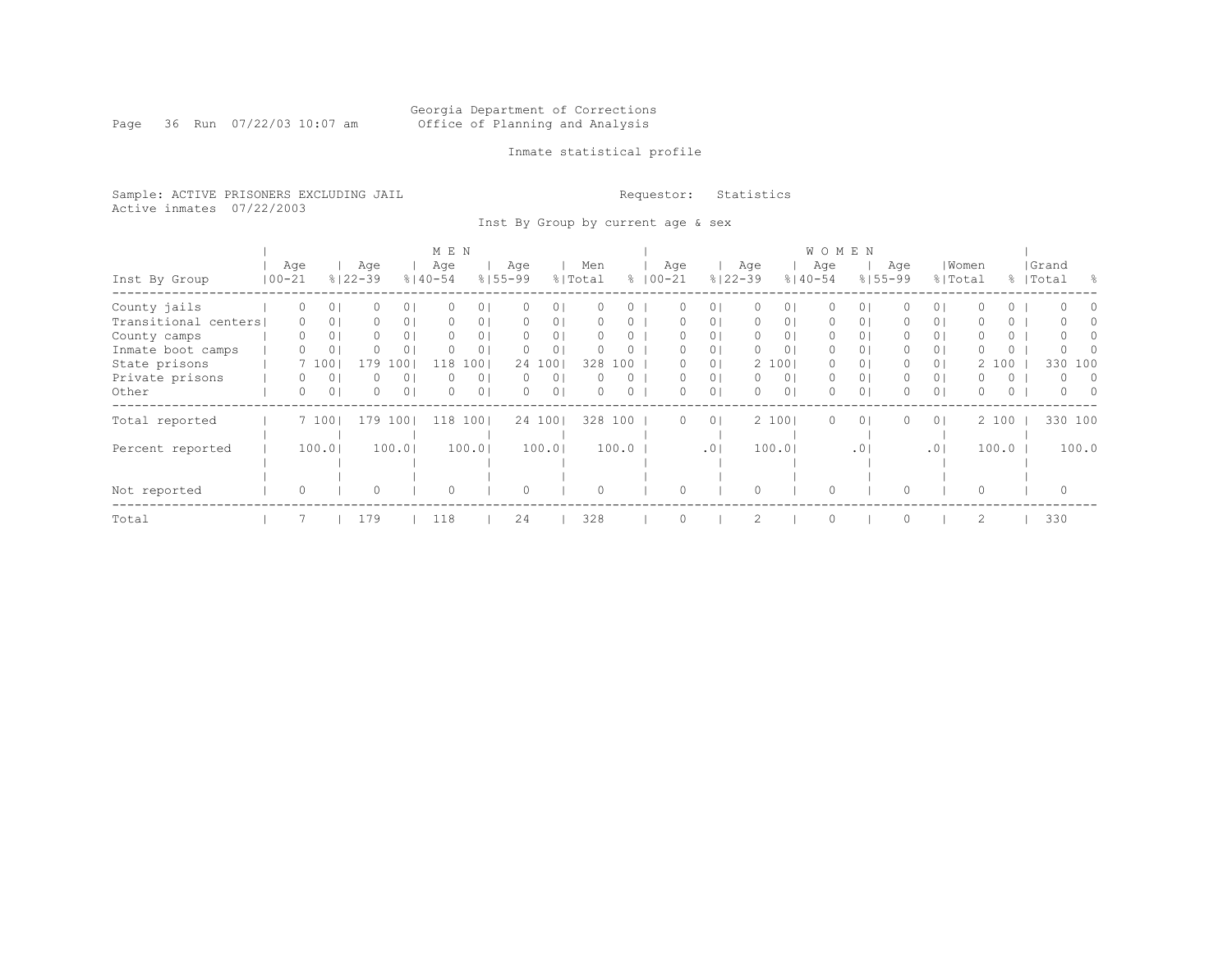Georgia Department of Corrections
Office of Planning and Analysis

Inmate statistical profile

Sample: ACTIVE PRISONERS EXCLUDING JAIL
Active inmates 07/22/2003

Requestor: Statistics

Inst By Group by current age & sex

| Inst By Group | MEN Age 00-21 | % | Age 22-39 | % | Age 40-54 | % | Age 55-99 | % | Men Total | % | WOMEN Age 00-21 | % | Age 22-39 | % | Age 40-54 | % | Age 55-99 | % | Women Total | % | Grand Total | % |
|---|---|---|---|---|---|---|---|---|---|---|---|---|---|---|---|---|---|---|---|---|---|---|
| County jails | 0 | 0 | 0 | 0 | 0 | 0 | 0 | 0 | 0 | 0 | 0 | 0 | 0 | 0 | 0 | 0 | 0 | 0 | 0 | 0 | 0 | 0 |
| Transitional centers | 0 | 0 | 0 | 0 | 0 | 0 | 0 | 0 | 0 | 0 | 0 | 0 | 0 | 0 | 0 | 0 | 0 | 0 | 0 | 0 | 0 | 0 |
| County camps | 0 | 0 | 0 | 0 | 0 | 0 | 0 | 0 | 0 | 0 | 0 | 0 | 0 | 0 | 0 | 0 | 0 | 0 | 0 | 0 | 0 | 0 |
| Inmate boot camps | 0 | 0 | 0 | 0 | 0 | 0 | 0 | 0 | 0 | 0 | 0 | 0 | 0 | 0 | 0 | 0 | 0 | 0 | 0 | 0 | 0 | 0 |
| State prisons | 7 | 100 | 179 | 100 | 118 | 100 | 24 | 100 | 328 | 100 | 0 | 0 | 2 | 100 | 0 | 0 | 0 | 0 | 2 | 100 | 330 | 100 |
| Private prisons | 0 | 0 | 0 | 0 | 0 | 0 | 0 | 0 | 0 | 0 | 0 | 0 | 0 | 0 | 0 | 0 | 0 | 0 | 0 | 0 | 0 | 0 |
| Other | 0 | 0 | 0 | 0 | 0 | 0 | 0 | 0 | 0 | 0 | 0 | 0 | 0 | 0 | 0 | 0 | 0 | 0 | 0 | 0 | 0 | 0 |
| Total reported | 7 | 100 | 179 | 100 | 118 | 100 | 24 | 100 | 328 | 100 | 0 | 0 | 2 | 100 | 0 | 0 | 0 | 0 | 2 | 100 | 330 | 100 |
| Percent reported | | 100.0 | | 100.0 | | 100.0 | | 100.0 | | 100.0 | | .0 | | 100.0 | | .0 | | .0 | | 100.0 | | 100.0 |
| Not reported | 0 | | 0 | | 0 | | 0 | | 0 | | 0 | | 0 | | 0 | | 0 | | 0 | | 0 | |
| Total | 7 | | 179 | | 118 | | 24 | | 328 | | 0 | | 2 | | 0 | | 0 | | 2 | | 330 | |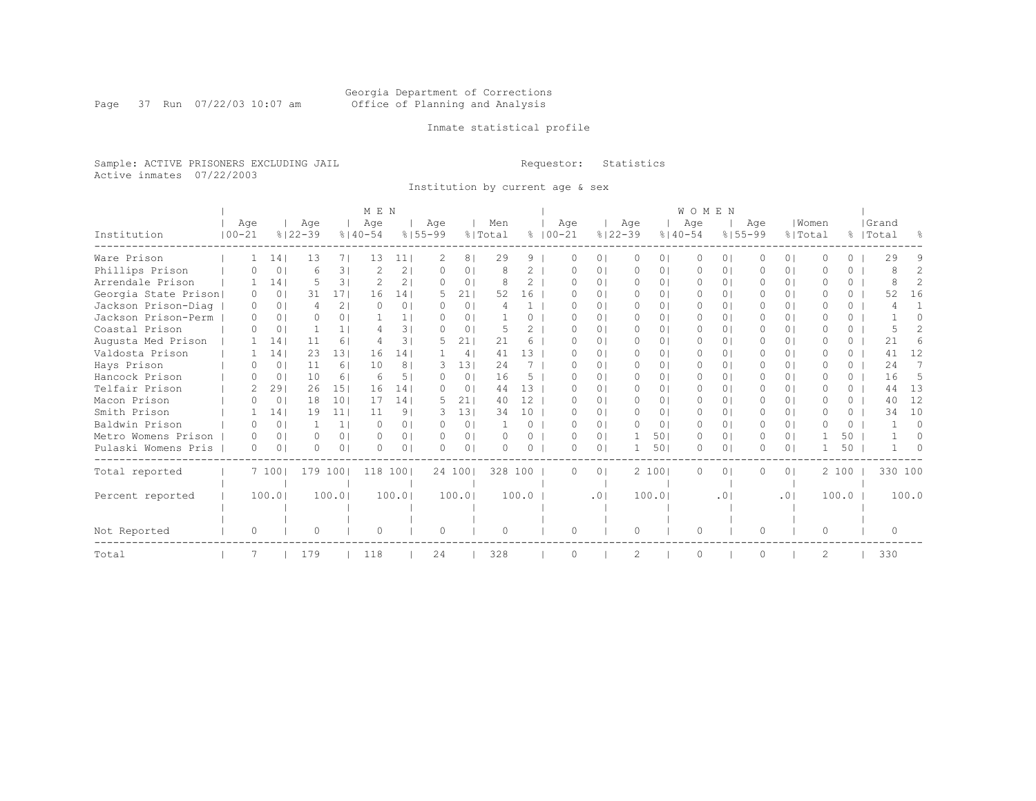Georgia Department of Corrections
Office of Planning and Analysis

Inmate statistical profile

Sample: ACTIVE PRISONERS EXCLUDING JAIL
Active inmates 07/22/2003

Requestor: Statistics

Institution by current age & sex

| Institution | MEN Age 00-21 | % | Age 22-39 | % | Age 40-54 | % | Age 55-99 | % | Men Total | % | WOMEN Age 00-21 | % | Age 22-39 | % | Age 40-54 | % | Age 55-99 | % | Women Total | % | Grand Total | % |
|---|---|---|---|---|---|---|---|---|---|---|---|---|---|---|---|---|---|---|---|---|---|---|
| Ware Prison | 1 | 14 | 13 | 7 | 13 | 11 | 2 | 8 | 29 | 9 | 0 | 0 | 0 | 0 | 0 | 0 | 0 | 0 | 0 | 0 | 29 | 9 |
| Phillips Prison | 0 | 0 | 6 | 3 | 2 | 2 | 0 | 0 | 8 | 2 | 0 | 0 | 0 | 0 | 0 | 0 | 0 | 0 | 0 | 0 | 8 | 2 |
| Arrendale Prison | 1 | 14 | 5 | 3 | 2 | 2 | 0 | 0 | 8 | 2 | 0 | 0 | 0 | 0 | 0 | 0 | 0 | 0 | 0 | 0 | 8 | 2 |
| Georgia State Prison | 0 | 0 | 31 | 17 | 16 | 14 | 5 | 21 | 52 | 16 | 0 | 0 | 0 | 0 | 0 | 0 | 0 | 0 | 0 | 0 | 52 | 16 |
| Jackson Prison-Diag | 0 | 0 | 4 | 2 | 0 | 0 | 0 | 0 | 4 | 1 | 0 | 0 | 0 | 0 | 0 | 0 | 0 | 0 | 0 | 0 | 4 | 1 |
| Jackson Prison-Perm | 0 | 0 | 0 | 0 | 1 | 1 | 0 | 0 | 1 | 0 | 0 | 0 | 0 | 0 | 0 | 0 | 0 | 0 | 0 | 0 | 1 | 0 |
| Coastal Prison | 0 | 0 | 1 | 1 | 4 | 3 | 0 | 0 | 5 | 2 | 0 | 0 | 0 | 0 | 0 | 0 | 0 | 0 | 0 | 0 | 5 | 2 |
| Augusta Med Prison | 1 | 14 | 11 | 6 | 4 | 3 | 5 | 21 | 21 | 6 | 0 | 0 | 0 | 0 | 0 | 0 | 0 | 0 | 0 | 0 | 21 | 6 |
| Valdosta Prison | 1 | 14 | 23 | 13 | 16 | 14 | 1 | 4 | 41 | 13 | 0 | 0 | 0 | 0 | 0 | 0 | 0 | 0 | 0 | 0 | 41 | 12 |
| Hays Prison | 0 | 0 | 11 | 6 | 10 | 8 | 3 | 13 | 24 | 7 | 0 | 0 | 0 | 0 | 0 | 0 | 0 | 0 | 0 | 0 | 24 | 7 |
| Hancock Prison | 0 | 0 | 10 | 6 | 6 | 5 | 0 | 0 | 16 | 5 | 0 | 0 | 0 | 0 | 0 | 0 | 0 | 0 | 0 | 0 | 16 | 5 |
| Telfair Prison | 2 | 29 | 26 | 15 | 16 | 14 | 0 | 0 | 44 | 13 | 0 | 0 | 0 | 0 | 0 | 0 | 0 | 0 | 0 | 0 | 44 | 13 |
| Macon Prison | 0 | 0 | 18 | 10 | 17 | 14 | 5 | 21 | 40 | 12 | 0 | 0 | 0 | 0 | 0 | 0 | 0 | 0 | 0 | 0 | 40 | 12 |
| Smith Prison | 1 | 14 | 19 | 11 | 11 | 9 | 3 | 13 | 34 | 10 | 0 | 0 | 0 | 0 | 0 | 0 | 0 | 0 | 0 | 0 | 34 | 10 |
| Baldwin Prison | 0 | 0 | 1 | 1 | 0 | 0 | 0 | 0 | 1 | 0 | 0 | 0 | 0 | 0 | 0 | 0 | 0 | 0 | 0 | 0 | 1 | 0 |
| Metro Womens Prison | 0 | 0 | 0 | 0 | 0 | 0 | 0 | 0 | 0 | 0 | 0 | 0 | 1 | 50 | 0 | 0 | 0 | 0 | 1 | 50 | 1 | 0 |
| Pulaski Womens Pris | 0 | 0 | 0 | 0 | 0 | 0 | 0 | 0 | 0 | 0 | 0 | 0 | 1 | 50 | 0 | 0 | 0 | 0 | 1 | 50 | 1 | 0 |
| Total reported | 7 | 100 | 179 | 100 | 118 | 100 | 24 | 100 | 328 | 100 | 0 | 0 | 2 | 100 | 0 | 0 | 0 | 0 | 2 | 100 | 330 | 100 |
| Percent reported | | 100.0 | | 100.0 | | 100.0 | | 100.0 | | 100.0 | | .0 | | 100.0 | | .0 | | .0 | | 100.0 | | 100.0 |
| Not Reported | 0 | | 0 | | 0 | | 0 | | 0 | | 0 | | 0 | | 0 | | 0 | | 0 | | 0 | |
| Total | 7 | | 179 | | 118 | | 24 | | 328 | | 0 | | 2 | | 0 | | 0 | | 2 | | 330 | |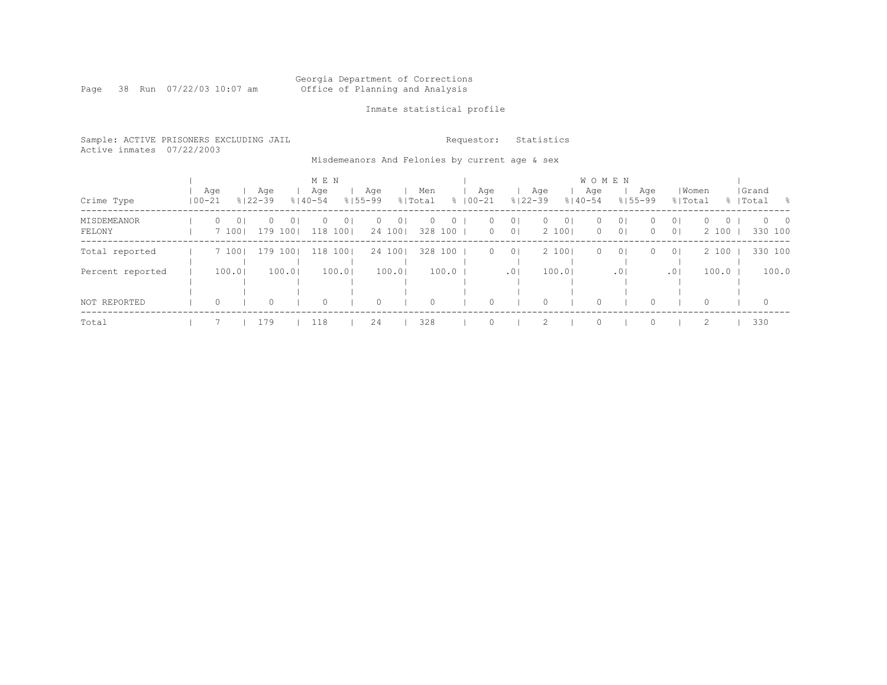Georgia Department of Corrections
Office of Planning and Analysis

Run 07/22/03 10:07 am

Inmate statistical profile

Sample: ACTIVE PRISONERS EXCLUDING JAIL

Requestor: Statistics

Active inmates 07/22/2003

Misdemeanors And Felonies by current age & sex

| Crime Type | MEN Age 00-21 | % | Age 22-39 | % | Age 40-54 | % | Age 55-99 | % | Men Total | % | WOMEN Age 00-21 | % | Age 22-39 | % | Age 40-54 | % | Age 55-99 | % | Women Total | % | Grand Total | % |
|---|---|---|---|---|---|---|---|---|---|---|---|---|---|---|---|---|---|---|---|---|---|---|
| MISDEMEANOR | 0 | 0 | 0 | 0 | 0 | 0 | 0 | 0 | 0 | 0 | 0 | 0 | 0 | 0 | 0 | 0 | 0 | 0 | 0 | 0 | 0 | 0 |
| FELONY | 7 | 100 | 179 | 100 | 118 | 100 | 24 | 100 | 328 | 100 | 0 | 0 | 2 | 100 | 0 | 0 | 0 | 0 | 2 | 100 | 330 | 100 |
| Total reported | 7 | 100 | 179 | 100 | 118 | 100 | 24 | 100 | 328 | 100 | 0 | 0 | 2 | 100 | 0 | 0 | 0 | 0 | 2 | 100 | 330 | 100 |
| Percent reported | | 100.0 | | 100.0 | | 100.0 | | 100.0 | | 100.0 | | .0 | | 100.0 | | .0 | | .0 | | 100.0 | | 100.0 |
| NOT REPORTED | 0 | | 0 | | 0 | | 0 | | 0 | | 0 | | 0 | | 0 | | 0 | | 0 | | 0 | |
| Total | 7 | | 179 | | 118 | | 24 | | 328 | | 0 | | 2 | | 0 | | 0 | | 2 | | 330 | |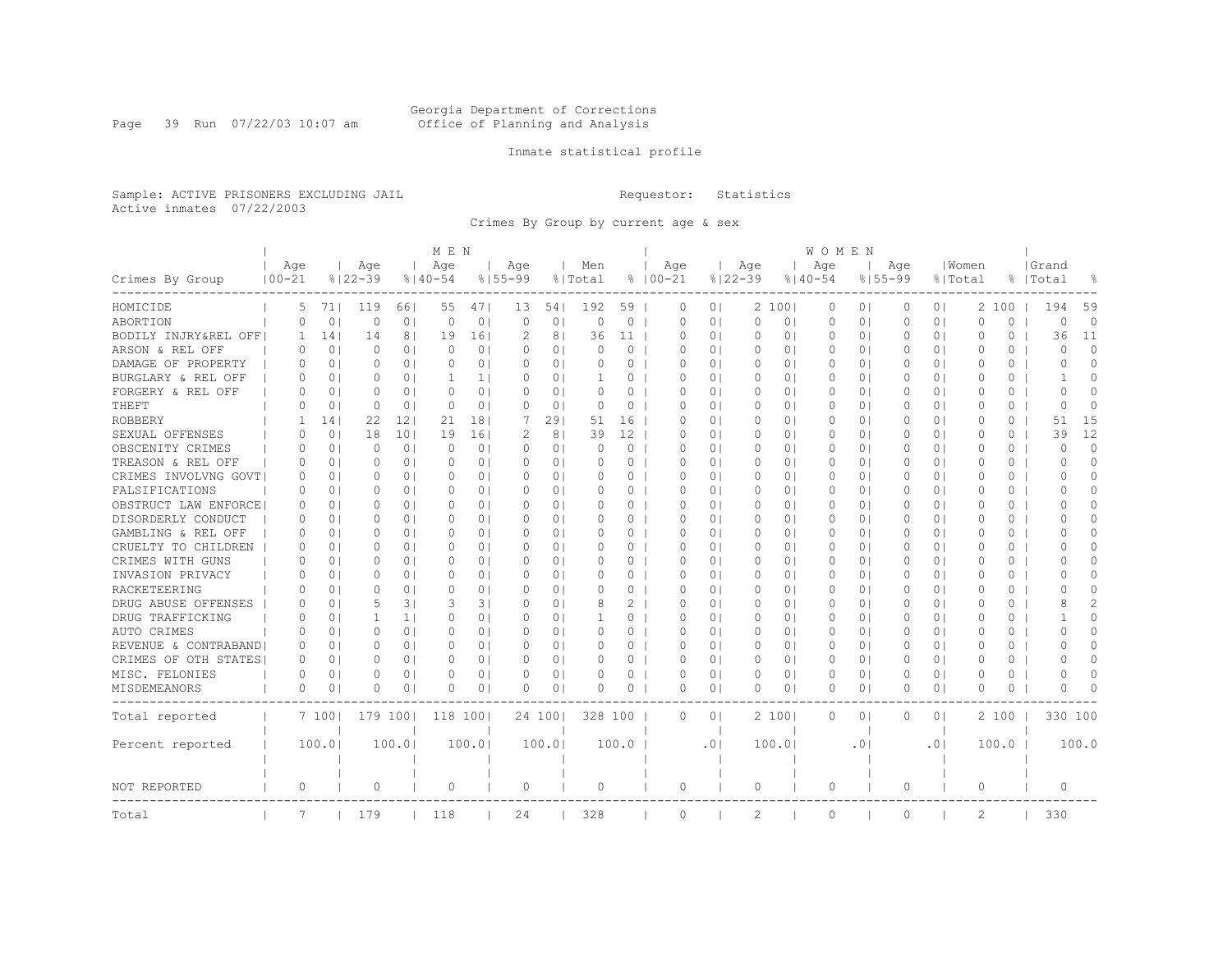Georgia Department of Corrections
Office of Planning and Analysis

Inmate statistical profile

Sample: ACTIVE PRISONERS EXCLUDING JAIL

Requestor: Statistics

Active inmates 07/22/2003

Crimes By Group by current age & sex

| Crimes By Group | MEN Age 00-21 | % | Age 22-39 | % | Age 40-54 | % | Age 55-99 | % | Men Total | % | WOMEN Age 00-21 | % | Age 22-39 | % | Age 40-54 | % | Age 55-99 | % | Women Total | % | Grand Total | % |
|---|---|---|---|---|---|---|---|---|---|---|---|---|---|---|---|---|---|---|---|---|---|---|
| HOMICIDE | 5 | 71 | 119 | 66 | 55 | 47 | 13 | 54 | 192 | 59 | 0 | 0 | 2 | 100 | 0 | 0 | 0 | 0 | 2 | 100 | 194 | 59 |
| ABORTION | 0 | 0 | 0 | 0 | 0 | 0 | 0 | 0 | 0 | 0 | 0 | 0 | 0 | 0 | 0 | 0 | 0 | 0 | 0 | 0 | 0 | 0 |
| BODILY INJRY&REL OFF | 1 | 14 | 14 | 8 | 19 | 16 | 2 | 8 | 36 | 11 | 0 | 0 | 0 | 0 | 0 | 0 | 0 | 0 | 0 | 0 | 36 | 11 |
| ARSON & REL OFF | 0 | 0 | 0 | 0 | 0 | 0 | 0 | 0 | 0 | 0 | 0 | 0 | 0 | 0 | 0 | 0 | 0 | 0 | 0 | 0 | 0 | 0 |
| DAMAGE OF PROPERTY | 0 | 0 | 0 | 0 | 0 | 0 | 0 | 0 | 0 | 0 | 0 | 0 | 0 | 0 | 0 | 0 | 0 | 0 | 0 | 0 | 0 | 0 |
| BURGLARY & REL OFF | 0 | 0 | 0 | 0 | 1 | 1 | 0 | 0 | 1 | 0 | 0 | 0 | 0 | 0 | 0 | 0 | 0 | 0 | 0 | 0 | 1 | 0 |
| FORGERY & REL OFF | 0 | 0 | 0 | 0 | 0 | 0 | 0 | 0 | 0 | 0 | 0 | 0 | 0 | 0 | 0 | 0 | 0 | 0 | 0 | 0 | 0 | 0 |
| THEFT | 0 | 0 | 0 | 0 | 0 | 0 | 0 | 0 | 0 | 0 | 0 | 0 | 0 | 0 | 0 | 0 | 0 | 0 | 0 | 0 | 0 | 0 |
| ROBBERY | 1 | 14 | 22 | 12 | 21 | 18 | 7 | 29 | 51 | 16 | 0 | 0 | 0 | 0 | 0 | 0 | 0 | 0 | 0 | 0 | 51 | 15 |
| SEXUAL OFFENSES | 0 | 0 | 18 | 10 | 19 | 16 | 2 | 8 | 39 | 12 | 0 | 0 | 0 | 0 | 0 | 0 | 0 | 0 | 0 | 0 | 39 | 12 |
| OBSCENITY CRIMES | 0 | 0 | 0 | 0 | 0 | 0 | 0 | 0 | 0 | 0 | 0 | 0 | 0 | 0 | 0 | 0 | 0 | 0 | 0 | 0 | 0 | 0 |
| TREASON & REL OFF | 0 | 0 | 0 | 0 | 0 | 0 | 0 | 0 | 0 | 0 | 0 | 0 | 0 | 0 | 0 | 0 | 0 | 0 | 0 | 0 | 0 | 0 |
| CRIMES INVOLVNG GOVT | 0 | 0 | 0 | 0 | 0 | 0 | 0 | 0 | 0 | 0 | 0 | 0 | 0 | 0 | 0 | 0 | 0 | 0 | 0 | 0 | 0 | 0 |
| FALSIFICATIONS | 0 | 0 | 0 | 0 | 0 | 0 | 0 | 0 | 0 | 0 | 0 | 0 | 0 | 0 | 0 | 0 | 0 | 0 | 0 | 0 | 0 | 0 |
| OBSTRUCT LAW ENFORCE | 0 | 0 | 0 | 0 | 0 | 0 | 0 | 0 | 0 | 0 | 0 | 0 | 0 | 0 | 0 | 0 | 0 | 0 | 0 | 0 | 0 | 0 |
| DISORDERLY CONDUCT | 0 | 0 | 0 | 0 | 0 | 0 | 0 | 0 | 0 | 0 | 0 | 0 | 0 | 0 | 0 | 0 | 0 | 0 | 0 | 0 | 0 | 0 |
| GAMBLING & REL OFF | 0 | 0 | 0 | 0 | 0 | 0 | 0 | 0 | 0 | 0 | 0 | 0 | 0 | 0 | 0 | 0 | 0 | 0 | 0 | 0 | 0 | 0 |
| CRUELTY TO CHILDREN | 0 | 0 | 0 | 0 | 0 | 0 | 0 | 0 | 0 | 0 | 0 | 0 | 0 | 0 | 0 | 0 | 0 | 0 | 0 | 0 | 0 | 0 |
| CRIMES WITH GUNS | 0 | 0 | 0 | 0 | 0 | 0 | 0 | 0 | 0 | 0 | 0 | 0 | 0 | 0 | 0 | 0 | 0 | 0 | 0 | 0 | 0 | 0 |
| INVASION PRIVACY | 0 | 0 | 0 | 0 | 0 | 0 | 0 | 0 | 0 | 0 | 0 | 0 | 0 | 0 | 0 | 0 | 0 | 0 | 0 | 0 | 0 | 0 |
| RACKETEERING | 0 | 0 | 0 | 0 | 0 | 0 | 0 | 0 | 0 | 0 | 0 | 0 | 0 | 0 | 0 | 0 | 0 | 0 | 0 | 0 | 0 | 0 |
| DRUG ABUSE OFFENSES | 0 | 0 | 5 | 3 | 3 | 3 | 0 | 0 | 8 | 2 | 0 | 0 | 0 | 0 | 0 | 0 | 0 | 0 | 0 | 0 | 8 | 2 |
| DRUG TRAFFICKING | 0 | 0 | 1 | 1 | 0 | 0 | 0 | 0 | 1 | 0 | 0 | 0 | 0 | 0 | 0 | 0 | 0 | 0 | 0 | 0 | 1 | 0 |
| AUTO CRIMES | 0 | 0 | 0 | 0 | 0 | 0 | 0 | 0 | 0 | 0 | 0 | 0 | 0 | 0 | 0 | 0 | 0 | 0 | 0 | 0 | 0 | 0 |
| REVENUE & CONTRABAND | 0 | 0 | 0 | 0 | 0 | 0 | 0 | 0 | 0 | 0 | 0 | 0 | 0 | 0 | 0 | 0 | 0 | 0 | 0 | 0 | 0 | 0 |
| CRIMES OF OTH STATES | 0 | 0 | 0 | 0 | 0 | 0 | 0 | 0 | 0 | 0 | 0 | 0 | 0 | 0 | 0 | 0 | 0 | 0 | 0 | 0 | 0 | 0 |
| MISC. FELONIES | 0 | 0 | 0 | 0 | 0 | 0 | 0 | 0 | 0 | 0 | 0 | 0 | 0 | 0 | 0 | 0 | 0 | 0 | 0 | 0 | 0 | 0 |
| MISDEMEANORS | 0 | 0 | 0 | 0 | 0 | 0 | 0 | 0 | 0 | 0 | 0 | 0 | 0 | 0 | 0 | 0 | 0 | 0 | 0 | 0 | 0 | 0 |
| Total reported | 7 | 100 | 179 | 100 | 118 | 100 | 24 | 100 | 328 | 100 | 0 | 0 | 2 | 100 | 0 | 0 | 0 | 0 | 2 | 100 | 330 | 100 |
| Percent reported | | 100.0 | | 100.0 | | 100.0 | | 100.0 | | 100.0 | | .0 | | 100.0 | | .0 | | .0 | | 100.0 | | 100.0 |
| NOT REPORTED | 0 | | 0 | | 0 | | 0 | | 0 | | 0 | | 0 | | 0 | | 0 | | 0 | | 0 | |
| Total | 7 | | 179 | | 118 | | 24 | | 328 | | 0 | | 2 | | 0 | | 0 | | 2 | | 330 | |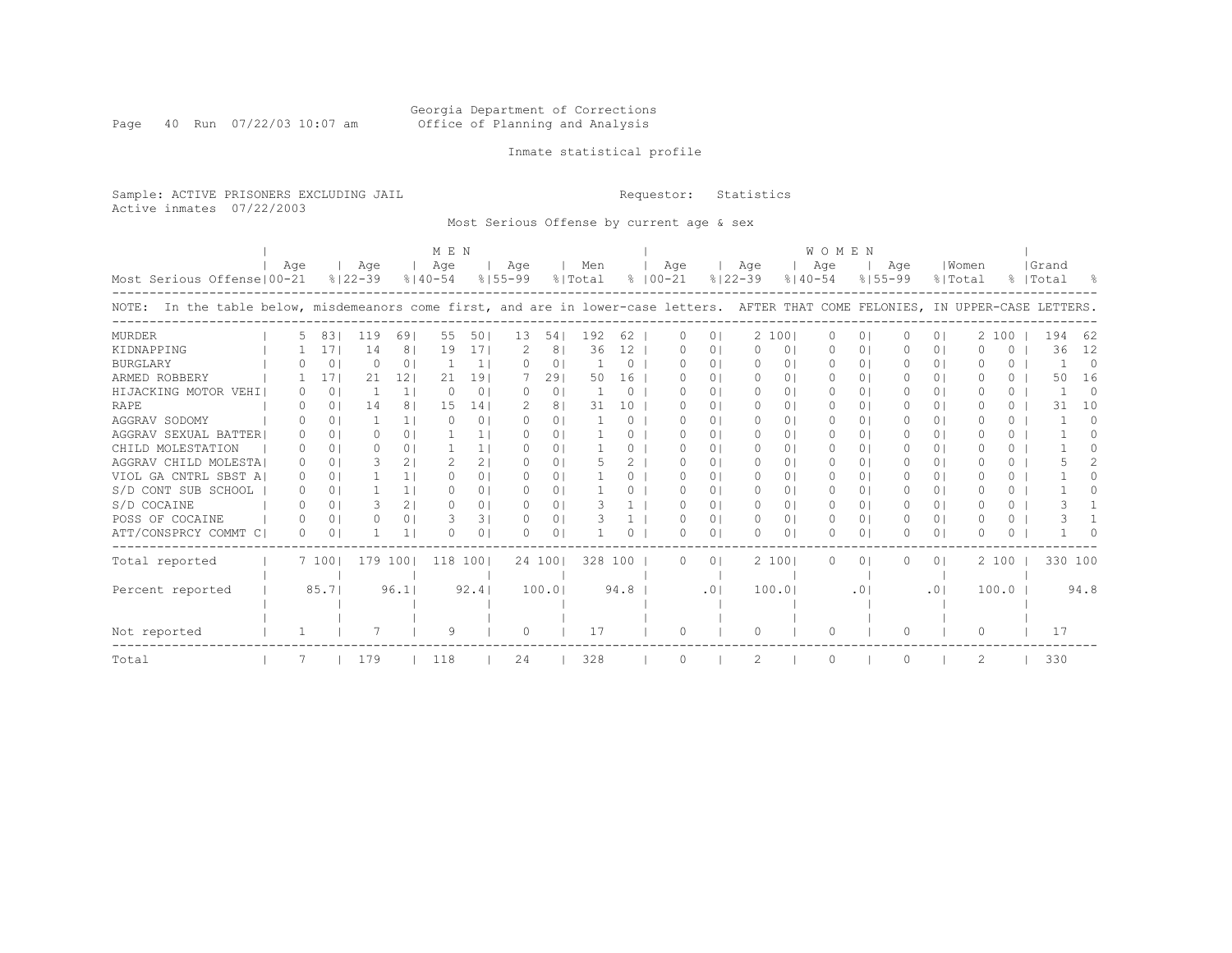Georgia Department of Corrections
Office of Planning and Analysis

Inmate statistical profile

Sample: ACTIVE PRISONERS EXCLUDING JAIL

Active inmates 07/22/2003

Requestor: Statistics

Most Serious Offense by current age & sex

| | MEN | | | | | | | | | | WOMEN | | | | | | | | | | | |
|---|---|---|---|---|---|---|---|---|---|---|---|---|---|---|---|---|---|---|---|---|---|---|
| Most Serious Offense | Age 00-21 | % | Age 22-39 | % | Age 40-54 | % | Age 55-99 | % | Men Total | % | Age 00-21 | % | Age 22-39 | % | Age 40-54 | % | Age 55-99 | % | Women Total | % | Grand Total | % |
| MURDER | 5 | 83 | 119 | 69 | 55 | 50 | 13 | 54 | 192 | 62 | 0 | 0 | 2 | 100 | 0 | 0 | 0 | 0 | 2 | 100 | 194 | 62 |
| KIDNAPPING | 1 | 17 | 14 | 8 | 19 | 17 | 2 | 8 | 36 | 12 | 0 | 0 | 0 | 0 | 0 | 0 | 0 | 0 | 0 | 0 | 36 | 12 |
| BURGLARY | 0 | 0 | 0 | 0 | 1 | 1 | 0 | 0 | 1 | 0 | 0 | 0 | 0 | 0 | 0 | 0 | 0 | 0 | 0 | 0 | 1 | 0 |
| ARMED ROBBERY | 1 | 17 | 21 | 12 | 21 | 19 | 7 | 29 | 50 | 16 | 0 | 0 | 0 | 0 | 0 | 0 | 0 | 0 | 0 | 0 | 50 | 16 |
| HIJACKING MOTOR VEHI | 0 | 0 | 1 | 1 | 0 | 0 | 0 | 0 | 1 | 0 | 0 | 0 | 0 | 0 | 0 | 0 | 0 | 0 | 0 | 0 | 1 | 0 |
| RAPE | 0 | 0 | 14 | 8 | 15 | 14 | 2 | 8 | 31 | 10 | 0 | 0 | 0 | 0 | 0 | 0 | 0 | 0 | 0 | 0 | 31 | 10 |
| AGGRAV SODOMY | 0 | 0 | 1 | 1 | 0 | 0 | 0 | 0 | 1 | 0 | 0 | 0 | 0 | 0 | 0 | 0 | 0 | 0 | 0 | 0 | 1 | 0 |
| AGGRAV SEXUAL BATTER | 0 | 0 | 0 | 0 | 1 | 1 | 0 | 0 | 1 | 0 | 0 | 0 | 0 | 0 | 0 | 0 | 0 | 0 | 0 | 0 | 1 | 0 |
| CHILD MOLESTATION | 0 | 0 | 0 | 0 | 1 | 1 | 0 | 0 | 1 | 0 | 0 | 0 | 0 | 0 | 0 | 0 | 0 | 0 | 0 | 0 | 1 | 0 |
| AGGRAV CHILD MOLESTA | 0 | 0 | 3 | 2 | 2 | 2 | 0 | 0 | 5 | 2 | 0 | 0 | 0 | 0 | 0 | 0 | 0 | 0 | 0 | 0 | 5 | 2 |
| VIOL GA CNTRL SBST A | 0 | 0 | 1 | 1 | 0 | 0 | 0 | 0 | 1 | 0 | 0 | 0 | 0 | 0 | 0 | 0 | 0 | 0 | 0 | 0 | 1 | 0 |
| S/D CONT SUB SCHOOL | 0 | 0 | 1 | 1 | 0 | 0 | 0 | 0 | 1 | 0 | 0 | 0 | 0 | 0 | 0 | 0 | 0 | 0 | 0 | 0 | 1 | 0 |
| S/D COCAINE | 0 | 0 | 3 | 2 | 0 | 0 | 0 | 0 | 3 | 1 | 0 | 0 | 0 | 0 | 0 | 0 | 0 | 0 | 0 | 0 | 3 | 1 |
| POSS OF COCAINE | 0 | 0 | 0 | 0 | 3 | 3 | 0 | 0 | 3 | 1 | 0 | 0 | 0 | 0 | 0 | 0 | 0 | 0 | 0 | 0 | 3 | 1 |
| ATT/CONSPRCY COMMT C | 0 | 0 | 1 | 1 | 0 | 0 | 0 | 0 | 1 | 0 | 0 | 0 | 0 | 0 | 0 | 0 | 0 | 0 | 0 | 0 | 1 | 0 |
| Total reported | 7 | 100 | 179 | 100 | 118 | 100 | 24 | 100 | 328 | 100 | 0 | 0 | 2 | 100 | 0 | 0 | 0 | 0 | 2 | 100 | 330 | 100 |
| Percent reported | | 85.7 | | 96.1 | | 92.4 | | 100.0 | | 94.8 | | .0 | | 100.0 | | .0 | | .0 | | 100.0 | | 94.8 |
| Not reported | 1 | | 7 | | 9 | | 0 | | 17 | | 0 | | 0 | | 0 | | 0 | | 0 | | 17 | |
| Total | 7 | | 179 | | 118 | | 24 | | 328 | | 0 | | 2 | | 0 | | 0 | | 2 | | 330 | |

NOTE: In the table below, misdemeanors come first, and are in lower-case letters. AFTER THAT COME FELONIES, IN UPPER-CASE LETTERS.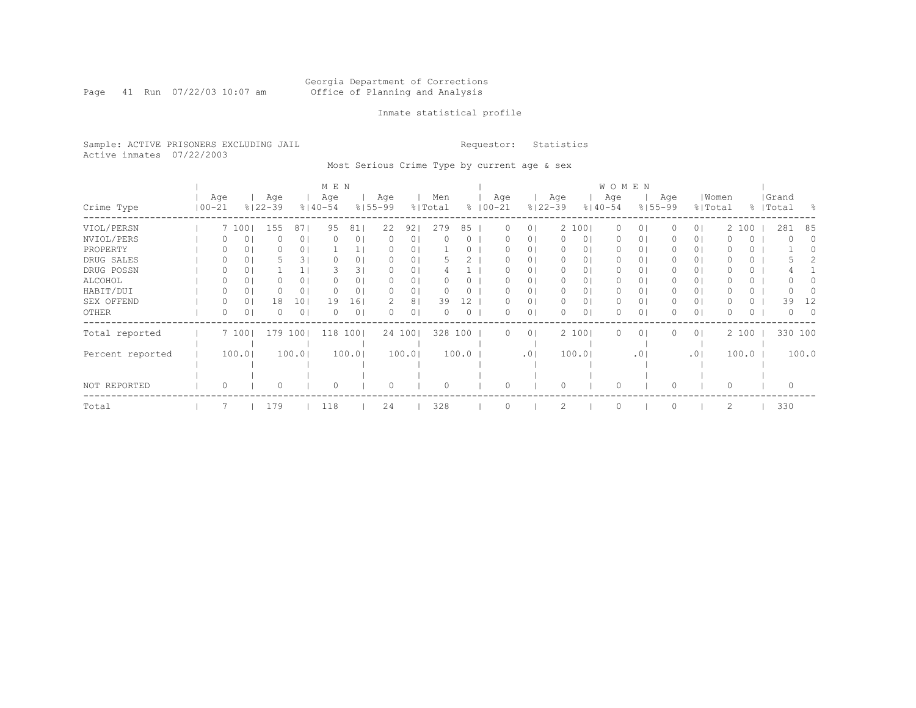Georgia Department of Corrections
Office of Planning and Analysis

Inmate statistical profile

Sample: ACTIVE PRISONERS EXCLUDING JAIL
Active inmates 07/22/2003

Requestor: Statistics

Most Serious Crime Type by current age & sex

| | MEN | | | | | | | | | | WOMEN | | | | | | | | | | | |
|---|---|---|---|---|---|---|---|---|---|---|---|---|---|---|---|---|---|---|---|---|---|---|
| Crime Type | Age 00-21 | % | Age 22-39 | % | Age 40-54 | % | Age 55-99 | % | Men Total | % | Age 00-21 | % | Age 22-39 | % | Age 40-54 | % | Age 55-99 | % | Women Total | % | Grand Total | % |
| VIOL/PERSN | 7 | 100 | 155 | 87 | 95 | 81 | 22 | 92 | 279 | 85 | 0 | 0 | 2 | 100 | 0 | 0 | 0 | 0 | 2 | 100 | 281 | 85 |
| NVIOL/PERS | 0 | 0 | 0 | 0 | 0 | 0 | 0 | 0 | 0 | 0 | 0 | 0 | 0 | 0 | 0 | 0 | 0 | 0 | 0 | 0 | 0 | 0 |
| PROPERTY | 0 | 0 | 0 | 0 | 1 | 1 | 0 | 0 | 1 | 0 | 0 | 0 | 0 | 0 | 0 | 0 | 0 | 0 | 0 | 0 | 1 | 0 |
| DRUG SALES | 0 | 0 | 5 | 3 | 0 | 0 | 0 | 0 | 5 | 2 | 0 | 0 | 0 | 0 | 0 | 0 | 0 | 0 | 0 | 0 | 5 | 2 |
| DRUG POSSN | 0 | 0 | 1 | 1 | 3 | 3 | 0 | 0 | 4 | 1 | 0 | 0 | 0 | 0 | 0 | 0 | 0 | 0 | 0 | 0 | 4 | 1 |
| ALCOHOL | 0 | 0 | 0 | 0 | 0 | 0 | 0 | 0 | 0 | 0 | 0 | 0 | 0 | 0 | 0 | 0 | 0 | 0 | 0 | 0 | 0 | 0 |
| HABIT/DUI | 0 | 0 | 0 | 0 | 0 | 0 | 0 | 0 | 0 | 0 | 0 | 0 | 0 | 0 | 0 | 0 | 0 | 0 | 0 | 0 | 0 | 0 |
| SEX OFFEND | 0 | 0 | 18 | 10 | 19 | 16 | 2 | 8 | 39 | 12 | 0 | 0 | 0 | 0 | 0 | 0 | 0 | 0 | 0 | 0 | 39 | 12 |
| OTHER | 0 | 0 | 0 | 0 | 0 | 0 | 0 | 0 | 0 | 0 | 0 | 0 | 0 | 0 | 0 | 0 | 0 | 0 | 0 | 0 | 0 | 0 |
| Total reported | 7 | 100 | 179 | 100 | 118 | 100 | 24 | 100 | 328 | 100 | 0 | 0 | 2 | 100 | 0 | 0 | 0 | 0 | 2 | 100 | 330 | 100 |
| Percent reported | | 100.0 | | 100.0 | | 100.0 | | 100.0 | | 100.0 | | .0 | | 100.0 | | .0 | | .0 | | 100.0 | | 100.0 |
| NOT REPORTED | 0 | | 0 | | 0 | | 0 | | 0 | | 0 | | 0 | | 0 | | 0 | | 0 | | 0 | |
| Total | 7 | | 179 | | 118 | | 24 | | 328 | | 0 | | 2 | | 0 | | 0 | | 2 | | 330 | |